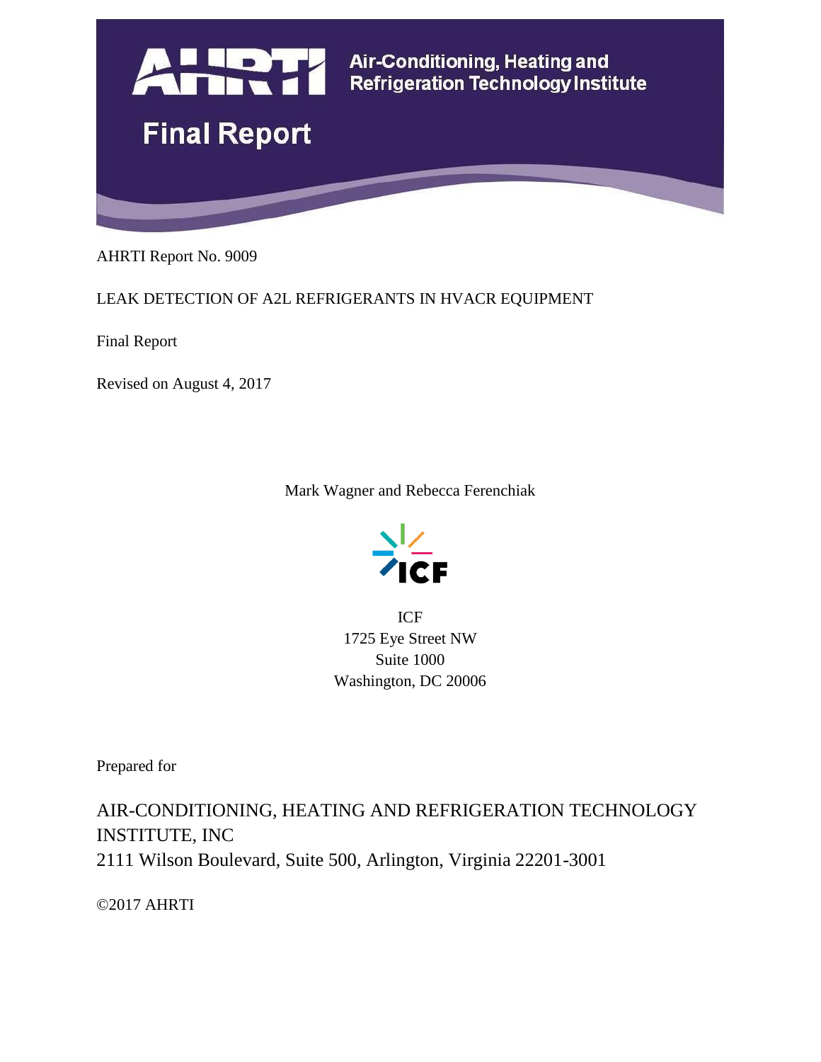# AHRTI

Air-Conditioning, Heating and Refrigeration Technology Institute

## Final Report

AHRTI Report No. 9009

LEAK DETECTION OF A2L REFRIGERANTS IN HVACR EQUIPMENT

Final Report

Revised on August 4, 2017

Mark Wagner and Rebecca Ferenchiak

ICF

ICF
1725 Eye Street NW
Suite 1000
Washington, DC 20006

Prepared for

AIR-CONDITIONING, HEATING AND REFRIGERATION TECHNOLOGY INSTITUTE, INC
2111 Wilson Boulevard, Suite 500, Arlington, Virginia 22201-3001

©2017 AHRTI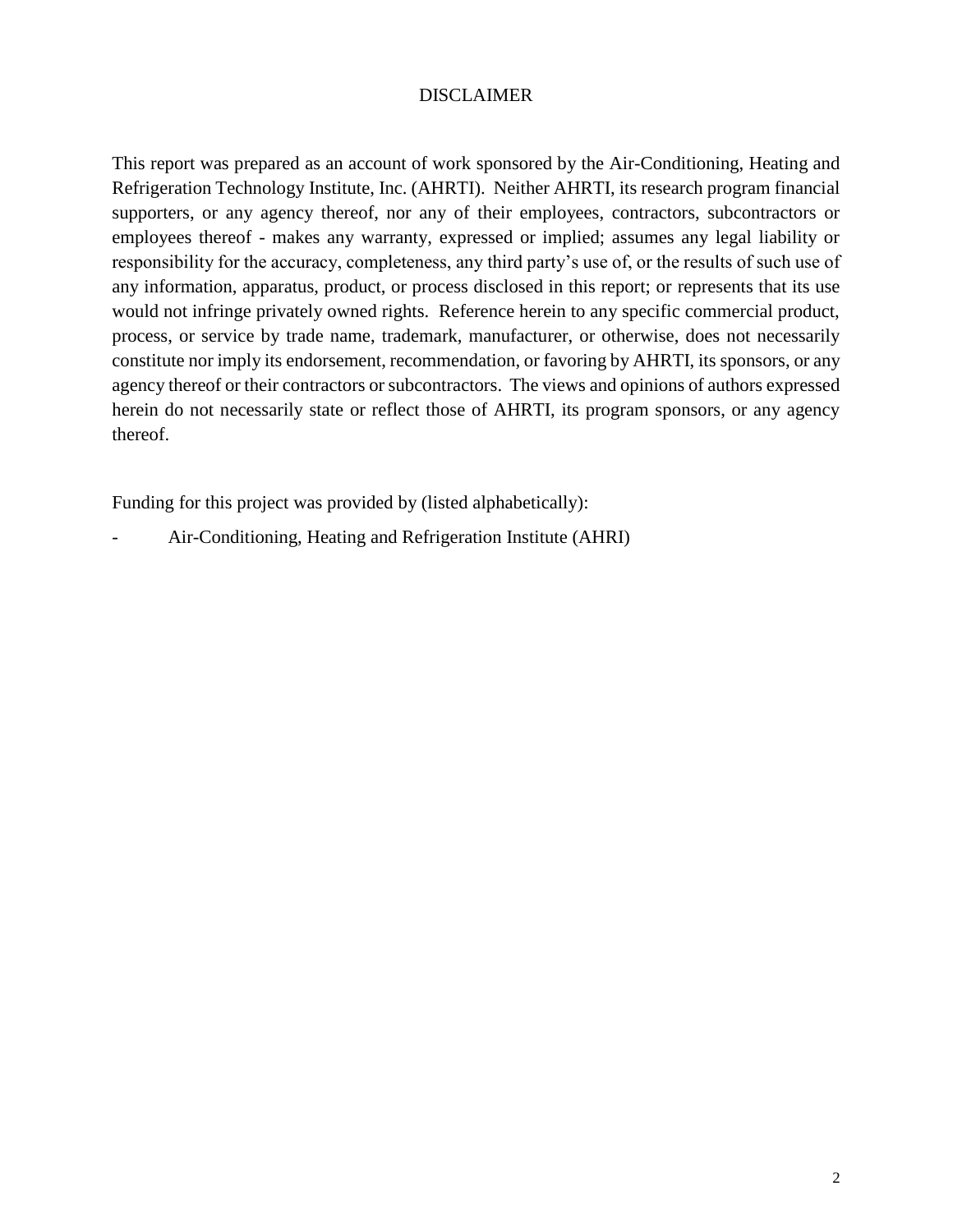# DISCLAIMER

This report was prepared as an account of work sponsored by the Air-Conditioning, Heating and Refrigeration Technology Institute, Inc. (AHRTI). Neither AHRTI, its research program financial supporters, or any agency thereof, nor any of their employees, contractors, subcontractors or employees thereof - makes any warranty, expressed or implied; assumes any legal liability or responsibility for the accuracy, completeness, any third party's use of, or the results of such use of any information, apparatus, product, or process disclosed in this report; or represents that its use would not infringe privately owned rights. Reference herein to any specific commercial product, process, or service by trade name, trademark, manufacturer, or otherwise, does not necessarily constitute nor imply its endorsement, recommendation, or favoring by AHRTI, its sponsors, or any agency thereof or their contractors or subcontractors. The views and opinions of authors expressed herein do not necessarily state or reflect those of AHRTI, its program sponsors, or any agency thereof.

Funding for this project was provided by (listed alphabetically):

- Air-Conditioning, Heating and Refrigeration Institute (AHRI)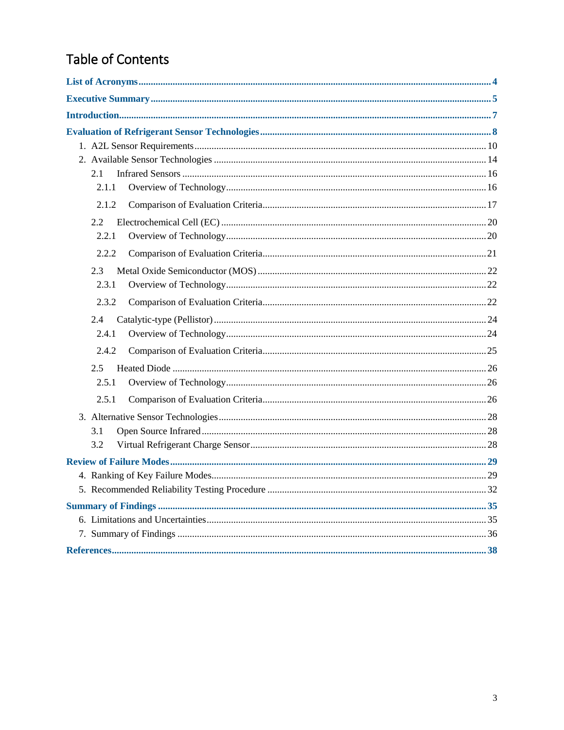# Table of Contents

**List of Acronyms** ... 4

**Executive Summary** ... 5

**Introduction** ... 7

**Evaluation of Refrigerant Sensor Technologies** ... 8

1. A2L Sensor Requirements ... 10
2. Available Sensor Technologies ... 14
   - 2.1 Infrared Sensors ... 16
     - 2.1.1 Overview of Technology ... 16
     - 2.1.2 Comparison of Evaluation Criteria ... 17
   - 2.2 Electrochemical Cell (EC) ... 20
     - 2.2.1 Overview of Technology ... 20
     - 2.2.2 Comparison of Evaluation Criteria ... 21
   - 2.3 Metal Oxide Semiconductor (MOS) ... 22
     - 2.3.1 Overview of Technology ... 22
     - 2.3.2 Comparison of Evaluation Criteria ... 22
   - 2.4 Catalytic-type (Pellistor) ... 24
     - 2.4.1 Overview of Technology ... 24
     - 2.4.2 Comparison of Evaluation Criteria ... 25
   - 2.5 Heated Diode ... 26
     - 2.5.1 Overview of Technology ... 26
     - 2.5.1 Comparison of Evaluation Criteria ... 26
3. Alternative Sensor Technologies ... 28
   - 3.1 Open Source Infrared ... 28
   - 3.2 Virtual Refrigerant Charge Sensor ... 28

**Review of Failure Modes** ... 29

4. Ranking of Key Failure Modes ... 29
5. Recommended Reliability Testing Procedure ... 32

**Summary of Findings** ... 35

6. Limitations and Uncertainties ... 35
7. Summary of Findings ... 36

**References** ... 38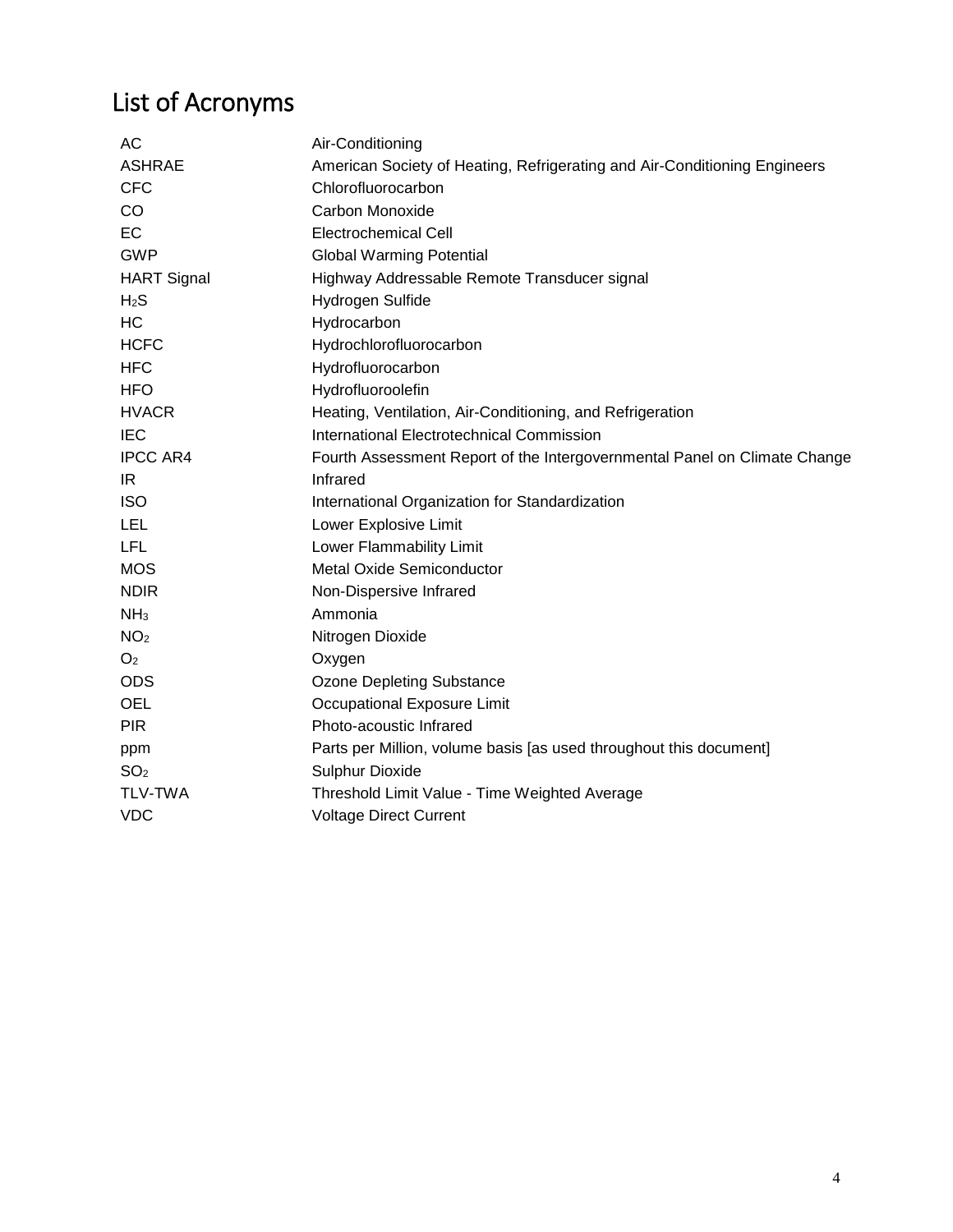## List of Acronyms

| | |
|---|---|
| AC | Air-Conditioning |
| ASHRAE | American Society of Heating, Refrigerating and Air-Conditioning Engineers |
| CFC | Chlorofluorocarbon |
| CO | Carbon Monoxide |
| EC | Electrochemical Cell |
| GWP | Global Warming Potential |
| HART Signal | Highway Addressable Remote Transducer signal |
| $H_2S$ | Hydrogen Sulfide |
| HC | Hydrocarbon |
| HCFC | Hydrochlorofluorocarbon |
| HFC | Hydrofluorocarbon |
| HFO | Hydrofluoroolefin |
| HVACR | Heating, Ventilation, Air-Conditioning, and Refrigeration |
| IEC | International Electrotechnical Commission |
| IPCC AR4 | Fourth Assessment Report of the Intergovernmental Panel on Climate Change |
| IR | Infrared |
| ISO | International Organization for Standardization |
| LEL | Lower Explosive Limit |
| LFL | Lower Flammability Limit |
| MOS | Metal Oxide Semiconductor |
| NDIR | Non-Dispersive Infrared |
| $NH_3$ | Ammonia |
| $NO_2$ | Nitrogen Dioxide |
| $O_2$ | Oxygen |
| ODS | Ozone Depleting Substance |
| OEL | Occupational Exposure Limit |
| PIR | Photo-acoustic Infrared |
| ppm | Parts per Million, volume basis [as used throughout this document] |
| $SO_2$ | Sulphur Dioxide |
| TLV-TWA | Threshold Limit Value - Time Weighted Average |
| VDC | Voltage Direct Current |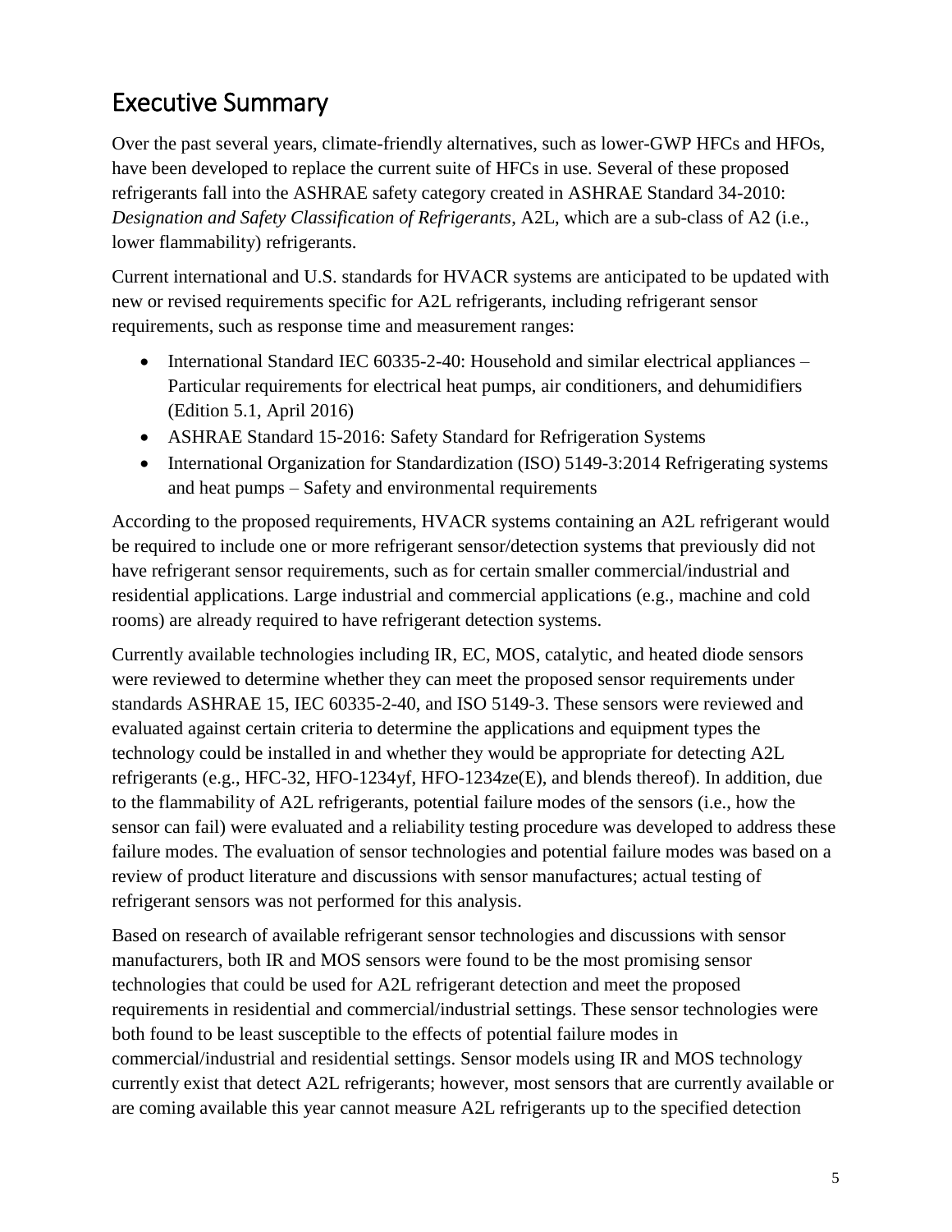## Executive Summary

Over the past several years, climate-friendly alternatives, such as lower-GWP HFCs and HFOs, have been developed to replace the current suite of HFCs in use. Several of these proposed refrigerants fall into the ASHRAE safety category created in ASHRAE Standard 34-2010: *Designation and Safety Classification of Refrigerants*, A2L, which are a sub-class of A2 (i.e., lower flammability) refrigerants.

Current international and U.S. standards for HVACR systems are anticipated to be updated with new or revised requirements specific for A2L refrigerants, including refrigerant sensor requirements, such as response time and measurement ranges:

- International Standard IEC 60335-2-40: Household and similar electrical appliances – Particular requirements for electrical heat pumps, air conditioners, and dehumidifiers (Edition 5.1, April 2016)
- ASHRAE Standard 15-2016: Safety Standard for Refrigeration Systems
- International Organization for Standardization (ISO) 5149-3:2014 Refrigerating systems and heat pumps – Safety and environmental requirements

According to the proposed requirements, HVACR systems containing an A2L refrigerant would be required to include one or more refrigerant sensor/detection systems that previously did not have refrigerant sensor requirements, such as for certain smaller commercial/industrial and residential applications. Large industrial and commercial applications (e.g., machine and cold rooms) are already required to have refrigerant detection systems.

Currently available technologies including IR, EC, MOS, catalytic, and heated diode sensors were reviewed to determine whether they can meet the proposed sensor requirements under standards ASHRAE 15, IEC 60335-2-40, and ISO 5149-3. These sensors were reviewed and evaluated against certain criteria to determine the applications and equipment types the technology could be installed in and whether they would be appropriate for detecting A2L refrigerants (e.g., HFC-32, HFO-1234yf, HFO-1234ze(E), and blends thereof). In addition, due to the flammability of A2L refrigerants, potential failure modes of the sensors (i.e., how the sensor can fail) were evaluated and a reliability testing procedure was developed to address these failure modes. The evaluation of sensor technologies and potential failure modes was based on a review of product literature and discussions with sensor manufactures; actual testing of refrigerant sensors was not performed for this analysis.

Based on research of available refrigerant sensor technologies and discussions with sensor manufacturers, both IR and MOS sensors were found to be the most promising sensor technologies that could be used for A2L refrigerant detection and meet the proposed requirements in residential and commercial/industrial settings. These sensor technologies were both found to be least susceptible to the effects of potential failure modes in commercial/industrial and residential settings. Sensor models using IR and MOS technology currently exist that detect A2L refrigerants; however, most sensors that are currently available or are coming available this year cannot measure A2L refrigerants up to the specified detection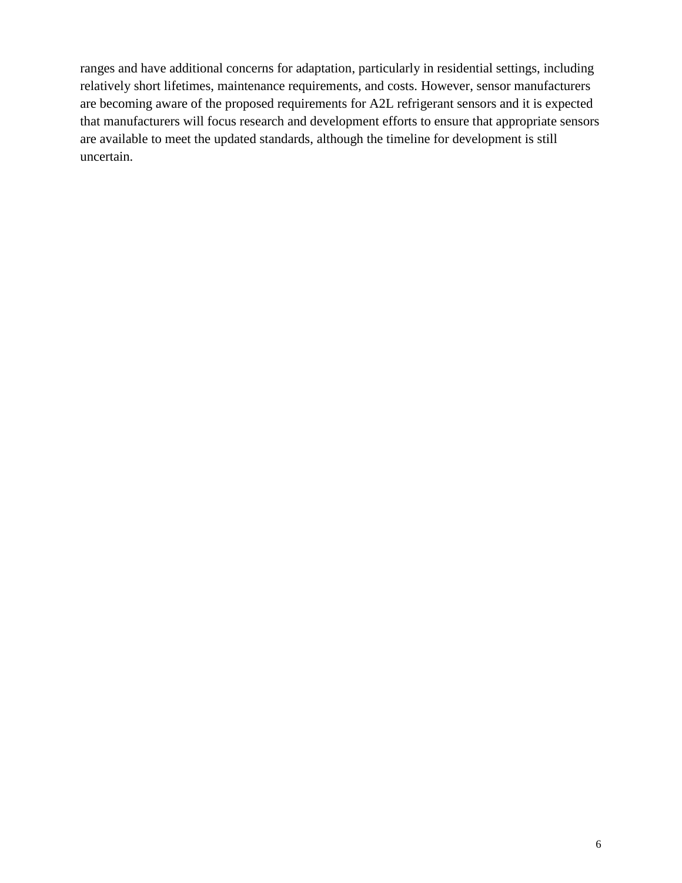ranges and have additional concerns for adaptation, particularly in residential settings, including relatively short lifetimes, maintenance requirements, and costs. However, sensor manufacturers are becoming aware of the proposed requirements for A2L refrigerant sensors and it is expected that manufacturers will focus research and development efforts to ensure that appropriate sensors are available to meet the updated standards, although the timeline for development is still uncertain.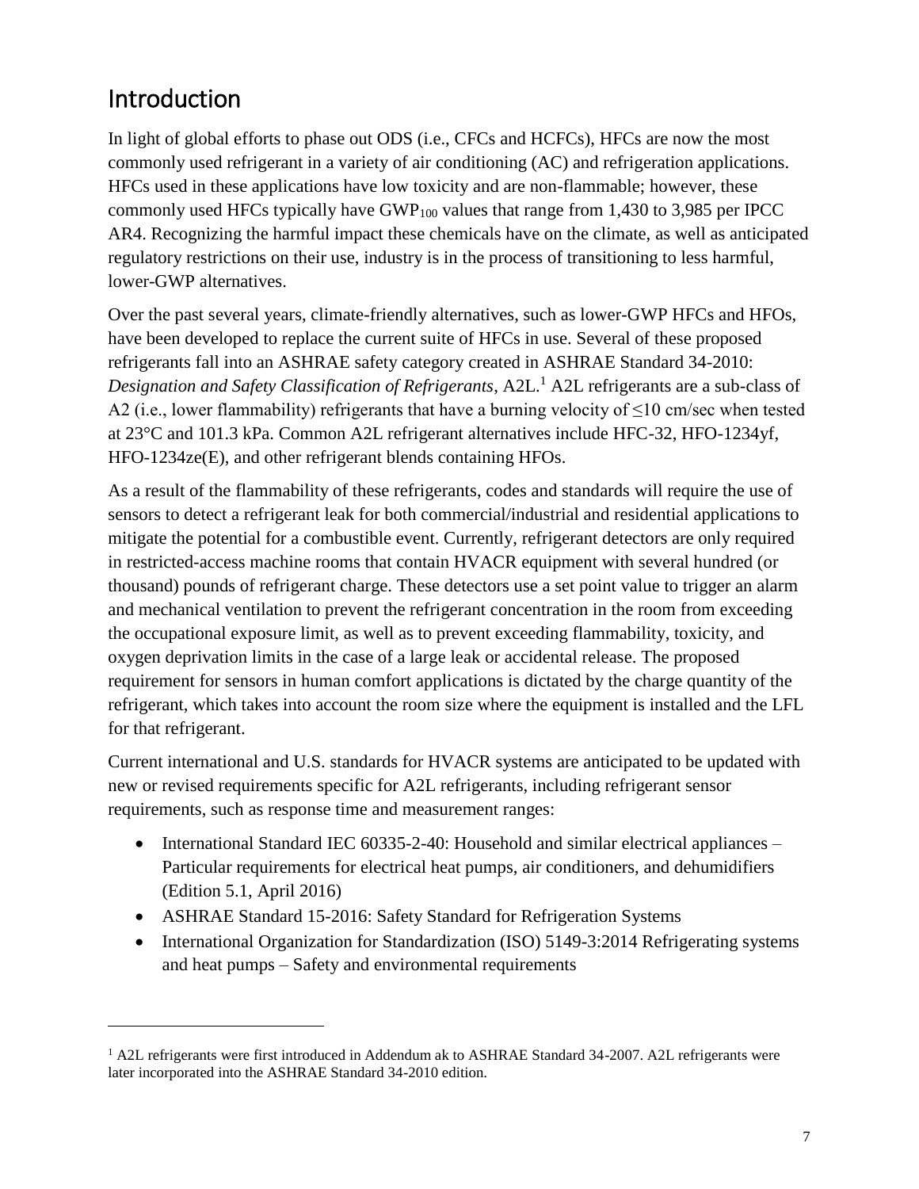# Introduction

In light of global efforts to phase out ODS (i.e., CFCs and HCFCs), HFCs are now the most commonly used refrigerant in a variety of air conditioning (AC) and refrigeration applications. HFCs used in these applications have low toxicity and are non-flammable; however, these commonly used HFCs typically have $GWP_{100}$ values that range from 1,430 to 3,985 per IPCC AR4. Recognizing the harmful impact these chemicals have on the climate, as well as anticipated regulatory restrictions on their use, industry is in the process of transitioning to less harmful, lower-GWP alternatives.

Over the past several years, climate-friendly alternatives, such as lower-GWP HFCs and HFOs, have been developed to replace the current suite of HFCs in use. Several of these proposed refrigerants fall into an ASHRAE safety category created in ASHRAE Standard 34-2010: *Designation and Safety Classification of Refrigerants*, A2L.[1] A2L refrigerants are a sub-class of A2 (i.e., lower flammability) refrigerants that have a burning velocity of ≤10 cm/sec when tested at 23°C and 101.3 kPa. Common A2L refrigerant alternatives include HFC-32, HFO-1234yf, HFO-1234ze(E), and other refrigerant blends containing HFOs.

As a result of the flammability of these refrigerants, codes and standards will require the use of sensors to detect a refrigerant leak for both commercial/industrial and residential applications to mitigate the potential for a combustible event. Currently, refrigerant detectors are only required in restricted-access machine rooms that contain HVACR equipment with several hundred (or thousand) pounds of refrigerant charge. These detectors use a set point value to trigger an alarm and mechanical ventilation to prevent the refrigerant concentration in the room from exceeding the occupational exposure limit, as well as to prevent exceeding flammability, toxicity, and oxygen deprivation limits in the case of a large leak or accidental release. The proposed requirement for sensors in human comfort applications is dictated by the charge quantity of the refrigerant, which takes into account the room size where the equipment is installed and the LFL for that refrigerant.

Current international and U.S. standards for HVACR systems are anticipated to be updated with new or revised requirements specific for A2L refrigerants, including refrigerant sensor requirements, such as response time and measurement ranges:

- International Standard IEC 60335-2-40: Household and similar electrical appliances – Particular requirements for electrical heat pumps, air conditioners, and dehumidifiers (Edition 5.1, April 2016)
- ASHRAE Standard 15-2016: Safety Standard for Refrigeration Systems
- International Organization for Standardization (ISO) 5149-3:2014 Refrigerating systems and heat pumps – Safety and environmental requirements

[1] A2L refrigerants were first introduced in Addendum ak to ASHRAE Standard 34-2007. A2L refrigerants were later incorporated into the ASHRAE Standard 34-2010 edition.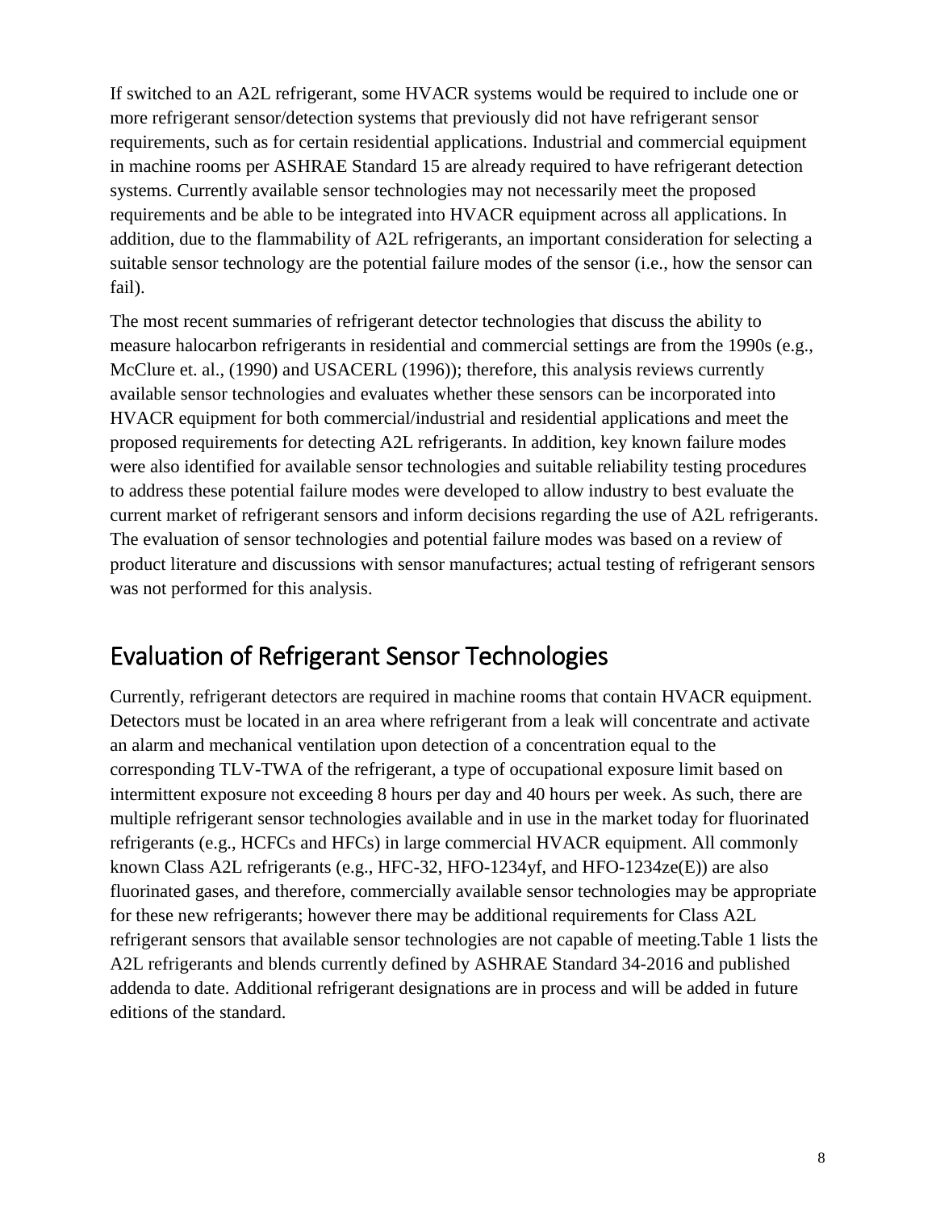If switched to an A2L refrigerant, some HVACR systems would be required to include one or more refrigerant sensor/detection systems that previously did not have refrigerant sensor requirements, such as for certain residential applications. Industrial and commercial equipment in machine rooms per ASHRAE Standard 15 are already required to have refrigerant detection systems. Currently available sensor technologies may not necessarily meet the proposed requirements and be able to be integrated into HVACR equipment across all applications. In addition, due to the flammability of A2L refrigerants, an important consideration for selecting a suitable sensor technology are the potential failure modes of the sensor (i.e., how the sensor can fail).

The most recent summaries of refrigerant detector technologies that discuss the ability to measure halocarbon refrigerants in residential and commercial settings are from the 1990s (e.g., McClure et. al., (1990) and USACERL (1996)); therefore, this analysis reviews currently available sensor technologies and evaluates whether these sensors can be incorporated into HVACR equipment for both commercial/industrial and residential applications and meet the proposed requirements for detecting A2L refrigerants. In addition, key known failure modes were also identified for available sensor technologies and suitable reliability testing procedures to address these potential failure modes were developed to allow industry to best evaluate the current market of refrigerant sensors and inform decisions regarding the use of A2L refrigerants. The evaluation of sensor technologies and potential failure modes was based on a review of product literature and discussions with sensor manufactures; actual testing of refrigerant sensors was not performed for this analysis.

## Evaluation of Refrigerant Sensor Technologies

Currently, refrigerant detectors are required in machine rooms that contain HVACR equipment. Detectors must be located in an area where refrigerant from a leak will concentrate and activate an alarm and mechanical ventilation upon detection of a concentration equal to the corresponding TLV-TWA of the refrigerant, a type of occupational exposure limit based on intermittent exposure not exceeding 8 hours per day and 40 hours per week. As such, there are multiple refrigerant sensor technologies available and in use in the market today for fluorinated refrigerants (e.g., HCFCs and HFCs) in large commercial HVACR equipment. All commonly known Class A2L refrigerants (e.g., HFC-32, HFO-1234yf, and HFO-1234ze(E)) are also fluorinated gases, and therefore, commercially available sensor technologies may be appropriate for these new refrigerants; however there may be additional requirements for Class A2L refrigerant sensors that available sensor technologies are not capable of meeting.Table 1 lists the A2L refrigerants and blends currently defined by ASHRAE Standard 34-2016 and published addenda to date. Additional refrigerant designations are in process and will be added in future editions of the standard.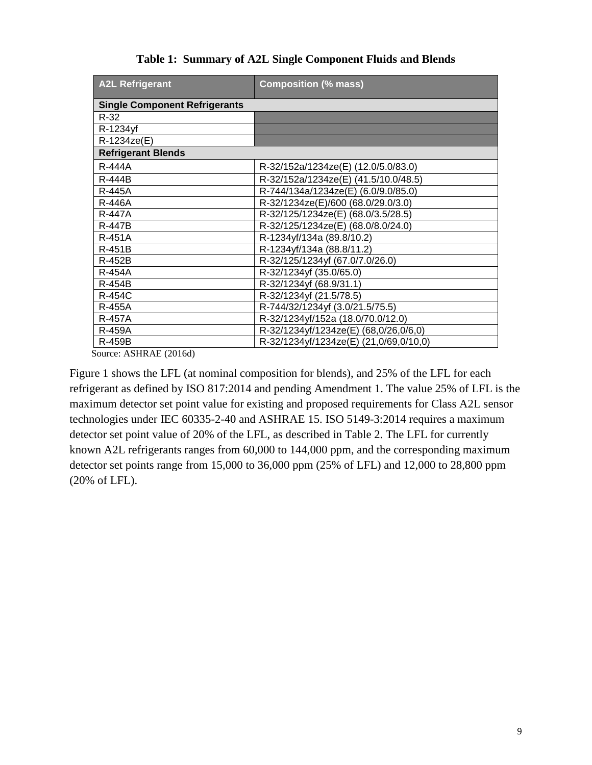**Table 1: Summary of A2L Single Component Fluids and Blends**

| A2L Refrigerant | Composition (% mass) |
|---|---|
| **Single Component Refrigerants** | |
| R-32 | |
| R-1234yf | |
| R-1234ze(E) | |
| **Refrigerant Blends** | |
| R-444A | R-32/152a/1234ze(E) (12.0/5.0/83.0) |
| R-444B | R-32/152a/1234ze(E) (41.5/10.0/48.5) |
| R-445A | R-744/134a/1234ze(E) (6.0/9.0/85.0) |
| R-446A | R-32/1234ze(E)/600 (68.0/29.0/3.0) |
| R-447A | R-32/125/1234ze(E) (68.0/3.5/28.5) |
| R-447B | R-32/125/1234ze(E) (68.0/8.0/24.0) |
| R-451A | R-1234yf/134a (89.8/10.2) |
| R-451B | R-1234yf/134a (88.8/11.2) |
| R-452B | R-32/125/1234yf (67.0/7.0/26.0) |
| R-454A | R-32/1234yf (35.0/65.0) |
| R-454B | R-32/1234yf (68.9/31.1) |
| R-454C | R-32/1234yf (21.5/78.5) |
| R-455A | R-744/32/1234yf (3.0/21.5/75.5) |
| R-457A | R-32/1234yf/152a (18.0/70.0/12.0) |
| R-459A | R-32/1234yf/1234ze(E) (68,0/26,0/6,0) |
| R-459B | R-32/1234yf/1234ze(E) (21,0/69,0/10,0) |

Source: ASHRAE (2016d)

Figure 1 shows the LFL (at nominal composition for blends), and 25% of the LFL for each refrigerant as defined by ISO 817:2014 and pending Amendment 1. The value 25% of LFL is the maximum detector set point value for existing and proposed requirements for Class A2L sensor technologies under IEC 60335-2-40 and ASHRAE 15. ISO 5149-3:2014 requires a maximum detector set point value of 20% of the LFL, as described in Table 2. The LFL for currently known A2L refrigerants ranges from 60,000 to 144,000 ppm, and the corresponding maximum detector set points range from 15,000 to 36,000 ppm (25% of LFL) and 12,000 to 28,800 ppm (20% of LFL).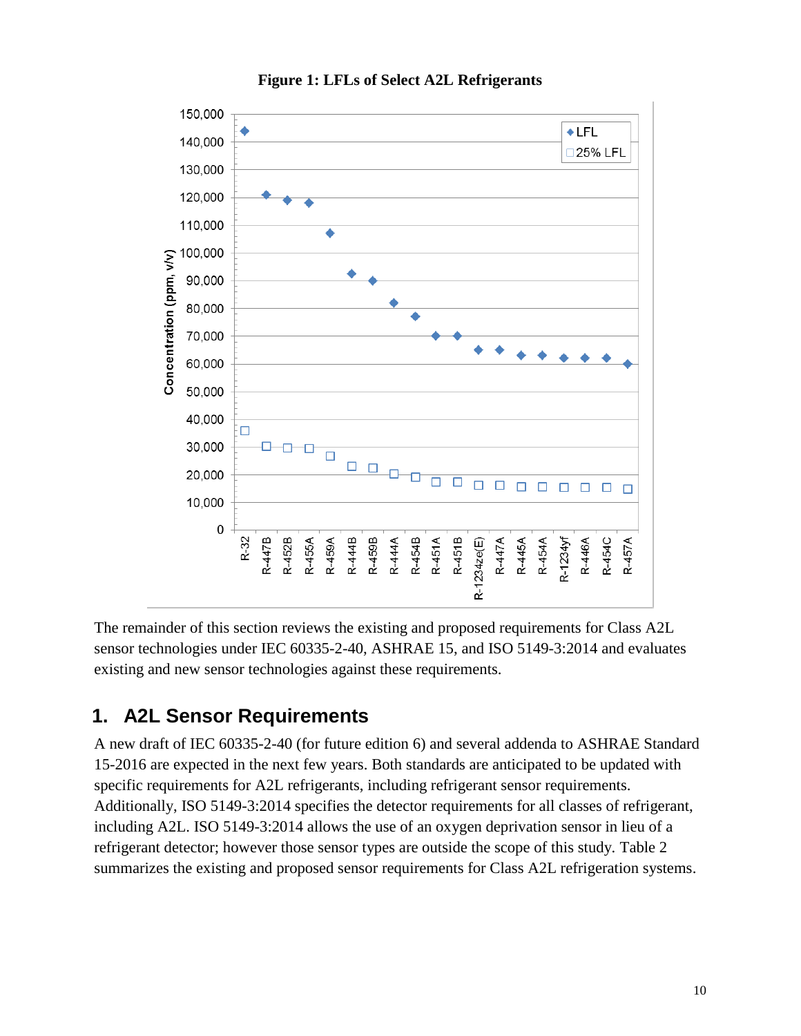**Figure 1: LFLs of Select A2L Refrigerants**

The remainder of this section reviews the existing and proposed requirements for Class A2L sensor technologies under IEC 60335-2-40, ASHRAE 15, and ISO 5149-3:2014 and evaluates existing and new sensor technologies against these requirements.

## 1. A2L Sensor Requirements

A new draft of IEC 60335-2-40 (for future edition 6) and several addenda to ASHRAE Standard 15-2016 are expected in the next few years. Both standards are anticipated to be updated with specific requirements for A2L refrigerants, including refrigerant sensor requirements. Additionally, ISO 5149-3:2014 specifies the detector requirements for all classes of refrigerant, including A2L. ISO 5149-3:2014 allows the use of an oxygen deprivation sensor in lieu of a refrigerant detector; however those sensor types are outside the scope of this study. Table 2 summarizes the existing and proposed sensor requirements for Class A2L refrigeration systems.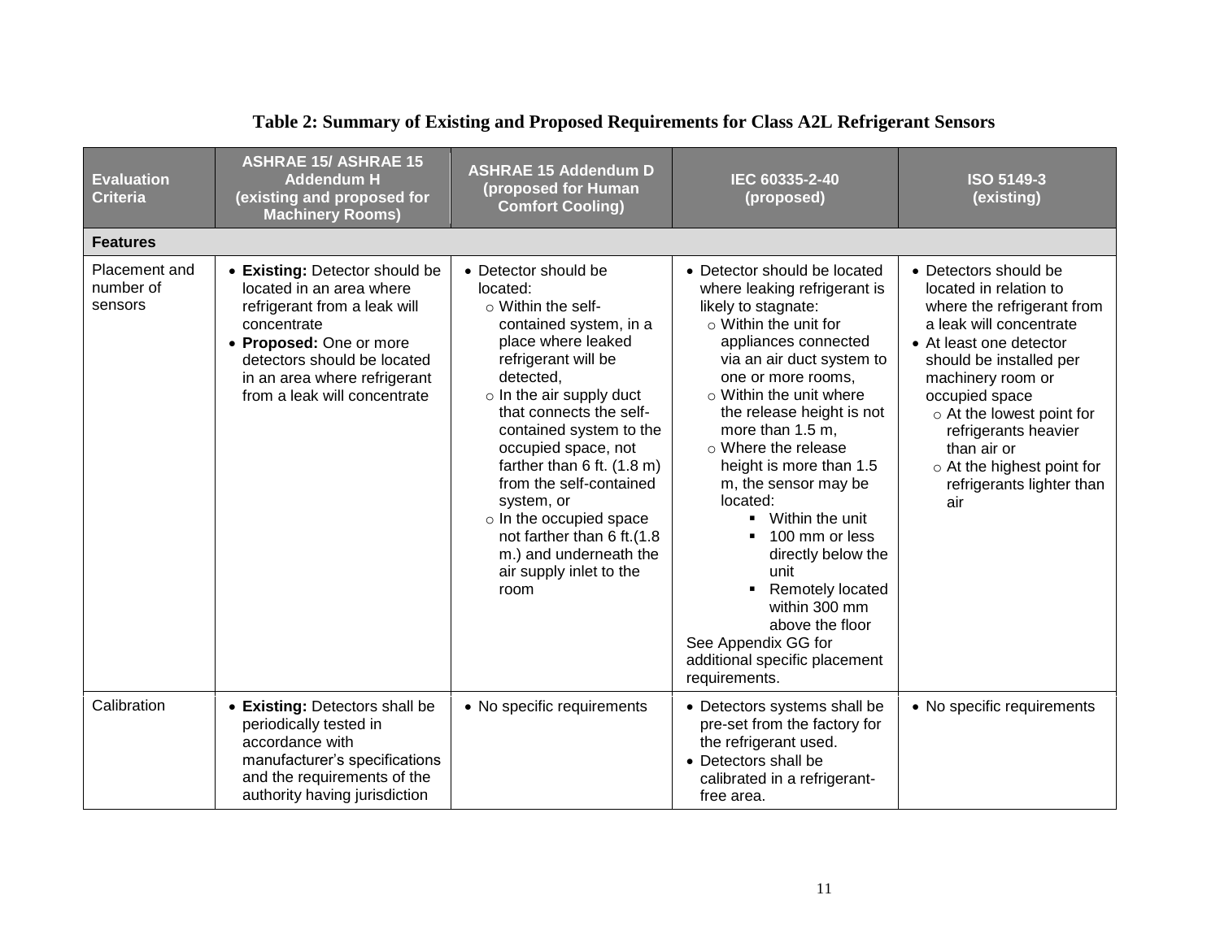**Table 2: Summary of Existing and Proposed Requirements for Class A2L Refrigerant Sensors**

| Evaluation Criteria | ASHRAE 15/ ASHRAE 15 Addendum H (existing and proposed for Machinery Rooms) | ASHRAE 15 Addendum D (proposed for Human Comfort Cooling) | IEC 60335-2-40 (proposed) | ISO 5149-3 (existing) |
|---|---|---|---|---|
| **Features** | | | | |
| Placement and number of sensors | • **Existing:** Detector should be located in an area where refrigerant from a leak will concentrate<br>• **Proposed:** One or more detectors should be located in an area where refrigerant from a leak will concentrate | • Detector should be located:<br>○ Within the self-contained system, in a place where leaked refrigerant will be detected,<br>○ In the air supply duct that connects the self-contained system to the occupied space, not farther than 6 ft. (1.8 m) from the self-contained system, or<br>○ In the occupied space not farther than 6 ft.(1.8 m.) and underneath the air supply inlet to the room | • Detector should be located where leaking refrigerant is likely to stagnate:<br>○ Within the unit for appliances connected via an air duct system to one or more rooms,<br>○ Within the unit where the release height is not more than 1.5 m,<br>○ Where the release height is more than 1.5 m, the sensor may be located:<br>▪ Within the unit<br>▪ 100 mm or less directly below the unit<br>▪ Remotely located within 300 mm above the floor<br>See Appendix GG for additional specific placement requirements. | • Detectors should be located in relation to where the refrigerant from a leak will concentrate<br>• At least one detector should be installed per machinery room or occupied space<br>○ At the lowest point for refrigerants heavier than air or<br>○ At the highest point for refrigerants lighter than air |
| Calibration | • **Existing:** Detectors shall be periodically tested in accordance with manufacturer's specifications and the requirements of the authority having jurisdiction | • No specific requirements | • Detectors systems shall be pre-set from the factory for the refrigerant used.<br>• Detectors shall be calibrated in a refrigerant-free area. | • No specific requirements |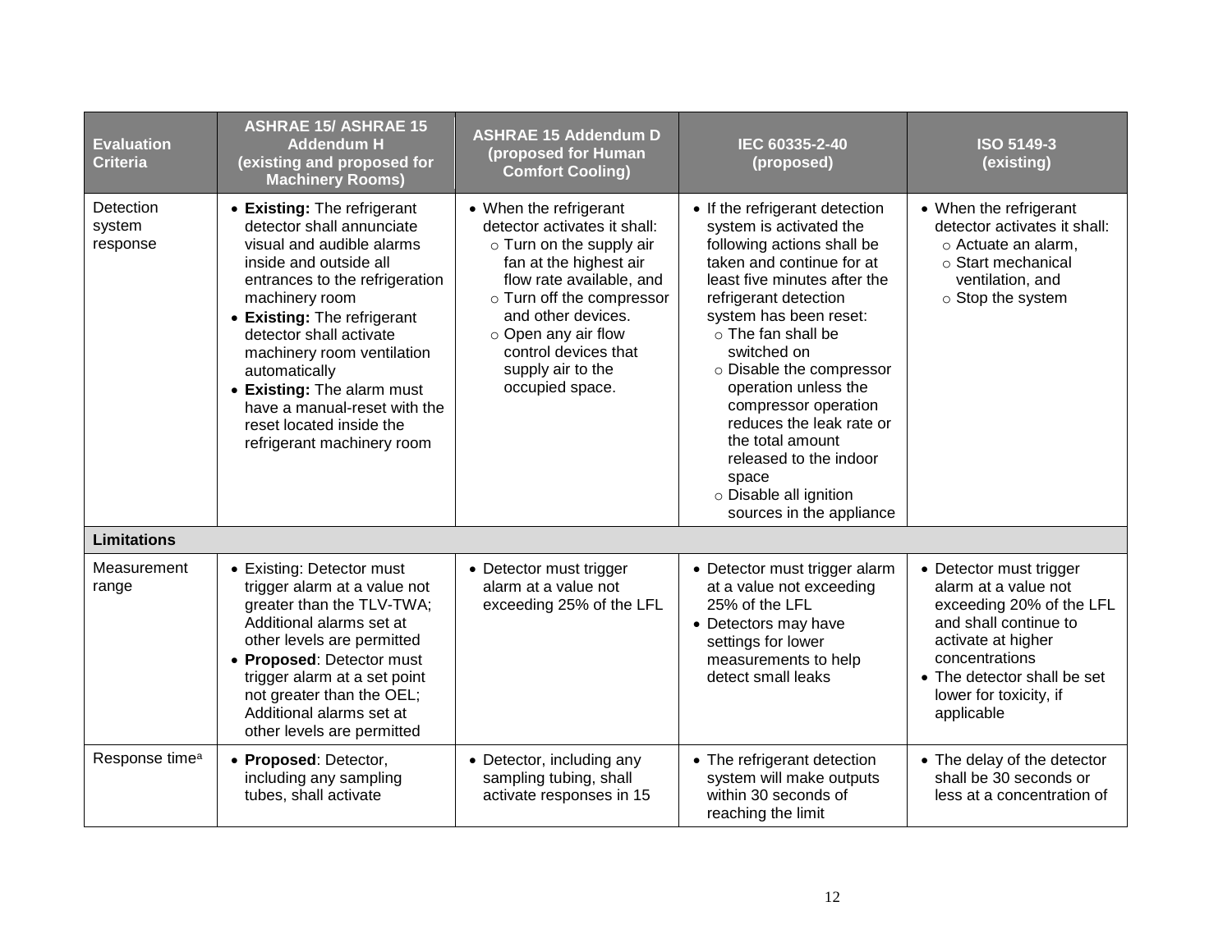| Evaluation Criteria | ASHRAE 15/ ASHRAE 15 Addendum H (existing and proposed for Machinery Rooms) | ASHRAE 15 Addendum D (proposed for Human Comfort Cooling) | IEC 60335-2-40 (proposed) | ISO 5149-3 (existing) |
|---|---|---|---|---|
| Detection system response | • **Existing:** The refrigerant detector shall annunciate visual and audible alarms inside and outside all entrances to the refrigeration machinery room<br>• **Existing:** The refrigerant detector shall activate machinery room ventilation automatically<br>• **Existing:** The alarm must have a manual-reset with the reset located inside the refrigerant machinery room | • When the refrigerant detector activates it shall:<br>○ Turn on the supply air fan at the highest air flow rate available, and<br>○ Turn off the compressor and other devices.<br>○ Open any air flow control devices that supply air to the occupied space. | • If the refrigerant detection system is activated the following actions shall be taken and continue for at least five minutes after the refrigerant detection system has been reset:<br>○ The fan shall be switched on<br>○ Disable the compressor operation unless the compressor operation reduces the leak rate or the total amount released to the indoor space<br>○ Disable all ignition sources in the appliance | • When the refrigerant detector activates it shall:<br>○ Actuate an alarm,<br>○ Start mechanical ventilation, and<br>○ Stop the system |
| **Limitations** | | | | |
| Measurement range | • Existing: Detector must trigger alarm at a value not greater than the TLV-TWA; Additional alarms set at other levels are permitted<br>• **Proposed**: Detector must trigger alarm at a set point not greater than the OEL; Additional alarms set at other levels are permitted | • Detector must trigger alarm at a value not exceeding 25% of the LFL | • Detector must trigger alarm at a value not exceeding 25% of the LFL<br>• Detectors may have settings for lower measurements to help detect small leaks | • Detector must trigger alarm at a value not exceeding 20% of the LFL and shall continue to activate at higher concentrations<br>• The detector shall be set lower for toxicity, if applicable |
| Response time[a] | • **Proposed**: Detector, including any sampling tubes, shall activate | • Detector, including any sampling tubing, shall activate responses in 15 | • The refrigerant detection system will make outputs within 30 seconds of reaching the limit | • The delay of the detector shall be 30 seconds or less at a concentration of |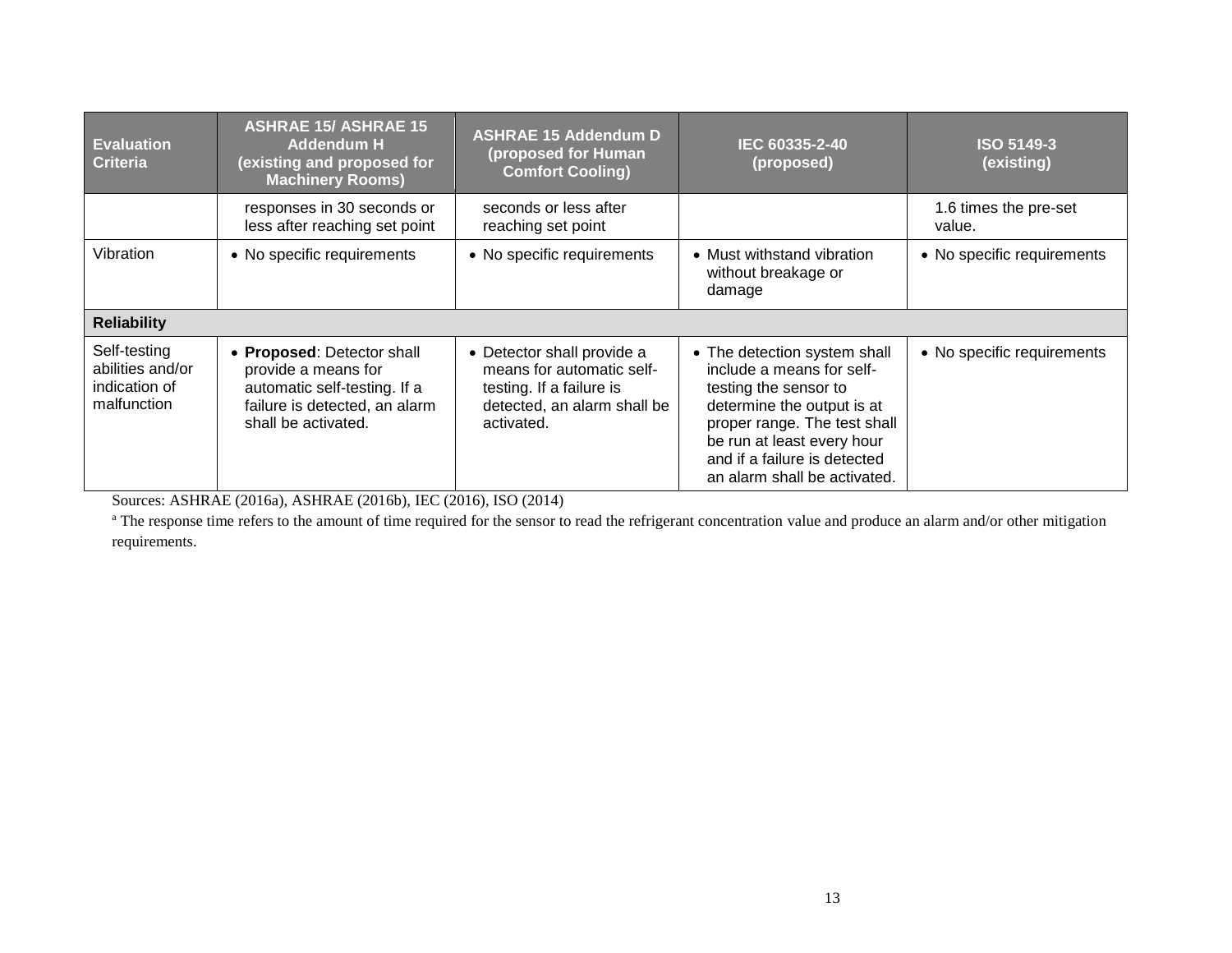| Evaluation Criteria | ASHRAE 15/ ASHRAE 15 Addendum H (existing and proposed for Machinery Rooms) | ASHRAE 15 Addendum D (proposed for Human Comfort Cooling) | IEC 60335-2-40 (proposed) | ISO 5149-3 (existing) |
|---|---|---|---|---|
| | responses in 30 seconds or less after reaching set point | seconds or less after reaching set point | | 1.6 times the pre-set value. |
| Vibration | • No specific requirements | • No specific requirements | • Must withstand vibration without breakage or damage | • No specific requirements |
| **Reliability** | | | | |
| Self-testing abilities and/or indication of malfunction | • **Proposed**: Detector shall provide a means for automatic self-testing. If a failure is detected, an alarm shall be activated. | • Detector shall provide a means for automatic self-testing. If a failure is detected, an alarm shall be activated. | • The detection system shall include a means for self-testing the sensor to determine the output is at proper range. The test shall be run at least every hour and if a failure is detected an alarm shall be activated. | • No specific requirements |

Sources: ASHRAE (2016a), ASHRAE (2016b), IEC (2016), ISO (2014)

[a] The response time refers to the amount of time required for the sensor to read the refrigerant concentration value and produce an alarm and/or other mitigation requirements.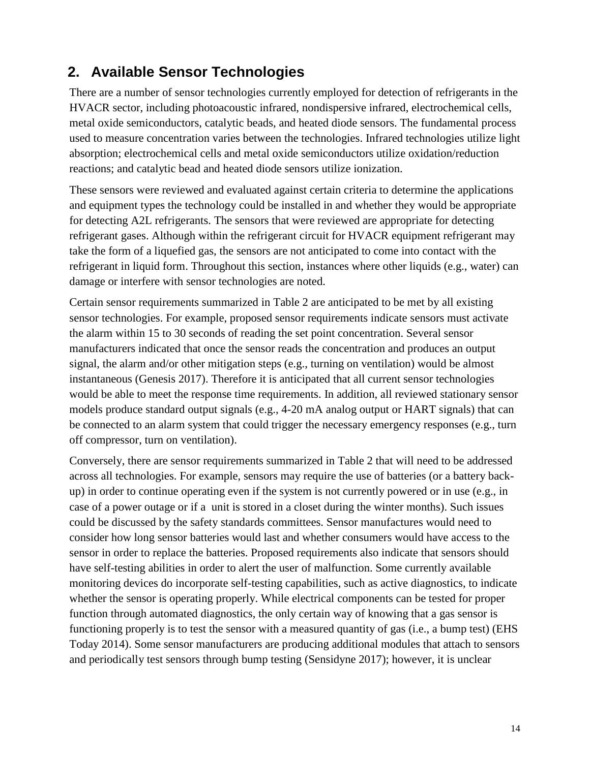## 2. Available Sensor Technologies

There are a number of sensor technologies currently employed for detection of refrigerants in the HVACR sector, including photoacoustic infrared, nondispersive infrared, electrochemical cells, metal oxide semiconductors, catalytic beads, and heated diode sensors. The fundamental process used to measure concentration varies between the technologies. Infrared technologies utilize light absorption; electrochemical cells and metal oxide semiconductors utilize oxidation/reduction reactions; and catalytic bead and heated diode sensors utilize ionization.

These sensors were reviewed and evaluated against certain criteria to determine the applications and equipment types the technology could be installed in and whether they would be appropriate for detecting A2L refrigerants. The sensors that were reviewed are appropriate for detecting refrigerant gases. Although within the refrigerant circuit for HVACR equipment refrigerant may take the form of a liquefied gas, the sensors are not anticipated to come into contact with the refrigerant in liquid form. Throughout this section, instances where other liquids (e.g., water) can damage or interfere with sensor technologies are noted.

Certain sensor requirements summarized in Table 2 are anticipated to be met by all existing sensor technologies. For example, proposed sensor requirements indicate sensors must activate the alarm within 15 to 30 seconds of reading the set point concentration. Several sensor manufacturers indicated that once the sensor reads the concentration and produces an output signal, the alarm and/or other mitigation steps (e.g., turning on ventilation) would be almost instantaneous (Genesis 2017). Therefore it is anticipated that all current sensor technologies would be able to meet the response time requirements. In addition, all reviewed stationary sensor models produce standard output signals (e.g., 4-20 mA analog output or HART signals) that can be connected to an alarm system that could trigger the necessary emergency responses (e.g., turn off compressor, turn on ventilation).

Conversely, there are sensor requirements summarized in Table 2 that will need to be addressed across all technologies. For example, sensors may require the use of batteries (or a battery back-up) in order to continue operating even if the system is not currently powered or in use (e.g., in case of a power outage or if a unit is stored in a closet during the winter months). Such issues could be discussed by the safety standards committees. Sensor manufactures would need to consider how long sensor batteries would last and whether consumers would have access to the sensor in order to replace the batteries. Proposed requirements also indicate that sensors should have self-testing abilities in order to alert the user of malfunction. Some currently available monitoring devices do incorporate self-testing capabilities, such as active diagnostics, to indicate whether the sensor is operating properly. While electrical components can be tested for proper function through automated diagnostics, the only certain way of knowing that a gas sensor is functioning properly is to test the sensor with a measured quantity of gas (i.e., a bump test) (EHS Today 2014). Some sensor manufacturers are producing additional modules that attach to sensors and periodically test sensors through bump testing (Sensidyne 2017); however, it is unclear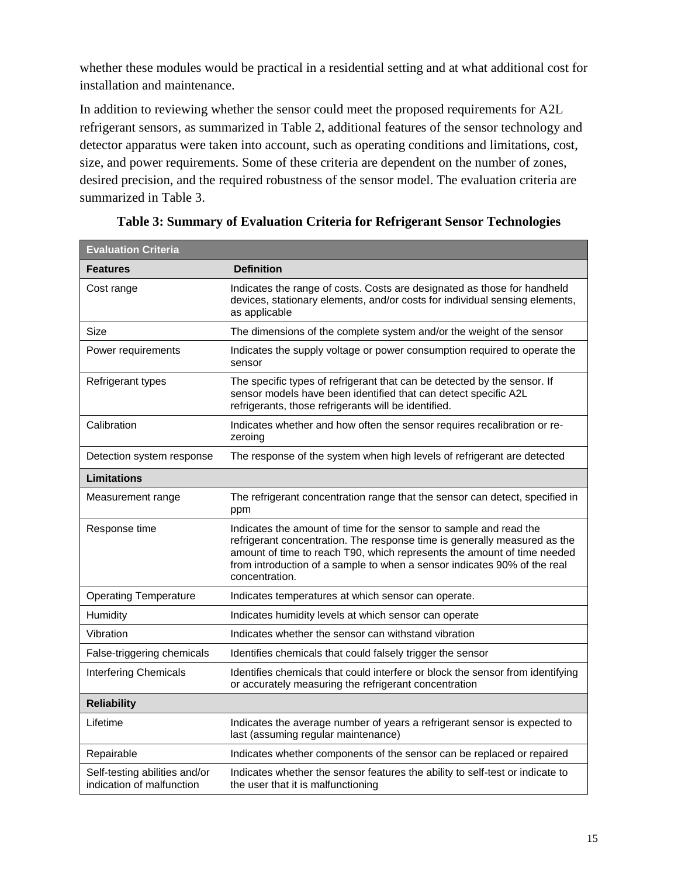whether these modules would be practical in a residential setting and at what additional cost for installation and maintenance.

In addition to reviewing whether the sensor could meet the proposed requirements for A2L refrigerant sensors, as summarized in Table 2, additional features of the sensor technology and detector apparatus were taken into account, such as operating conditions and limitations, cost, size, and power requirements. Some of these criteria are dependent on the number of zones, desired precision, and the required robustness of the sensor model. The evaluation criteria are summarized in Table 3.

**Table 3: Summary of Evaluation Criteria for Refrigerant Sensor Technologies**

| Evaluation Criteria | |
|---|---|
| **Features** | **Definition** |
| Cost range | Indicates the range of costs. Costs are designated as those for handheld devices, stationary elements, and/or costs for individual sensing elements, as applicable |
| Size | The dimensions of the complete system and/or the weight of the sensor |
| Power requirements | Indicates the supply voltage or power consumption required to operate the sensor |
| Refrigerant types | The specific types of refrigerant that can be detected by the sensor. If sensor models have been identified that can detect specific A2L refrigerants, those refrigerants will be identified. |
| Calibration | Indicates whether and how often the sensor requires recalibration or re-zeroing |
| Detection system response | The response of the system when high levels of refrigerant are detected |
| **Limitations** | |
| Measurement range | The refrigerant concentration range that the sensor can detect, specified in ppm |
| Response time | Indicates the amount of time for the sensor to sample and read the refrigerant concentration. The response time is generally measured as the amount of time to reach T90, which represents the amount of time needed from introduction of a sample to when a sensor indicates 90% of the real concentration. |
| Operating Temperature | Indicates temperatures at which sensor can operate. |
| Humidity | Indicates humidity levels at which sensor can operate |
| Vibration | Indicates whether the sensor can withstand vibration |
| False-triggering chemicals | Identifies chemicals that could falsely trigger the sensor |
| Interfering Chemicals | Identifies chemicals that could interfere or block the sensor from identifying or accurately measuring the refrigerant concentration |
| **Reliability** | |
| Lifetime | Indicates the average number of years a refrigerant sensor is expected to last (assuming regular maintenance) |
| Repairable | Indicates whether components of the sensor can be replaced or repaired |
| Self-testing abilities and/or indication of malfunction | Indicates whether the sensor features the ability to self-test or indicate to the user that it is malfunctioning |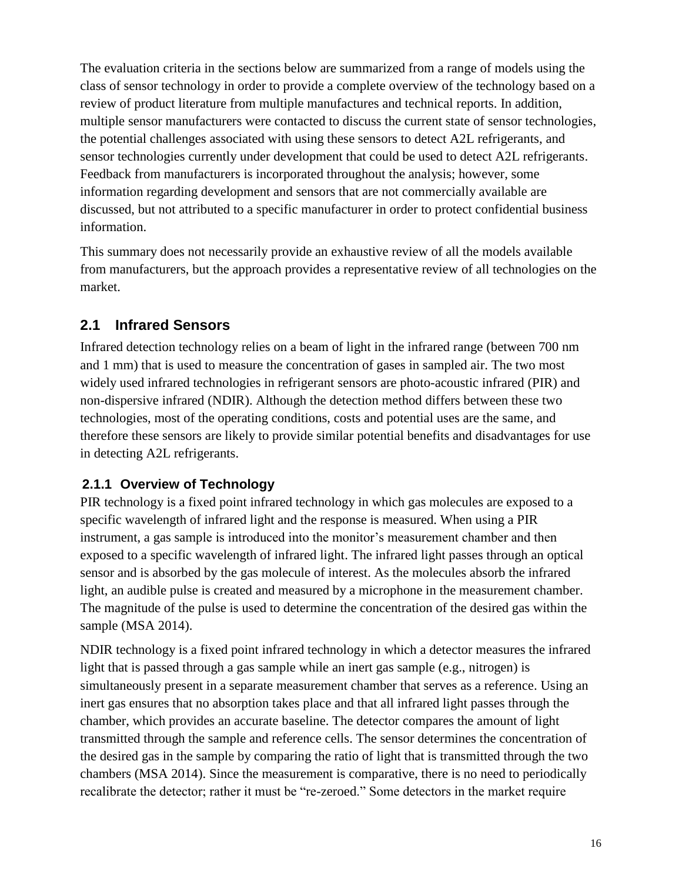The evaluation criteria in the sections below are summarized from a range of models using the class of sensor technology in order to provide a complete overview of the technology based on a review of product literature from multiple manufactures and technical reports. In addition, multiple sensor manufacturers were contacted to discuss the current state of sensor technologies, the potential challenges associated with using these sensors to detect A2L refrigerants, and sensor technologies currently under development that could be used to detect A2L refrigerants. Feedback from manufacturers is incorporated throughout the analysis; however, some information regarding development and sensors that are not commercially available are discussed, but not attributed to a specific manufacturer in order to protect confidential business information.

This summary does not necessarily provide an exhaustive review of all the models available from manufacturers, but the approach provides a representative review of all technologies on the market.

## 2.1 Infrared Sensors

Infrared detection technology relies on a beam of light in the infrared range (between 700 nm and 1 mm) that is used to measure the concentration of gases in sampled air. The two most widely used infrared technologies in refrigerant sensors are photo-acoustic infrared (PIR) and non-dispersive infrared (NDIR). Although the detection method differs between these two technologies, most of the operating conditions, costs and potential uses are the same, and therefore these sensors are likely to provide similar potential benefits and disadvantages for use in detecting A2L refrigerants.

### 2.1.1 Overview of Technology

PIR technology is a fixed point infrared technology in which gas molecules are exposed to a specific wavelength of infrared light and the response is measured. When using a PIR instrument, a gas sample is introduced into the monitor's measurement chamber and then exposed to a specific wavelength of infrared light. The infrared light passes through an optical sensor and is absorbed by the gas molecule of interest. As the molecules absorb the infrared light, an audible pulse is created and measured by a microphone in the measurement chamber. The magnitude of the pulse is used to determine the concentration of the desired gas within the sample (MSA 2014).

NDIR technology is a fixed point infrared technology in which a detector measures the infrared light that is passed through a gas sample while an inert gas sample (e.g., nitrogen) is simultaneously present in a separate measurement chamber that serves as a reference. Using an inert gas ensures that no absorption takes place and that all infrared light passes through the chamber, which provides an accurate baseline. The detector compares the amount of light transmitted through the sample and reference cells. The sensor determines the concentration of the desired gas in the sample by comparing the ratio of light that is transmitted through the two chambers (MSA 2014). Since the measurement is comparative, there is no need to periodically recalibrate the detector; rather it must be "re-zeroed." Some detectors in the market require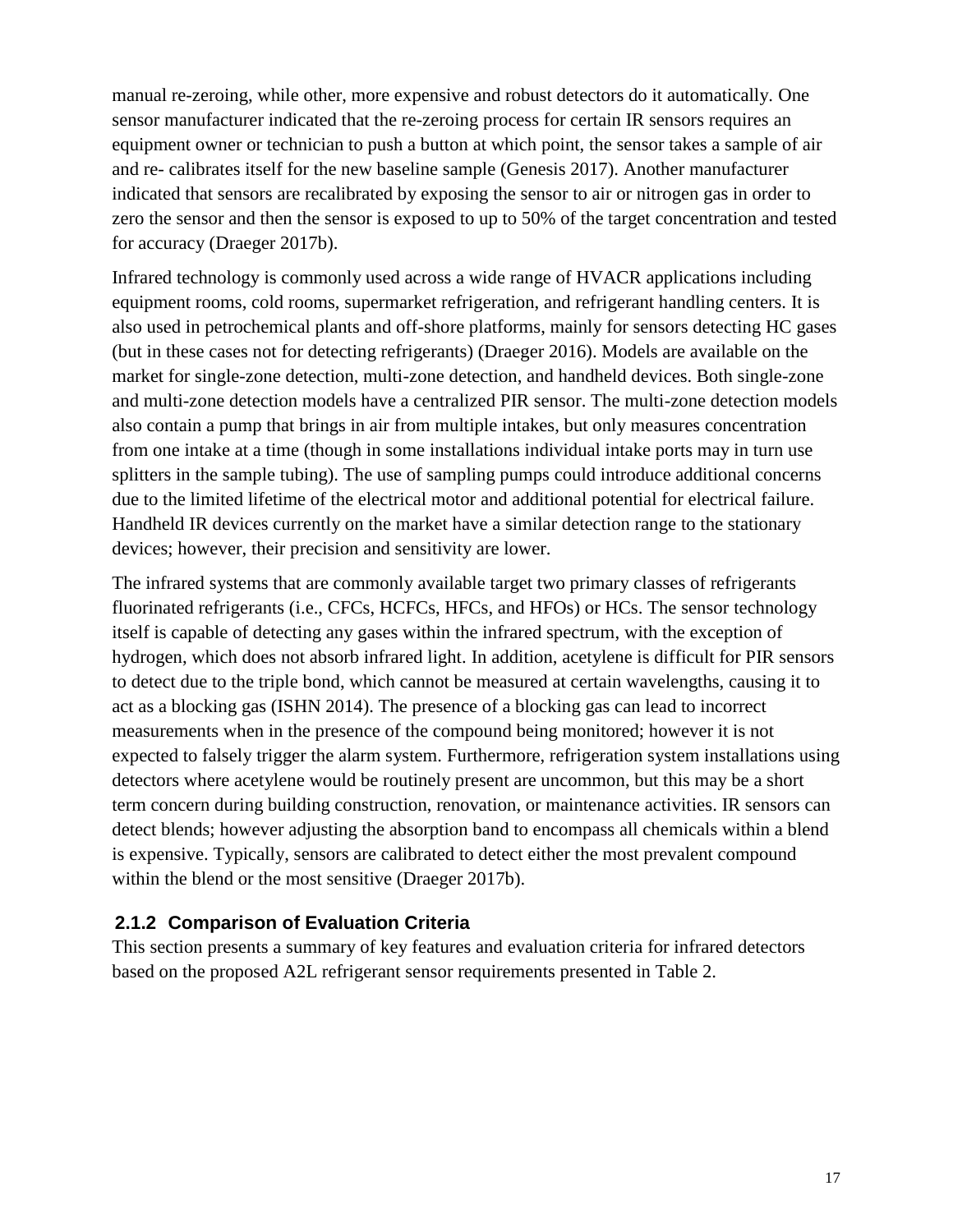manual re-zeroing, while other, more expensive and robust detectors do it automatically. One sensor manufacturer indicated that the re-zeroing process for certain IR sensors requires an equipment owner or technician to push a button at which point, the sensor takes a sample of air and re- calibrates itself for the new baseline sample (Genesis 2017). Another manufacturer indicated that sensors are recalibrated by exposing the sensor to air or nitrogen gas in order to zero the sensor and then the sensor is exposed to up to 50% of the target concentration and tested for accuracy (Draeger 2017b).

Infrared technology is commonly used across a wide range of HVACR applications including equipment rooms, cold rooms, supermarket refrigeration, and refrigerant handling centers. It is also used in petrochemical plants and off-shore platforms, mainly for sensors detecting HC gases (but in these cases not for detecting refrigerants) (Draeger 2016). Models are available on the market for single-zone detection, multi-zone detection, and handheld devices. Both single-zone and multi-zone detection models have a centralized PIR sensor. The multi-zone detection models also contain a pump that brings in air from multiple intakes, but only measures concentration from one intake at a time (though in some installations individual intake ports may in turn use splitters in the sample tubing). The use of sampling pumps could introduce additional concerns due to the limited lifetime of the electrical motor and additional potential for electrical failure. Handheld IR devices currently on the market have a similar detection range to the stationary devices; however, their precision and sensitivity are lower.

The infrared systems that are commonly available target two primary classes of refrigerants fluorinated refrigerants (i.e., CFCs, HCFCs, HFCs, and HFOs) or HCs. The sensor technology itself is capable of detecting any gases within the infrared spectrum, with the exception of hydrogen, which does not absorb infrared light. In addition, acetylene is difficult for PIR sensors to detect due to the triple bond, which cannot be measured at certain wavelengths, causing it to act as a blocking gas (ISHN 2014). The presence of a blocking gas can lead to incorrect measurements when in the presence of the compound being monitored; however it is not expected to falsely trigger the alarm system. Furthermore, refrigeration system installations using detectors where acetylene would be routinely present are uncommon, but this may be a short term concern during building construction, renovation, or maintenance activities. IR sensors can detect blends; however adjusting the absorption band to encompass all chemicals within a blend is expensive. Typically, sensors are calibrated to detect either the most prevalent compound within the blend or the most sensitive (Draeger 2017b).

### 2.1.2 Comparison of Evaluation Criteria

This section presents a summary of key features and evaluation criteria for infrared detectors based on the proposed A2L refrigerant sensor requirements presented in Table 2.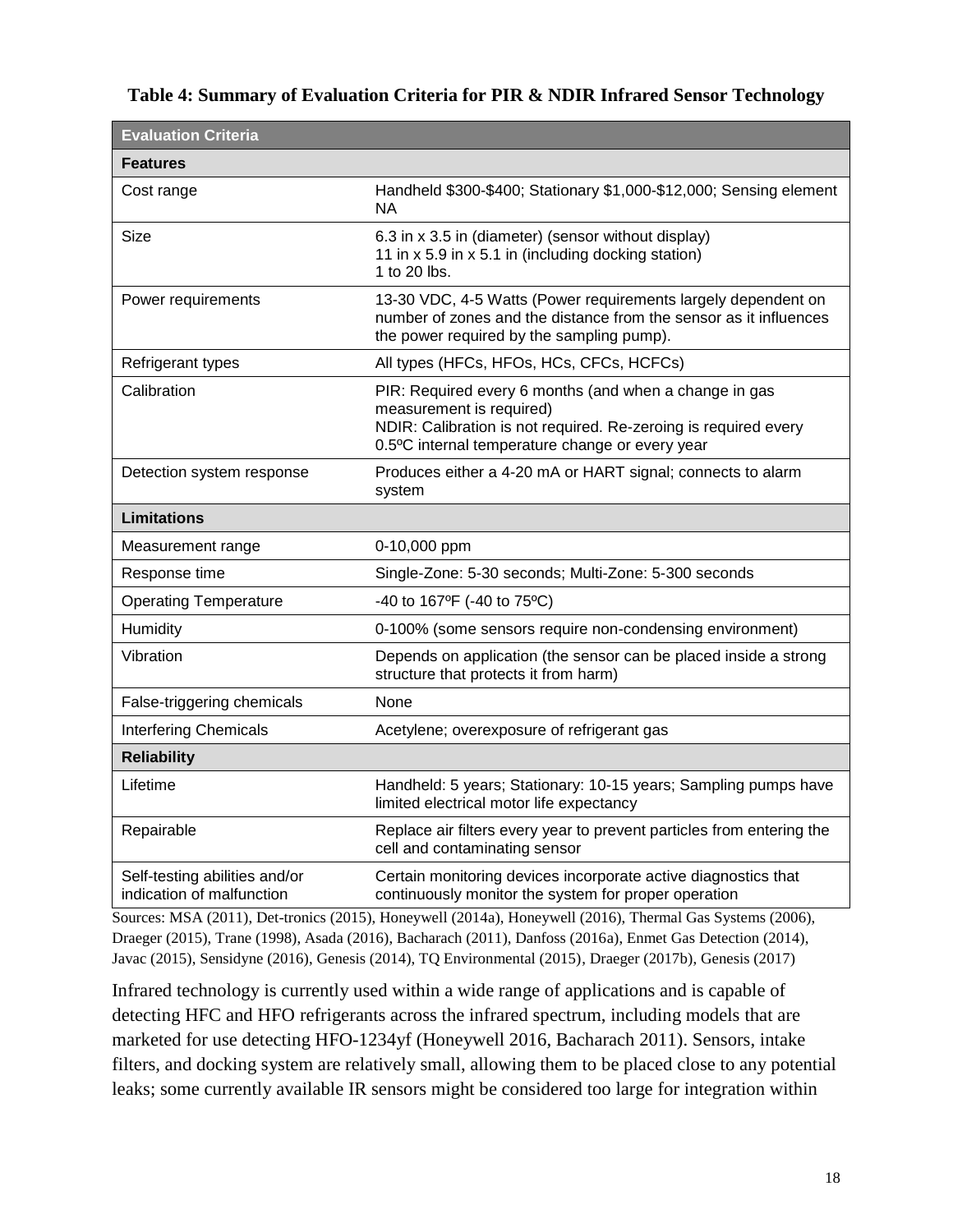**Table 4: Summary of Evaluation Criteria for PIR & NDIR Infrared Sensor Technology**

| Evaluation Criteria | |
|---|---|
| **Features** | |
| Cost range | Handheld $300-$400; Stationary $1,000-$12,000; Sensing element NA |
| Size | 6.3 in x 3.5 in (diameter) (sensor without display)<br>11 in x 5.9 in x 5.1 in (including docking station)<br>1 to 20 lbs. |
| Power requirements | 13-30 VDC, 4-5 Watts (Power requirements largely dependent on number of zones and the distance from the sensor as it influences the power required by the sampling pump). |
| Refrigerant types | All types (HFCs, HFOs, HCs, CFCs, HCFCs) |
| Calibration | PIR: Required every 6 months (and when a change in gas measurement is required)<br>NDIR: Calibration is not required. Re-zeroing is required every 0.5ºC internal temperature change or every year |
| Detection system response | Produces either a 4-20 mA or HART signal; connects to alarm system |
| **Limitations** | |
| Measurement range | 0-10,000 ppm |
| Response time | Single-Zone: 5-30 seconds; Multi-Zone: 5-300 seconds |
| Operating Temperature | -40 to 167ºF (-40 to 75ºC) |
| Humidity | 0-100% (some sensors require non-condensing environment) |
| Vibration | Depends on application (the sensor can be placed inside a strong structure that protects it from harm) |
| False-triggering chemicals | None |
| Interfering Chemicals | Acetylene; overexposure of refrigerant gas |
| **Reliability** | |
| Lifetime | Handheld: 5 years; Stationary: 10-15 years; Sampling pumps have limited electrical motor life expectancy |
| Repairable | Replace air filters every year to prevent particles from entering the cell and contaminating sensor |
| Self-testing abilities and/or indication of malfunction | Certain monitoring devices incorporate active diagnostics that continuously monitor the system for proper operation |

Sources: MSA (2011), Det-tronics (2015), Honeywell (2014a), Honeywell (2016), Thermal Gas Systems (2006), Draeger (2015), Trane (1998), Asada (2016), Bacharach (2011), Danfoss (2016a), Enmet Gas Detection (2014), Javac (2015), Sensidyne (2016), Genesis (2014), TQ Environmental (2015), Draeger (2017b), Genesis (2017)

Infrared technology is currently used within a wide range of applications and is capable of detecting HFC and HFO refrigerants across the infrared spectrum, including models that are marketed for use detecting HFO-1234yf (Honeywell 2016, Bacharach 2011). Sensors, intake filters, and docking system are relatively small, allowing them to be placed close to any potential leaks; some currently available IR sensors might be considered too large for integration within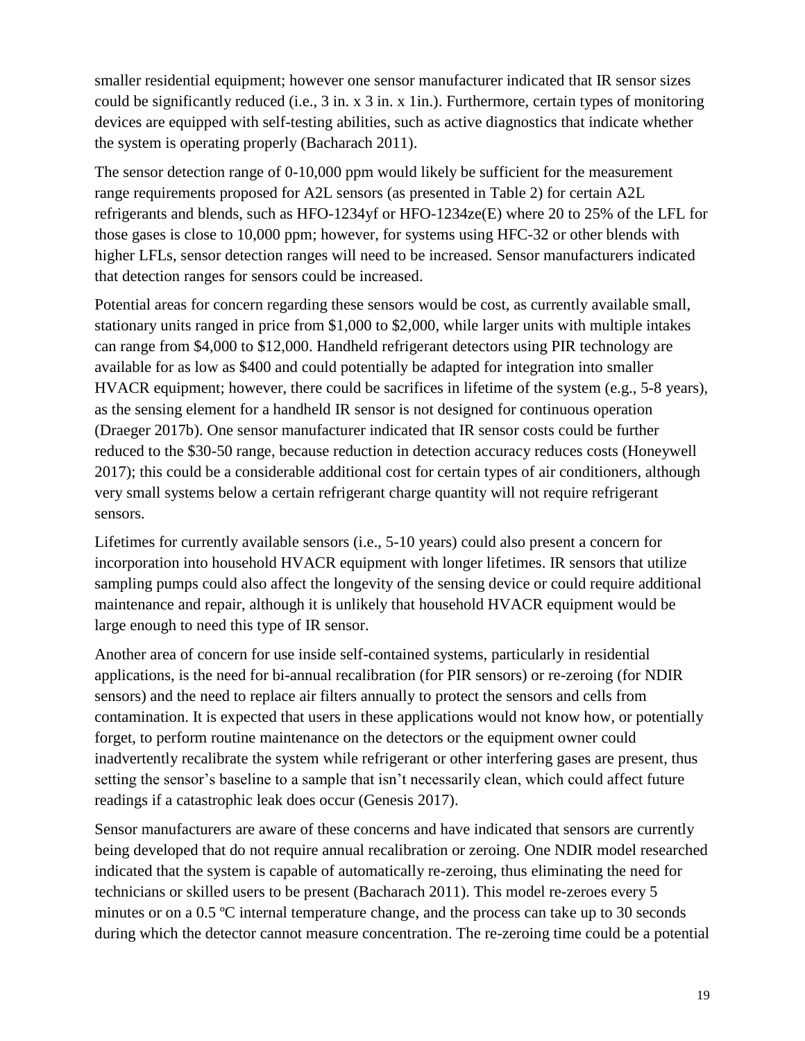smaller residential equipment; however one sensor manufacturer indicated that IR sensor sizes could be significantly reduced (i.e., 3 in. x 3 in. x 1in.). Furthermore, certain types of monitoring devices are equipped with self-testing abilities, such as active diagnostics that indicate whether the system is operating properly (Bacharach 2011).

The sensor detection range of 0-10,000 ppm would likely be sufficient for the measurement range requirements proposed for A2L sensors (as presented in Table 2) for certain A2L refrigerants and blends, such as HFO-1234yf or HFO-1234ze(E) where 20 to 25% of the LFL for those gases is close to 10,000 ppm; however, for systems using HFC-32 or other blends with higher LFLs, sensor detection ranges will need to be increased. Sensor manufacturers indicated that detection ranges for sensors could be increased.

Potential areas for concern regarding these sensors would be cost, as currently available small, stationary units ranged in price from $1,000 to $2,000, while larger units with multiple intakes can range from $4,000 to $12,000. Handheld refrigerant detectors using PIR technology are available for as low as $400 and could potentially be adapted for integration into smaller HVACR equipment; however, there could be sacrifices in lifetime of the system (e.g., 5-8 years), as the sensing element for a handheld IR sensor is not designed for continuous operation (Draeger 2017b). One sensor manufacturer indicated that IR sensor costs could be further reduced to the $30-50 range, because reduction in detection accuracy reduces costs (Honeywell 2017); this could be a considerable additional cost for certain types of air conditioners, although very small systems below a certain refrigerant charge quantity will not require refrigerant sensors.

Lifetimes for currently available sensors (i.e., 5-10 years) could also present a concern for incorporation into household HVACR equipment with longer lifetimes. IR sensors that utilize sampling pumps could also affect the longevity of the sensing device or could require additional maintenance and repair, although it is unlikely that household HVACR equipment would be large enough to need this type of IR sensor.

Another area of concern for use inside self-contained systems, particularly in residential applications, is the need for bi-annual recalibration (for PIR sensors) or re-zeroing (for NDIR sensors) and the need to replace air filters annually to protect the sensors and cells from contamination. It is expected that users in these applications would not know how, or potentially forget, to perform routine maintenance on the detectors or the equipment owner could inadvertently recalibrate the system while refrigerant or other interfering gases are present, thus setting the sensor's baseline to a sample that isn't necessarily clean, which could affect future readings if a catastrophic leak does occur (Genesis 2017).

Sensor manufacturers are aware of these concerns and have indicated that sensors are currently being developed that do not require annual recalibration or zeroing. One NDIR model researched indicated that the system is capable of automatically re-zeroing, thus eliminating the need for technicians or skilled users to be present (Bacharach 2011). This model re-zeroes every 5 minutes or on a 0.5 ºC internal temperature change, and the process can take up to 30 seconds during which the detector cannot measure concentration. The re-zeroing time could be a potential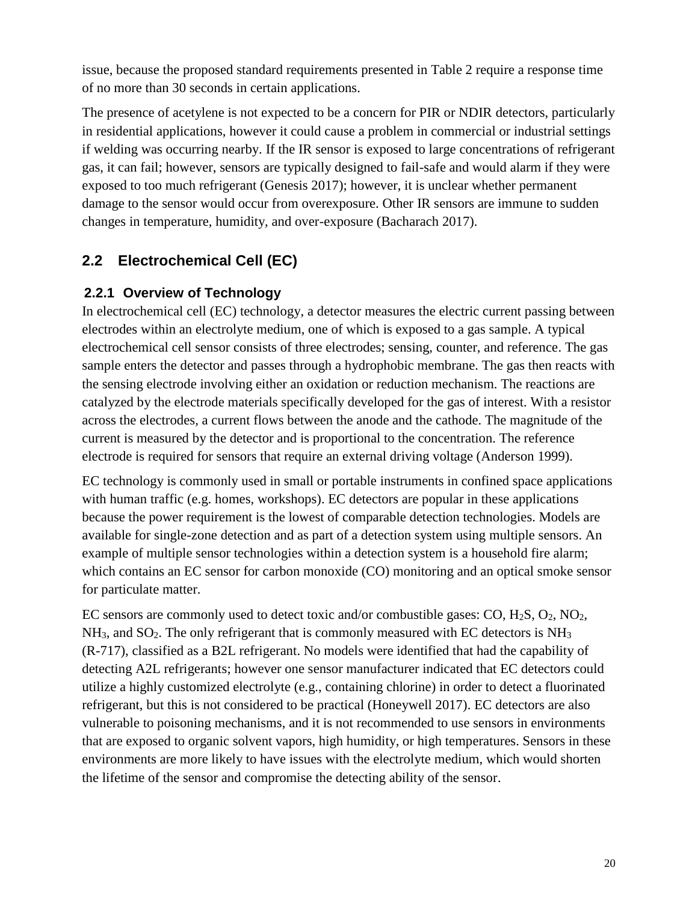issue, because the proposed standard requirements presented in Table 2 require a response time of no more than 30 seconds in certain applications.

The presence of acetylene is not expected to be a concern for PIR or NDIR detectors, particularly in residential applications, however it could cause a problem in commercial or industrial settings if welding was occurring nearby. If the IR sensor is exposed to large concentrations of refrigerant gas, it can fail; however, sensors are typically designed to fail-safe and would alarm if they were exposed to too much refrigerant (Genesis 2017); however, it is unclear whether permanent damage to the sensor would occur from overexposure. Other IR sensors are immune to sudden changes in temperature, humidity, and over-exposure (Bacharach 2017).

## 2.2 Electrochemical Cell (EC)

### 2.2.1 Overview of Technology

In electrochemical cell (EC) technology, a detector measures the electric current passing between electrodes within an electrolyte medium, one of which is exposed to a gas sample. A typical electrochemical cell sensor consists of three electrodes; sensing, counter, and reference. The gas sample enters the detector and passes through a hydrophobic membrane. The gas then reacts with the sensing electrode involving either an oxidation or reduction mechanism. The reactions are catalyzed by the electrode materials specifically developed for the gas of interest. With a resistor across the electrodes, a current flows between the anode and the cathode. The magnitude of the current is measured by the detector and is proportional to the concentration. The reference electrode is required for sensors that require an external driving voltage (Anderson 1999).

EC technology is commonly used in small or portable instruments in confined space applications with human traffic (e.g. homes, workshops). EC detectors are popular in these applications because the power requirement is the lowest of comparable detection technologies. Models are available for single-zone detection and as part of a detection system using multiple sensors. An example of multiple sensor technologies within a detection system is a household fire alarm; which contains an EC sensor for carbon monoxide (CO) monitoring and an optical smoke sensor for particulate matter.

EC sensors are commonly used to detect toxic and/or combustible gases: CO, $H_2S$, $O_2$, $NO_2$, $NH_3$, and $SO_2$. The only refrigerant that is commonly measured with EC detectors is $NH_3$ (R-717), classified as a B2L refrigerant. No models were identified that had the capability of detecting A2L refrigerants; however one sensor manufacturer indicated that EC detectors could utilize a highly customized electrolyte (e.g., containing chlorine) in order to detect a fluorinated refrigerant, but this is not considered to be practical (Honeywell 2017). EC detectors are also vulnerable to poisoning mechanisms, and it is not recommended to use sensors in environments that are exposed to organic solvent vapors, high humidity, or high temperatures. Sensors in these environments are more likely to have issues with the electrolyte medium, which would shorten the lifetime of the sensor and compromise the detecting ability of the sensor.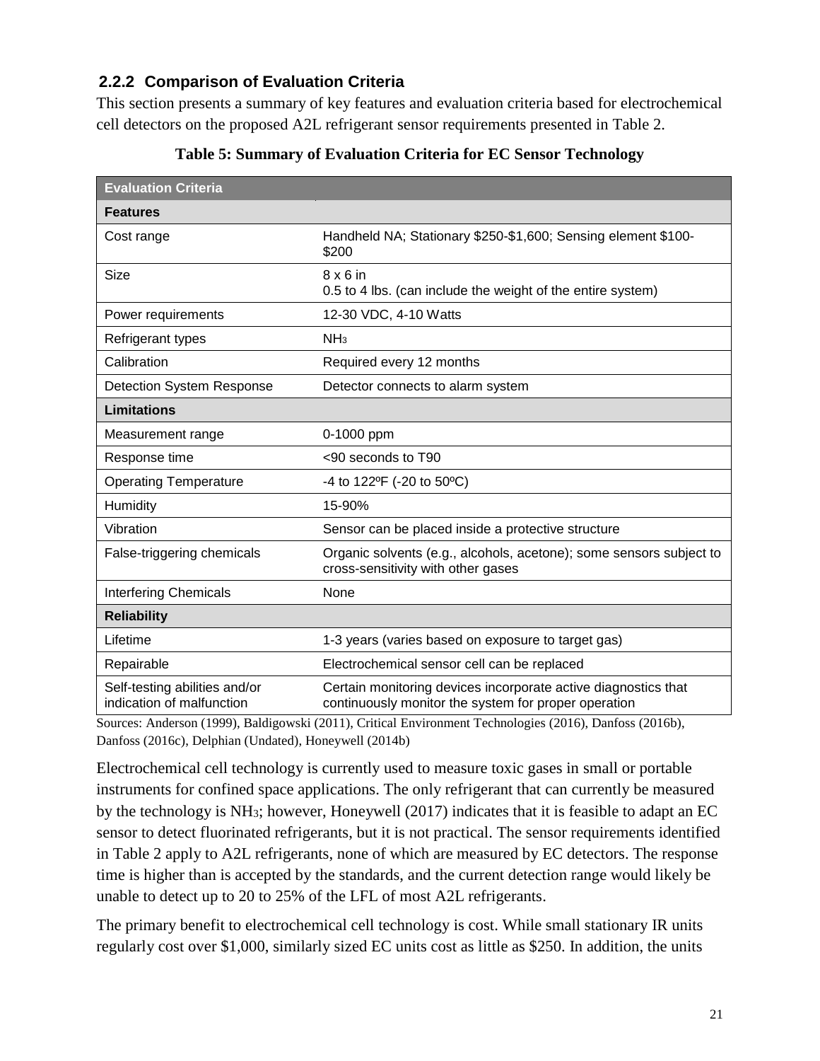### 2.2.2 Comparison of Evaluation Criteria

This section presents a summary of key features and evaluation criteria based for electrochemical cell detectors on the proposed A2L refrigerant sensor requirements presented in Table 2.

**Table 5: Summary of Evaluation Criteria for EC Sensor Technology**

| Evaluation Criteria | |
|---|---|
| **Features** | |
| Cost range | Handheld NA; Stationary \$250-\$1,600; Sensing element \$100-\$200 |
| Size | 8 x 6 in<br>0.5 to 4 lbs. (can include the weight of the entire system) |
| Power requirements | 12-30 VDC, 4-10 Watts |
| Refrigerant types | $NH_3$ |
| Calibration | Required every 12 months |
| Detection System Response | Detector connects to alarm system |
| **Limitations** | |
| Measurement range | 0-1000 ppm |
| Response time | <90 seconds to T90 |
| Operating Temperature | -4 to 122ºF (-20 to 50ºC) |
| Humidity | 15-90% |
| Vibration | Sensor can be placed inside a protective structure |
| False-triggering chemicals | Organic solvents (e.g., alcohols, acetone); some sensors subject to cross-sensitivity with other gases |
| Interfering Chemicals | None |
| **Reliability** | |
| Lifetime | 1-3 years (varies based on exposure to target gas) |
| Repairable | Electrochemical sensor cell can be replaced |
| Self-testing abilities and/or indication of malfunction | Certain monitoring devices incorporate active diagnostics that continuously monitor the system for proper operation |

Sources: Anderson (1999), Baldigowski (2011), Critical Environment Technologies (2016), Danfoss (2016b), Danfoss (2016c), Delphian (Undated), Honeywell (2014b)

Electrochemical cell technology is currently used to measure toxic gases in small or portable instruments for confined space applications. The only refrigerant that can currently be measured by the technology is $NH_3$; however, Honeywell (2017) indicates that it is feasible to adapt an EC sensor to detect fluorinated refrigerants, but it is not practical. The sensor requirements identified in Table 2 apply to A2L refrigerants, none of which are measured by EC detectors. The response time is higher than is accepted by the standards, and the current detection range would likely be unable to detect up to 20 to 25% of the LFL of most A2L refrigerants.

The primary benefit to electrochemical cell technology is cost. While small stationary IR units regularly cost over \$1,000, similarly sized EC units cost as little as \$250. In addition, the units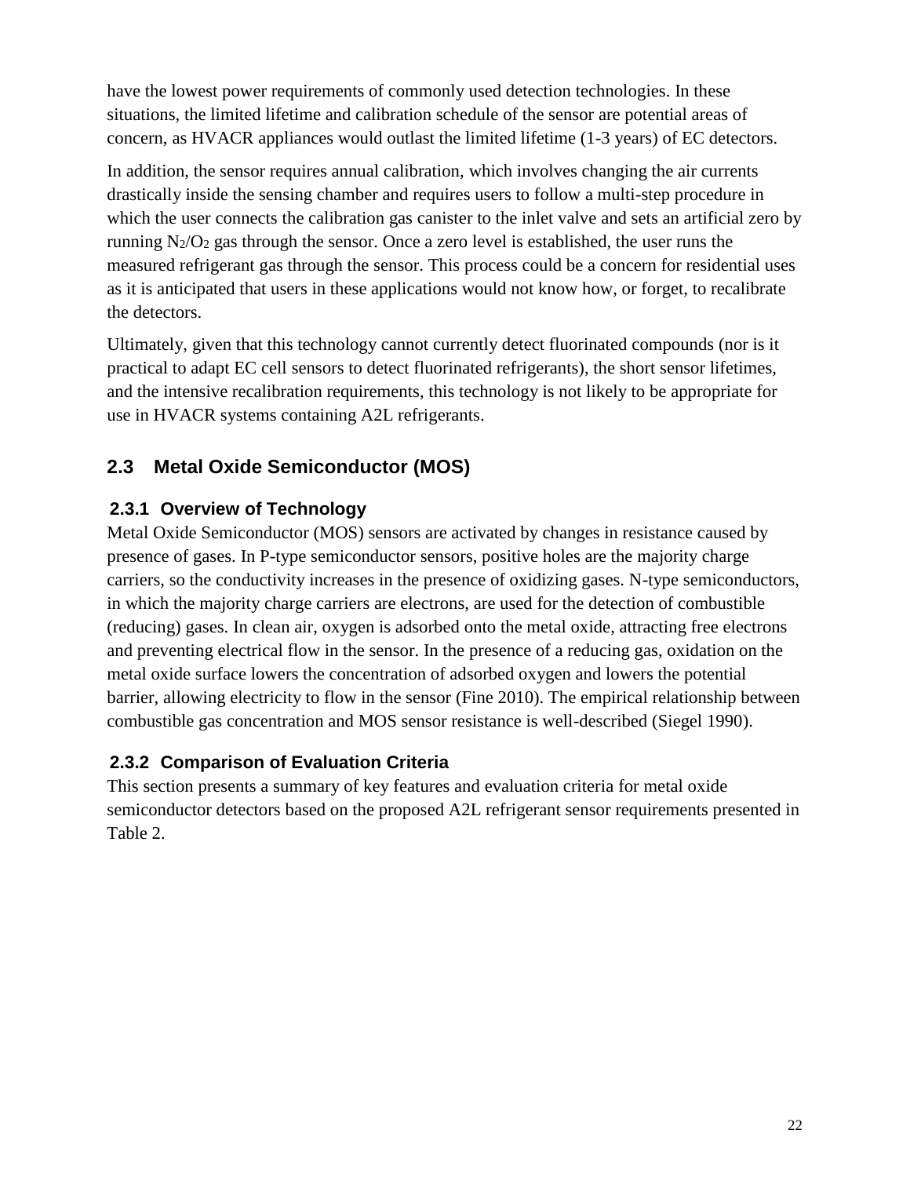have the lowest power requirements of commonly used detection technologies. In these situations, the limited lifetime and calibration schedule of the sensor are potential areas of concern, as HVACR appliances would outlast the limited lifetime (1-3 years) of EC detectors.

In addition, the sensor requires annual calibration, which involves changing the air currents drastically inside the sensing chamber and requires users to follow a multi-step procedure in which the user connects the calibration gas canister to the inlet valve and sets an artificial zero by running $N_2/O_2$ gas through the sensor. Once a zero level is established, the user runs the measured refrigerant gas through the sensor. This process could be a concern for residential uses as it is anticipated that users in these applications would not know how, or forget, to recalibrate the detectors.

Ultimately, given that this technology cannot currently detect fluorinated compounds (nor is it practical to adapt EC cell sensors to detect fluorinated refrigerants), the short sensor lifetimes, and the intensive recalibration requirements, this technology is not likely to be appropriate for use in HVACR systems containing A2L refrigerants.

## 2.3 Metal Oxide Semiconductor (MOS)

### 2.3.1 Overview of Technology

Metal Oxide Semiconductor (MOS) sensors are activated by changes in resistance caused by presence of gases. In P-type semiconductor sensors, positive holes are the majority charge carriers, so the conductivity increases in the presence of oxidizing gases. N-type semiconductors, in which the majority charge carriers are electrons, are used for the detection of combustible (reducing) gases. In clean air, oxygen is adsorbed onto the metal oxide, attracting free electrons and preventing electrical flow in the sensor. In the presence of a reducing gas, oxidation on the metal oxide surface lowers the concentration of adsorbed oxygen and lowers the potential barrier, allowing electricity to flow in the sensor (Fine 2010). The empirical relationship between combustible gas concentration and MOS sensor resistance is well-described (Siegel 1990).

### 2.3.2 Comparison of Evaluation Criteria

This section presents a summary of key features and evaluation criteria for metal oxide semiconductor detectors based on the proposed A2L refrigerant sensor requirements presented in Table 2.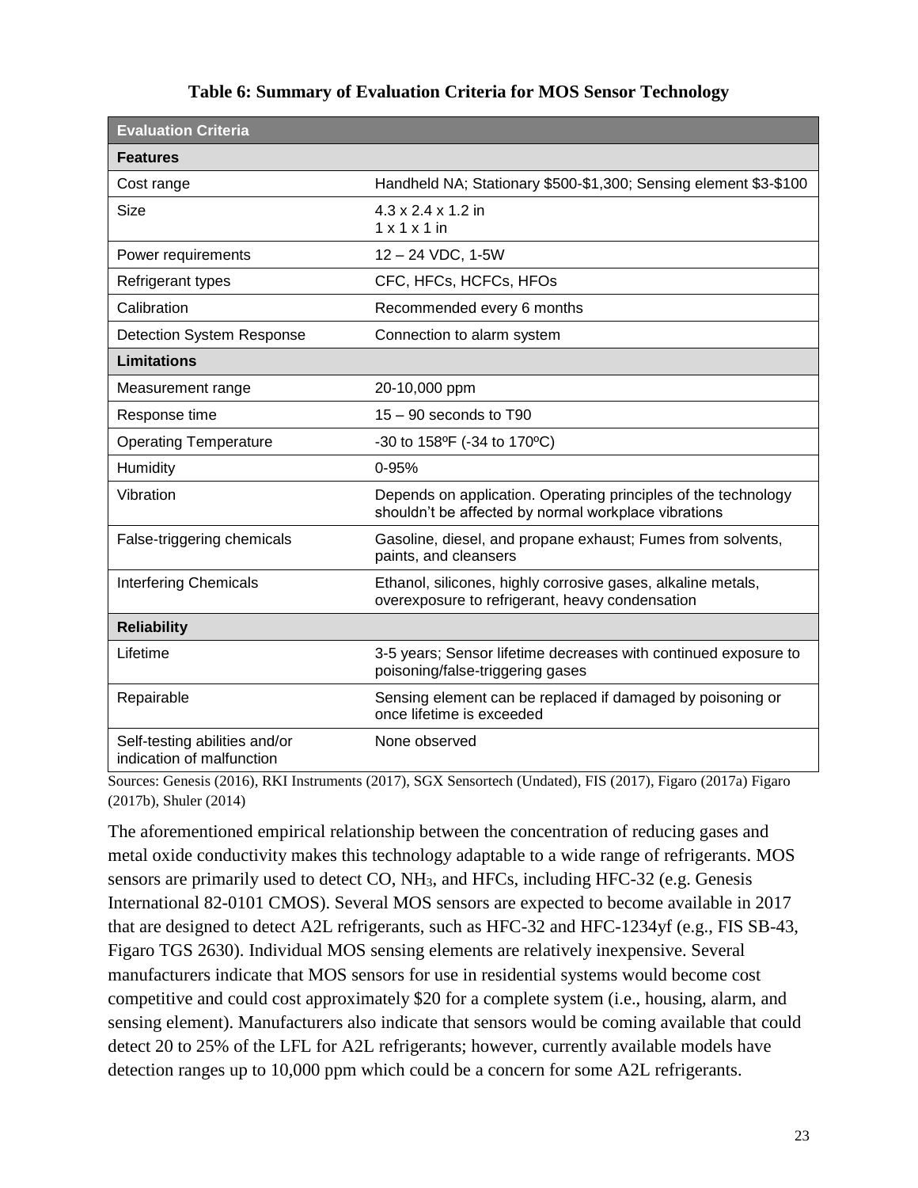**Table 6: Summary of Evaluation Criteria for MOS Sensor Technology**

| Evaluation Criteria | |
|---|---|
| **Features** | |
| Cost range | Handheld NA; Stationary $500-$1,300; Sensing element $3-$100 |
| Size | 4.3 x 2.4 x 1.2 in<br>1 x 1 x 1 in |
| Power requirements | 12 – 24 VDC, 1-5W |
| Refrigerant types | CFC, HFCs, HCFCs, HFOs |
| Calibration | Recommended every 6 months |
| Detection System Response | Connection to alarm system |
| **Limitations** | |
| Measurement range | 20-10,000 ppm |
| Response time | 15 – 90 seconds to T90 |
| Operating Temperature | -30 to 158ºF (-34 to 170ºC) |
| Humidity | 0-95% |
| Vibration | Depends on application. Operating principles of the technology shouldn't be affected by normal workplace vibrations |
| False-triggering chemicals | Gasoline, diesel, and propane exhaust; Fumes from solvents, paints, and cleansers |
| Interfering Chemicals | Ethanol, silicones, highly corrosive gases, alkaline metals, overexposure to refrigerant, heavy condensation |
| **Reliability** | |
| Lifetime | 3-5 years; Sensor lifetime decreases with continued exposure to poisoning/false-triggering gases |
| Repairable | Sensing element can be replaced if damaged by poisoning or once lifetime is exceeded |
| Self-testing abilities and/or indication of malfunction | None observed |

Sources: Genesis (2016), RKI Instruments (2017), SGX Sensortech (Undated), FIS (2017), Figaro (2017a) Figaro (2017b), Shuler (2014)

The aforementioned empirical relationship between the concentration of reducing gases and metal oxide conductivity makes this technology adaptable to a wide range of refrigerants. MOS sensors are primarily used to detect CO, $NH_3$, and HFCs, including HFC-32 (e.g. Genesis International 82-0101 CMOS). Several MOS sensors are expected to become available in 2017 that are designed to detect A2L refrigerants, such as HFC-32 and HFC-1234yf (e.g., FIS SB-43, Figaro TGS 2630). Individual MOS sensing elements are relatively inexpensive. Several manufacturers indicate that MOS sensors for use in residential systems would become cost competitive and could cost approximately $20 for a complete system (i.e., housing, alarm, and sensing element). Manufacturers also indicate that sensors would be coming available that could detect 20 to 25% of the LFL for A2L refrigerants; however, currently available models have detection ranges up to 10,000 ppm which could be a concern for some A2L refrigerants.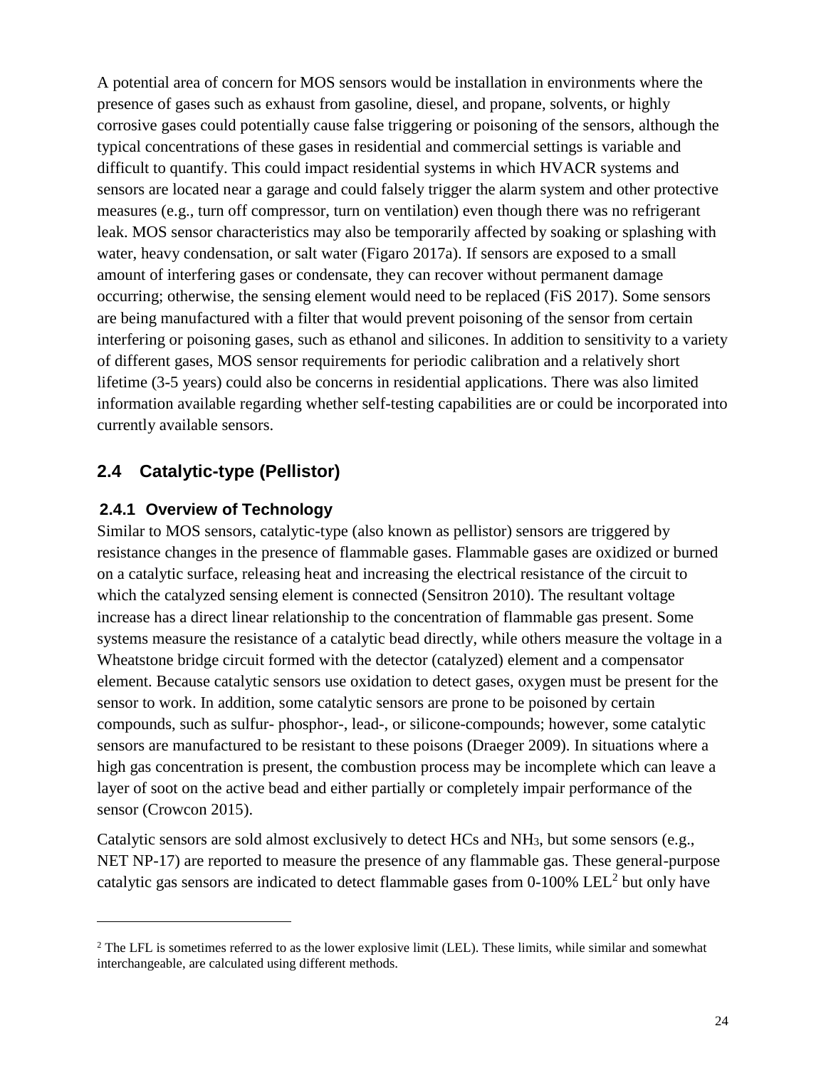A potential area of concern for MOS sensors would be installation in environments where the presence of gases such as exhaust from gasoline, diesel, and propane, solvents, or highly corrosive gases could potentially cause false triggering or poisoning of the sensors, although the typical concentrations of these gases in residential and commercial settings is variable and difficult to quantify. This could impact residential systems in which HVACR systems and sensors are located near a garage and could falsely trigger the alarm system and other protective measures (e.g., turn off compressor, turn on ventilation) even though there was no refrigerant leak. MOS sensor characteristics may also be temporarily affected by soaking or splashing with water, heavy condensation, or salt water (Figaro 2017a). If sensors are exposed to a small amount of interfering gases or condensate, they can recover without permanent damage occurring; otherwise, the sensing element would need to be replaced (FiS 2017). Some sensors are being manufactured with a filter that would prevent poisoning of the sensor from certain interfering or poisoning gases, such as ethanol and silicones. In addition to sensitivity to a variety of different gases, MOS sensor requirements for periodic calibration and a relatively short lifetime (3-5 years) could also be concerns in residential applications. There was also limited information available regarding whether self-testing capabilities are or could be incorporated into currently available sensors.

## 2.4 Catalytic-type (Pellistor)

### 2.4.1 Overview of Technology

Similar to MOS sensors, catalytic-type (also known as pellistor) sensors are triggered by resistance changes in the presence of flammable gases. Flammable gases are oxidized or burned on a catalytic surface, releasing heat and increasing the electrical resistance of the circuit to which the catalyzed sensing element is connected (Sensitron 2010). The resultant voltage increase has a direct linear relationship to the concentration of flammable gas present. Some systems measure the resistance of a catalytic bead directly, while others measure the voltage in a Wheatstone bridge circuit formed with the detector (catalyzed) element and a compensator element. Because catalytic sensors use oxidation to detect gases, oxygen must be present for the sensor to work. In addition, some catalytic sensors are prone to be poisoned by certain compounds, such as sulfur- phosphor-, lead-, or silicone-compounds; however, some catalytic sensors are manufactured to be resistant to these poisons (Draeger 2009). In situations where a high gas concentration is present, the combustion process may be incomplete which can leave a layer of soot on the active bead and either partially or completely impair performance of the sensor (Crowcon 2015).

Catalytic sensors are sold almost exclusively to detect HCs and $NH_3$, but some sensors (e.g., NET NP-17) are reported to measure the presence of any flammable gas. These general-purpose catalytic gas sensors are indicated to detect flammable gases from 0-100% LEL[2] but only have

[2] The LFL is sometimes referred to as the lower explosive limit (LEL). These limits, while similar and somewhat interchangeable, are calculated using different methods.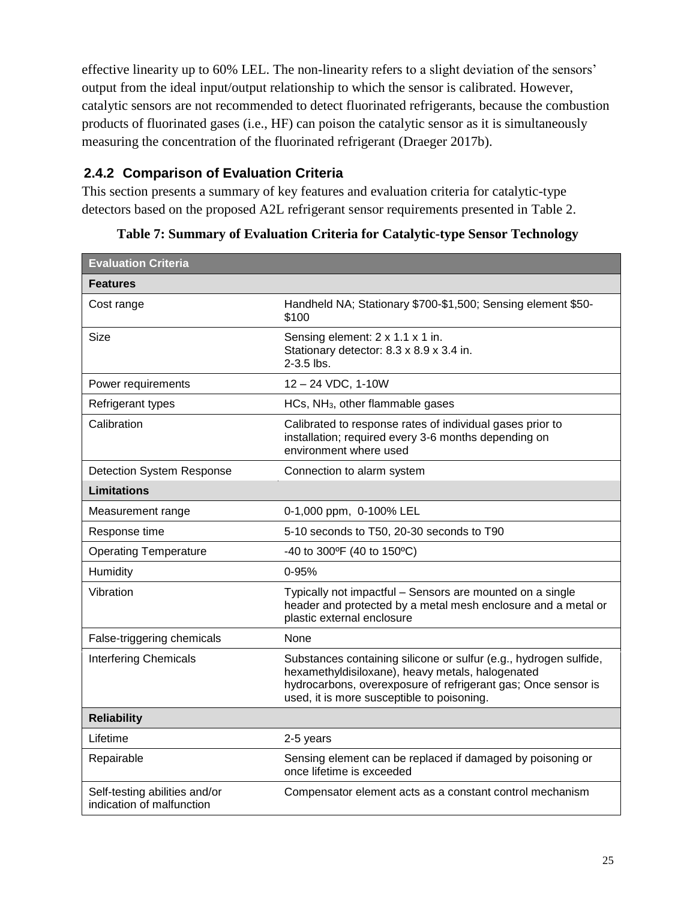effective linearity up to 60% LEL. The non-linearity refers to a slight deviation of the sensors' output from the ideal input/output relationship to which the sensor is calibrated. However, catalytic sensors are not recommended to detect fluorinated refrigerants, because the combustion products of fluorinated gases (i.e., HF) can poison the catalytic sensor as it is simultaneously measuring the concentration of the fluorinated refrigerant (Draeger 2017b).

### 2.4.2 Comparison of Evaluation Criteria

This section presents a summary of key features and evaluation criteria for catalytic-type detectors based on the proposed A2L refrigerant sensor requirements presented in Table 2.

**Table 7: Summary of Evaluation Criteria for Catalytic-type Sensor Technology**

| Evaluation Criteria | |
|---|---|
| **Features** | |
| Cost range | Handheld NA; Stationary $700-$1,500; Sensing element $50-$100 |
| Size | Sensing element: 2 x 1.1 x 1 in.<br>Stationary detector: 8.3 x 8.9 x 3.4 in.<br>2-3.5 lbs. |
| Power requirements | 12 – 24 VDC, 1-10W |
| Refrigerant types | HCs, $NH_3$, other flammable gases |
| Calibration | Calibrated to response rates of individual gases prior to installation; required every 3-6 months depending on environment where used |
| Detection System Response | Connection to alarm system |
| **Limitations** | |
| Measurement range | 0-1,000 ppm, 0-100% LEL |
| Response time | 5-10 seconds to T50, 20-30 seconds to T90 |
| Operating Temperature | -40 to 300ºF (40 to 150ºC) |
| Humidity | 0-95% |
| Vibration | Typically not impactful – Sensors are mounted on a single header and protected by a metal mesh enclosure and a metal or plastic external enclosure |
| False-triggering chemicals | None |
| Interfering Chemicals | Substances containing silicone or sulfur (e.g., hydrogen sulfide, hexamethyldisiloxane), heavy metals, halogenated hydrocarbons, overexposure of refrigerant gas; Once sensor is used, it is more susceptible to poisoning. |
| **Reliability** | |
| Lifetime | 2-5 years |
| Repairable | Sensing element can be replaced if damaged by poisoning or once lifetime is exceeded |
| Self-testing abilities and/or indication of malfunction | Compensator element acts as a constant control mechanism |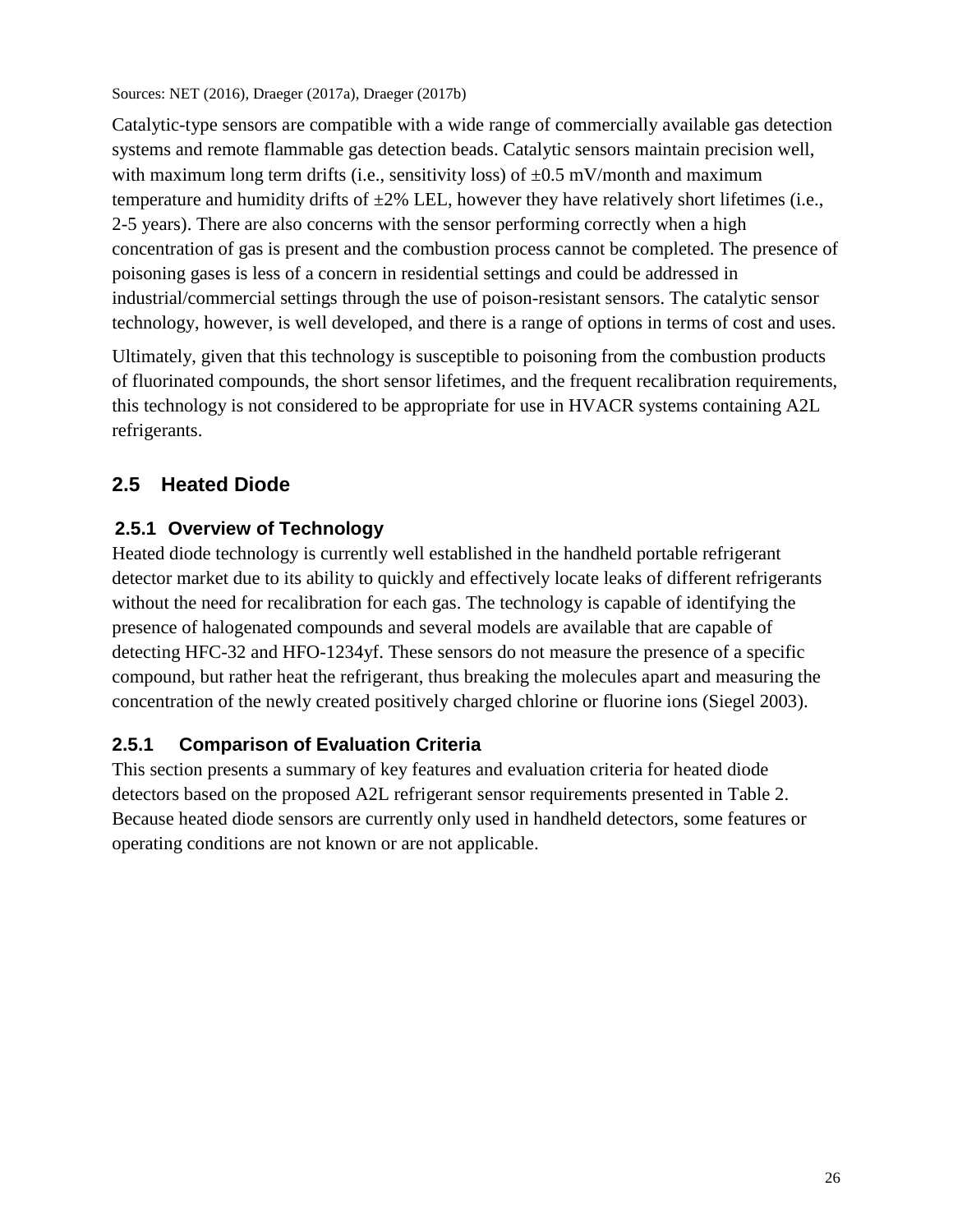Sources: NET (2016), Draeger (2017a), Draeger (2017b)

Catalytic-type sensors are compatible with a wide range of commercially available gas detection systems and remote flammable gas detection beads. Catalytic sensors maintain precision well, with maximum long term drifts (i.e., sensitivity loss) of ±0.5 mV/month and maximum temperature and humidity drifts of ±2% LEL, however they have relatively short lifetimes (i.e., 2-5 years). There are also concerns with the sensor performing correctly when a high concentration of gas is present and the combustion process cannot be completed. The presence of poisoning gases is less of a concern in residential settings and could be addressed in industrial/commercial settings through the use of poison-resistant sensors. The catalytic sensor technology, however, is well developed, and there is a range of options in terms of cost and uses.

Ultimately, given that this technology is susceptible to poisoning from the combustion products of fluorinated compounds, the short sensor lifetimes, and the frequent recalibration requirements, this technology is not considered to be appropriate for use in HVACR systems containing A2L refrigerants.

## 2.5 Heated Diode

### 2.5.1 Overview of Technology

Heated diode technology is currently well established in the handheld portable refrigerant detector market due to its ability to quickly and effectively locate leaks of different refrigerants without the need for recalibration for each gas. The technology is capable of identifying the presence of halogenated compounds and several models are available that are capable of detecting HFC-32 and HFO-1234yf. These sensors do not measure the presence of a specific compound, but rather heat the refrigerant, thus breaking the molecules apart and measuring the concentration of the newly created positively charged chlorine or fluorine ions (Siegel 2003).

### 2.5.1 Comparison of Evaluation Criteria

This section presents a summary of key features and evaluation criteria for heated diode detectors based on the proposed A2L refrigerant sensor requirements presented in Table 2. Because heated diode sensors are currently only used in handheld detectors, some features or operating conditions are not known or are not applicable.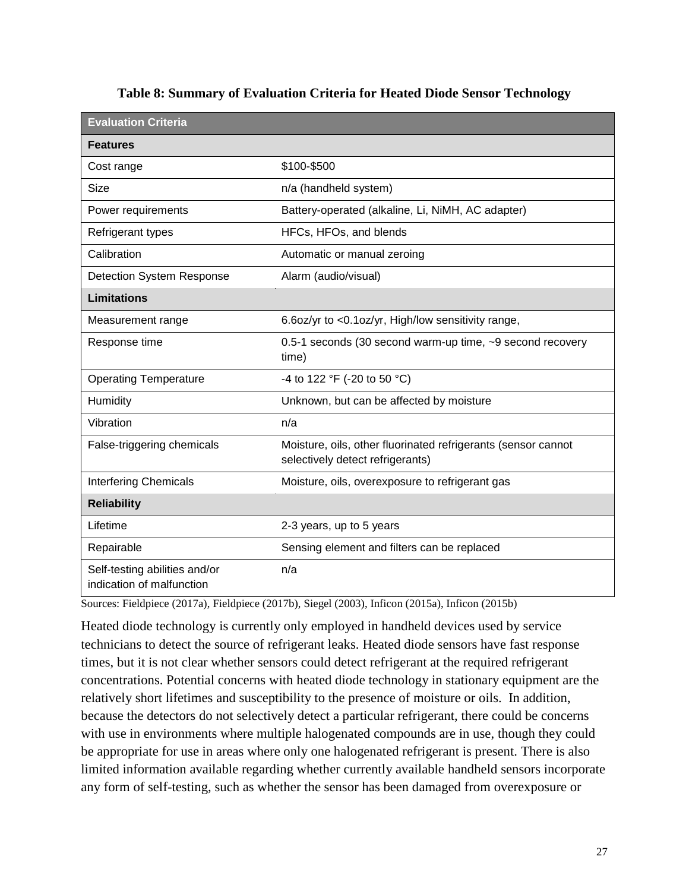**Table 8: Summary of Evaluation Criteria for Heated Diode Sensor Technology**

| Evaluation Criteria | |
|---|---|
| **Features** | |
| Cost range | \$100-\$500 |
| Size | n/a (handheld system) |
| Power requirements | Battery-operated (alkaline, Li, NiMH, AC adapter) |
| Refrigerant types | HFCs, HFOs, and blends |
| Calibration | Automatic or manual zeroing |
| Detection System Response | Alarm (audio/visual) |
| **Limitations** | |
| Measurement range | 6.6oz/yr to <0.1oz/yr, High/low sensitivity range, |
| Response time | 0.5-1 seconds (30 second warm-up time, ~9 second recovery time) |
| Operating Temperature | -4 to 122 °F (-20 to 50 °C) |
| Humidity | Unknown, but can be affected by moisture |
| Vibration | n/a |
| False-triggering chemicals | Moisture, oils, other fluorinated refrigerants (sensor cannot selectively detect refrigerants) |
| Interfering Chemicals | Moisture, oils, overexposure to refrigerant gas |
| **Reliability** | |
| Lifetime | 2-3 years, up to 5 years |
| Repairable | Sensing element and filters can be replaced |
| Self-testing abilities and/or indication of malfunction | n/a |

Sources: Fieldpiece (2017a), Fieldpiece (2017b), Siegel (2003), Inficon (2015a), Inficon (2015b)

Heated diode technology is currently only employed in handheld devices used by service technicians to detect the source of refrigerant leaks. Heated diode sensors have fast response times, but it is not clear whether sensors could detect refrigerant at the required refrigerant concentrations. Potential concerns with heated diode technology in stationary equipment are the relatively short lifetimes and susceptibility to the presence of moisture or oils. In addition, because the detectors do not selectively detect a particular refrigerant, there could be concerns with use in environments where multiple halogenated compounds are in use, though they could be appropriate for use in areas where only one halogenated refrigerant is present. There is also limited information available regarding whether currently available handheld sensors incorporate any form of self-testing, such as whether the sensor has been damaged from overexposure or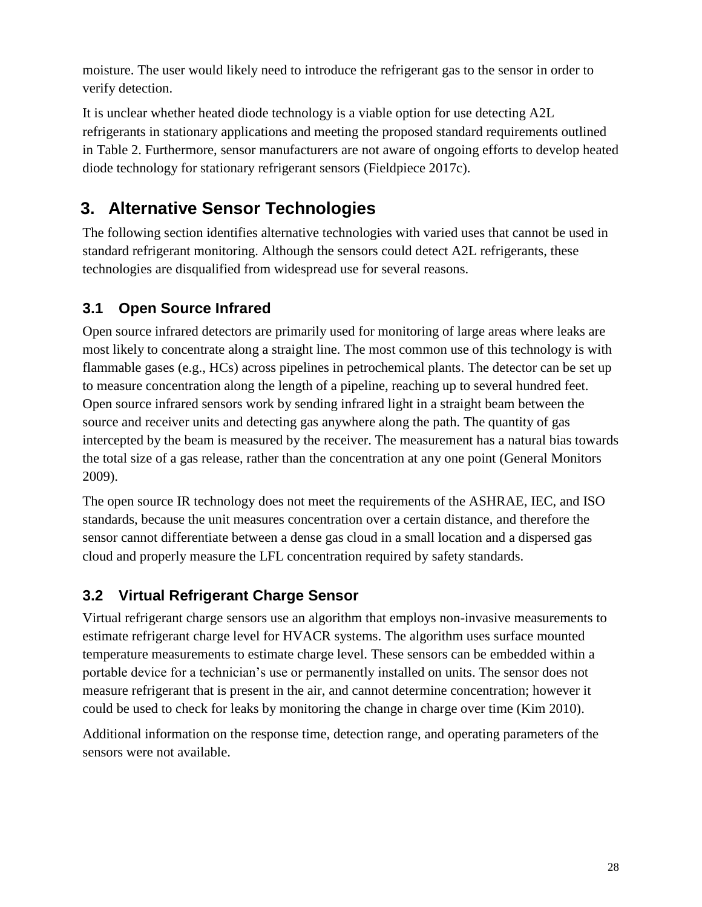moisture. The user would likely need to introduce the refrigerant gas to the sensor in order to verify detection.

It is unclear whether heated diode technology is a viable option for use detecting A2L refrigerants in stationary applications and meeting the proposed standard requirements outlined in Table 2. Furthermore, sensor manufacturers are not aware of ongoing efforts to develop heated diode technology for stationary refrigerant sensors (Fieldpiece 2017c).

# 3. Alternative Sensor Technologies

The following section identifies alternative technologies with varied uses that cannot be used in standard refrigerant monitoring. Although the sensors could detect A2L refrigerants, these technologies are disqualified from widespread use for several reasons.

## 3.1 Open Source Infrared

Open source infrared detectors are primarily used for monitoring of large areas where leaks are most likely to concentrate along a straight line. The most common use of this technology is with flammable gases (e.g., HCs) across pipelines in petrochemical plants. The detector can be set up to measure concentration along the length of a pipeline, reaching up to several hundred feet. Open source infrared sensors work by sending infrared light in a straight beam between the source and receiver units and detecting gas anywhere along the path. The quantity of gas intercepted by the beam is measured by the receiver. The measurement has a natural bias towards the total size of a gas release, rather than the concentration at any one point (General Monitors 2009).

The open source IR technology does not meet the requirements of the ASHRAE, IEC, and ISO standards, because the unit measures concentration over a certain distance, and therefore the sensor cannot differentiate between a dense gas cloud in a small location and a dispersed gas cloud and properly measure the LFL concentration required by safety standards.

## 3.2 Virtual Refrigerant Charge Sensor

Virtual refrigerant charge sensors use an algorithm that employs non-invasive measurements to estimate refrigerant charge level for HVACR systems. The algorithm uses surface mounted temperature measurements to estimate charge level. These sensors can be embedded within a portable device for a technician's use or permanently installed on units. The sensor does not measure refrigerant that is present in the air, and cannot determine concentration; however it could be used to check for leaks by monitoring the change in charge over time (Kim 2010).

Additional information on the response time, detection range, and operating parameters of the sensors were not available.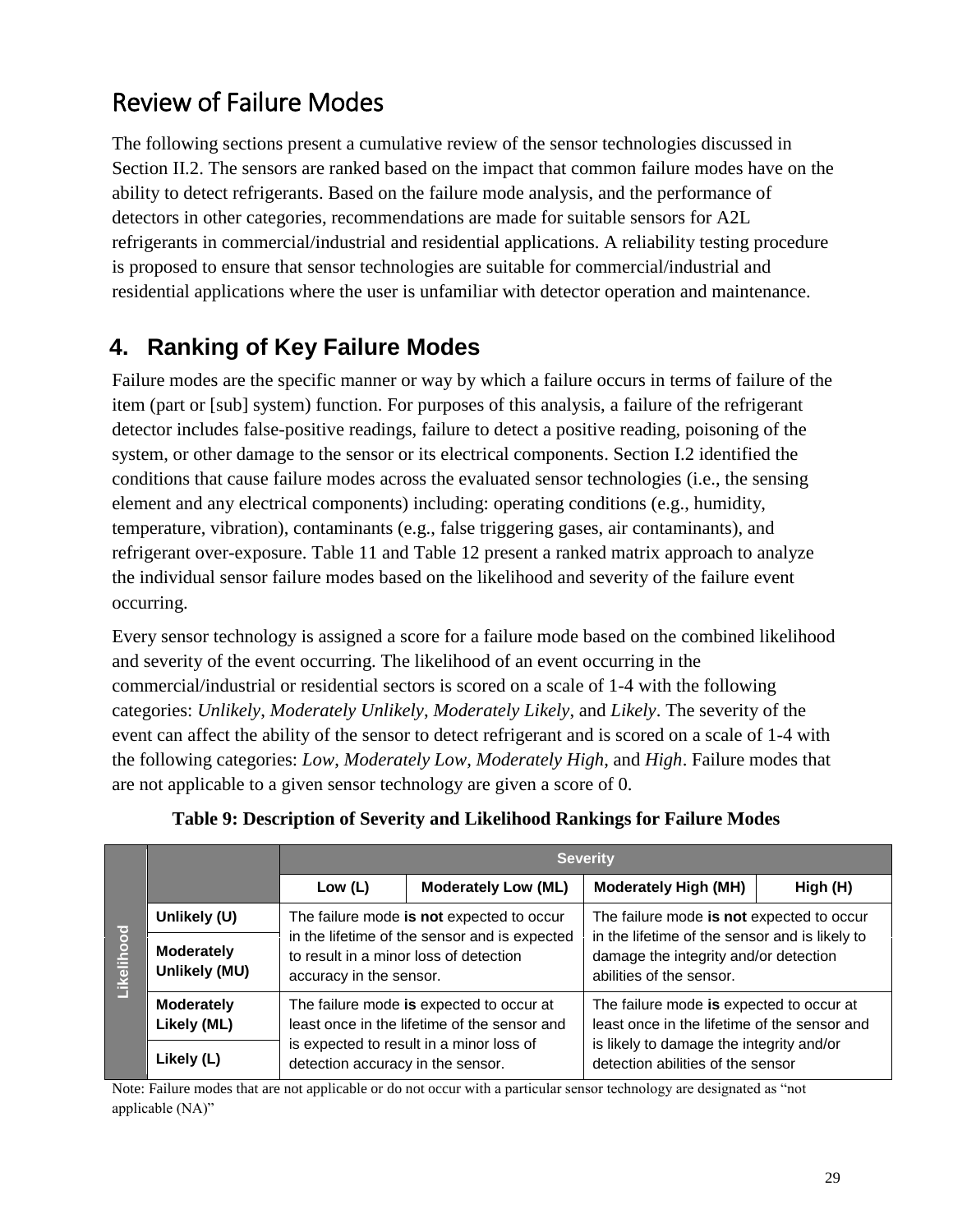# Review of Failure Modes

The following sections present a cumulative review of the sensor technologies discussed in Section II.2. The sensors are ranked based on the impact that common failure modes have on the ability to detect refrigerants. Based on the failure mode analysis, and the performance of detectors in other categories, recommendations are made for suitable sensors for A2L refrigerants in commercial/industrial and residential applications. A reliability testing procedure is proposed to ensure that sensor technologies are suitable for commercial/industrial and residential applications where the user is unfamiliar with detector operation and maintenance.

## 4. Ranking of Key Failure Modes

Failure modes are the specific manner or way by which a failure occurs in terms of failure of the item (part or [sub] system) function. For purposes of this analysis, a failure of the refrigerant detector includes false-positive readings, failure to detect a positive reading, poisoning of the system, or other damage to the sensor or its electrical components. Section I.2 identified the conditions that cause failure modes across the evaluated sensor technologies (i.e., the sensing element and any electrical components) including: operating conditions (e.g., humidity, temperature, vibration), contaminants (e.g., false triggering gases, air contaminants), and refrigerant over-exposure. Table 11 and Table 12 present a ranked matrix approach to analyze the individual sensor failure modes based on the likelihood and severity of the failure event occurring.

Every sensor technology is assigned a score for a failure mode based on the combined likelihood and severity of the event occurring. The likelihood of an event occurring in the commercial/industrial or residential sectors is scored on a scale of 1-4 with the following categories: *Unlikely*, *Moderately Unlikely*, *Moderately Likely*, and *Likely*. The severity of the event can affect the ability of the sensor to detect refrigerant and is scored on a scale of 1-4 with the following categories: *Low*, *Moderately Low*, *Moderately High*, and *High*. Failure modes that are not applicable to a given sensor technology are given a score of 0.

**Table 9: Description of Severity and Likelihood Rankings for Failure Modes**

| | | Severity | | | |
|---|---|---|---|---|---|
| | | **Low (L)** | **Moderately Low (ML)** | **Moderately High (MH)** | **High (H)** |
| **Likelihood** | **Unlikely (U)** | The failure mode **is not** expected to occur in the lifetime of the sensor and is expected to result in a minor loss of detection accuracy in the sensor. | | The failure mode **is not** expected to occur in the lifetime of the sensor and is likely to damage the integrity and/or detection abilities of the sensor. | |
| | **Moderately Unlikely (MU)** | | | | |
| | **Moderately Likely (ML)** | The failure mode **is** expected to occur at least once in the lifetime of the sensor and is expected to result in a minor loss of detection accuracy in the sensor. | | The failure mode **is** expected to occur at least once in the lifetime of the sensor and is likely to damage the integrity and/or detection abilities of the sensor | |
| | **Likely (L)** | | | | |

Note: Failure modes that are not applicable or do not occur with a particular sensor technology are designated as "not applicable (NA)"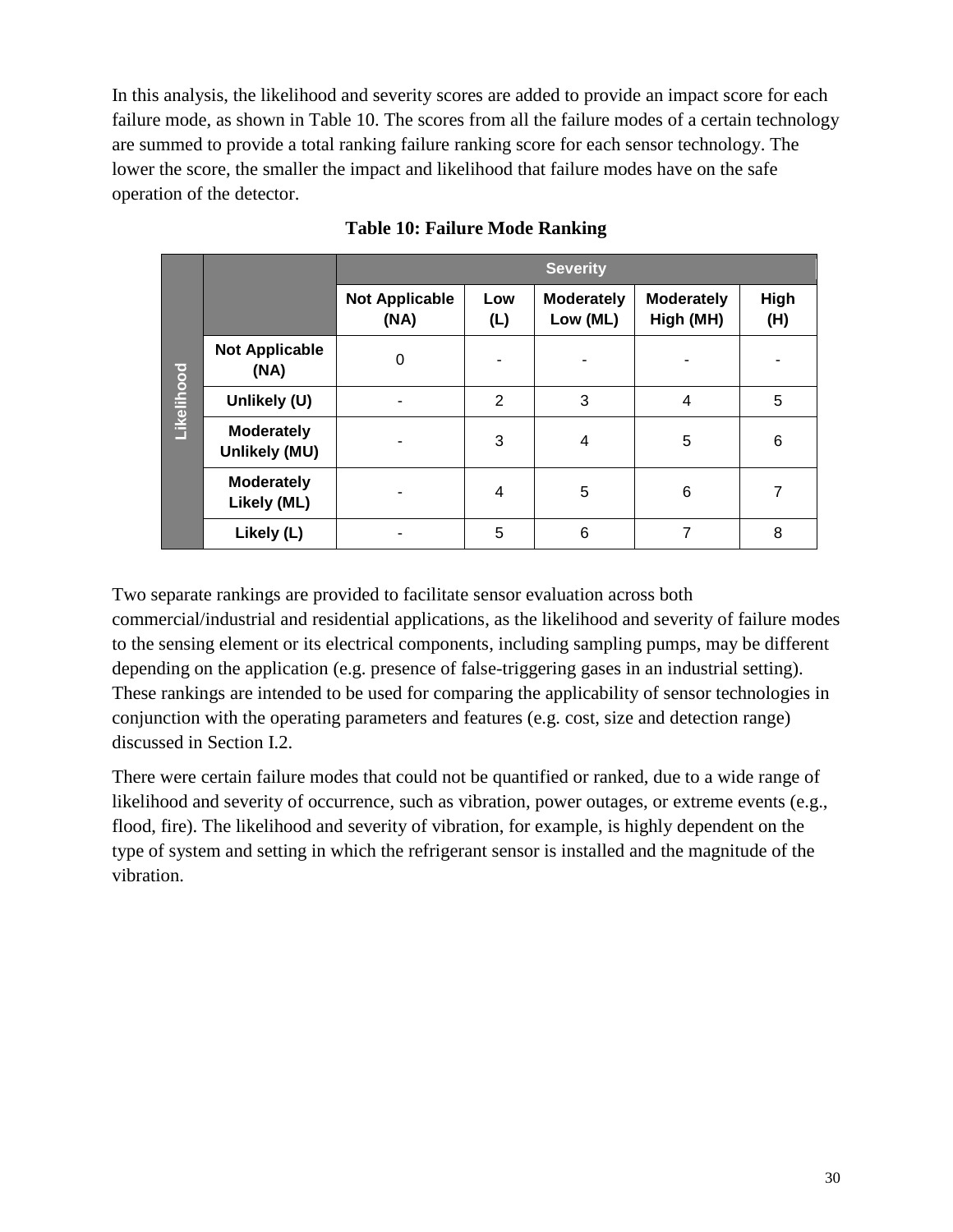In this analysis, the likelihood and severity scores are added to provide an impact score for each failure mode, as shown in Table 10. The scores from all the failure modes of a certain technology are summed to provide a total ranking failure ranking score for each sensor technology. The lower the score, the smaller the impact and likelihood that failure modes have on the safe operation of the detector.

**Table 10: Failure Mode Ranking**

| | | Severity | | | | |
|---|---|---|---|---|---|---|
| | | **Not Applicable (NA)** | **Low (L)** | **Moderately Low (ML)** | **Moderately High (MH)** | **High (H)** |
| **Likelihood** | **Not Applicable (NA)** | 0 | - | - | - | - |
| | **Unlikely (U)** | - | 2 | 3 | 4 | 5 |
| | **Moderately Unlikely (MU)** | - | 3 | 4 | 5 | 6 |
| | **Moderately Likely (ML)** | - | 4 | 5 | 6 | 7 |
| | **Likely (L)** | - | 5 | 6 | 7 | 8 |

Two separate rankings are provided to facilitate sensor evaluation across both commercial/industrial and residential applications, as the likelihood and severity of failure modes to the sensing element or its electrical components, including sampling pumps, may be different depending on the application (e.g. presence of false-triggering gases in an industrial setting). These rankings are intended to be used for comparing the applicability of sensor technologies in conjunction with the operating parameters and features (e.g. cost, size and detection range) discussed in Section I.2.

There were certain failure modes that could not be quantified or ranked, due to a wide range of likelihood and severity of occurrence, such as vibration, power outages, or extreme events (e.g., flood, fire). The likelihood and severity of vibration, for example, is highly dependent on the type of system and setting in which the refrigerant sensor is installed and the magnitude of the vibration.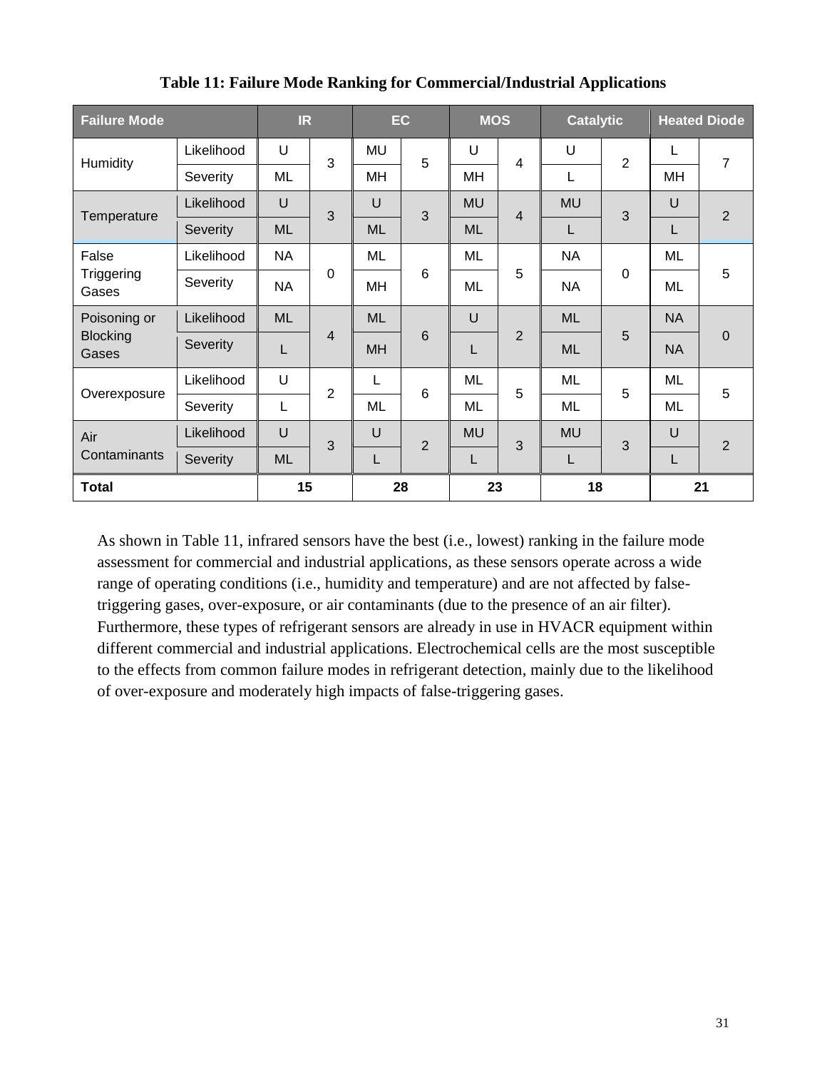**Table 11: Failure Mode Ranking for Commercial/Industrial Applications**

| Failure Mode | | IR | | EC | | MOS | | Catalytic | | Heated Diode | |
|---|---|---|---|---|---|---|---|---|---|---|---|
| Humidity | Likelihood | U | 3 | MU | 5 | U | 4 | U | 2 | L | 7 |
| | Severity | ML | | MH | | MH | | L | | MH | |
| Temperature | Likelihood | U | 3 | U | 3 | MU | 4 | MU | 3 | U | 2 |
| | Severity | ML | | ML | | ML | | L | | L | |
| False Triggering Gases | Likelihood | NA | 0 | ML | 6 | ML | 5 | NA | 0 | ML | 5 |
| | Severity | NA | | MH | | ML | | NA | | ML | |
| Poisoning or Blocking Gases | Likelihood | ML | 4 | ML | 6 | U | 2 | ML | 5 | NA | 0 |
| | Severity | L | | MH | | L | | ML | | NA | |
| Overexposure | Likelihood | U | 2 | L | 6 | ML | 5 | ML | 5 | ML | 5 |
| | Severity | L | | ML | | ML | | ML | | ML | |
| Air Contaminants | Likelihood | U | 3 | U | 2 | MU | 3 | MU | 3 | U | 2 |
| | Severity | ML | | L | | L | | L | | L | |
| **Total** | | **15** | | **28** | | **23** | | **18** | | **21** | |

As shown in Table 11, infrared sensors have the best (i.e., lowest) ranking in the failure mode assessment for commercial and industrial applications, as these sensors operate across a wide range of operating conditions (i.e., humidity and temperature) and are not affected by false-triggering gases, over-exposure, or air contaminants (due to the presence of an air filter). Furthermore, these types of refrigerant sensors are already in use in HVACR equipment within different commercial and industrial applications. Electrochemical cells are the most susceptible to the effects from common failure modes in refrigerant detection, mainly due to the likelihood of over-exposure and moderately high impacts of false-triggering gases.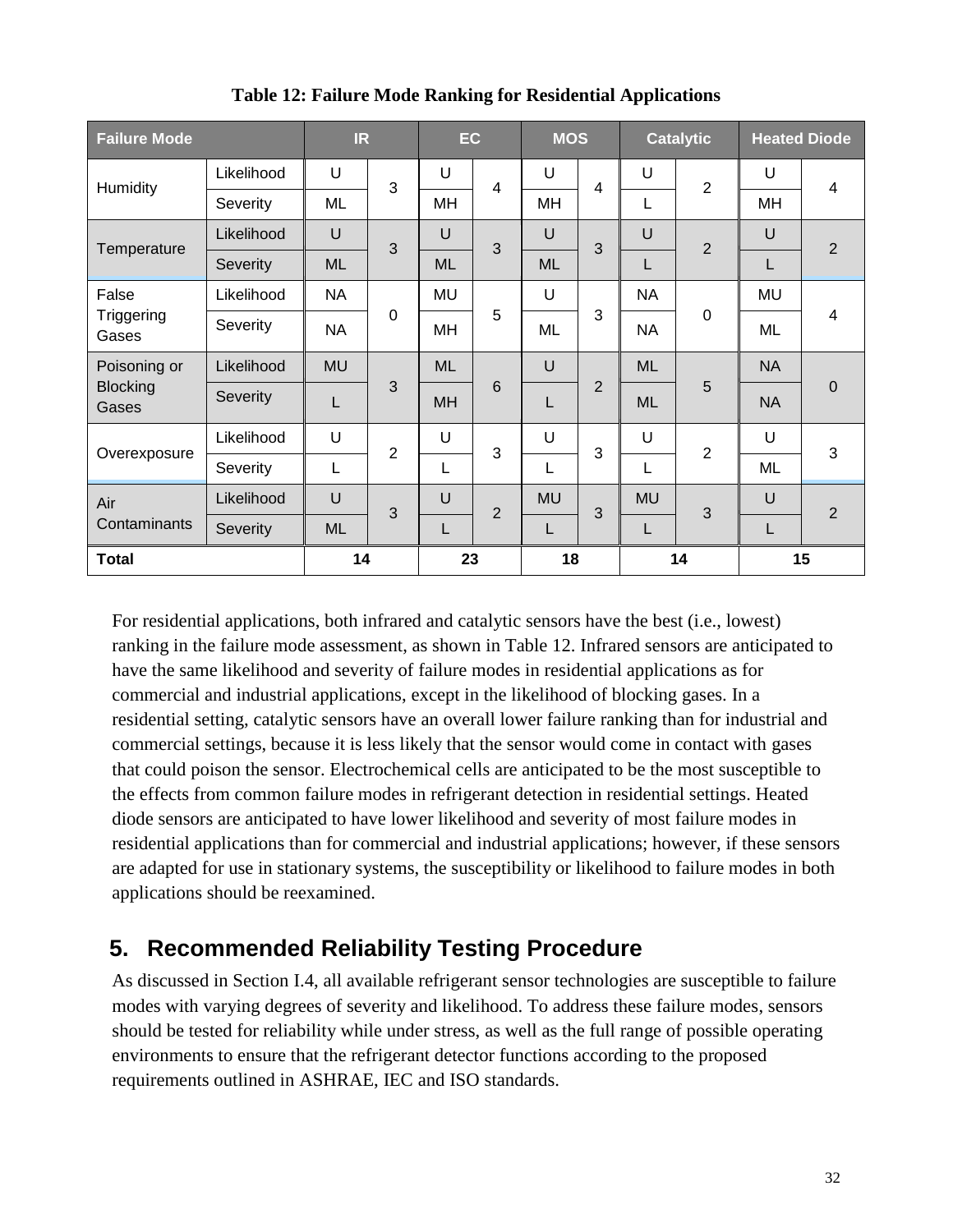**Table 12: Failure Mode Ranking for Residential Applications**

| Failure Mode | | IR | | EC | | MOS | | Catalytic | | Heated Diode | |
|---|---|---|---|---|---|---|---|---|---|---|---|
| Humidity | Likelihood | U | 3 | U | 4 | U | 4 | U | 2 | U | 4 |
| | Severity | ML | | MH | | MH | | L | | MH | |
| Temperature | Likelihood | U | 3 | U | 3 | U | 3 | U | 2 | U | 2 |
| | Severity | ML | | ML | | ML | | L | | L | |
| False Triggering Gases | Likelihood | NA | 0 | MU | 5 | U | 3 | NA | 0 | MU | 4 |
| | Severity | NA | | MH | | ML | | NA | | ML | |
| Poisoning or Blocking Gases | Likelihood | MU | 3 | ML | 6 | U | 2 | ML | 5 | NA | 0 |
| | Severity | L | | MH | | L | | ML | | NA | |
| Overexposure | Likelihood | U | 2 | U | 3 | U | 3 | U | 2 | U | 3 |
| | Severity | L | | L | | L | | L | | ML | |
| Air Contaminants | Likelihood | U | 3 | U | 2 | MU | 3 | MU | 3 | U | 2 |
| | Severity | ML | | L | | L | | L | | L | |
| **Total** | | **14** | | **23** | | **18** | | **14** | | **15** | |

For residential applications, both infrared and catalytic sensors have the best (i.e., lowest) ranking in the failure mode assessment, as shown in Table 12. Infrared sensors are anticipated to have the same likelihood and severity of failure modes in residential applications as for commercial and industrial applications, except in the likelihood of blocking gases. In a residential setting, catalytic sensors have an overall lower failure ranking than for industrial and commercial settings, because it is less likely that the sensor would come in contact with gases that could poison the sensor. Electrochemical cells are anticipated to be the most susceptible to the effects from common failure modes in refrigerant detection in residential settings. Heated diode sensors are anticipated to have lower likelihood and severity of most failure modes in residential applications than for commercial and industrial applications; however, if these sensors are adapted for use in stationary systems, the susceptibility or likelihood to failure modes in both applications should be reexamined.

## 5. Recommended Reliability Testing Procedure

As discussed in Section I.4, all available refrigerant sensor technologies are susceptible to failure modes with varying degrees of severity and likelihood. To address these failure modes, sensors should be tested for reliability while under stress, as well as the full range of possible operating environments to ensure that the refrigerant detector functions according to the proposed requirements outlined in ASHRAE, IEC and ISO standards.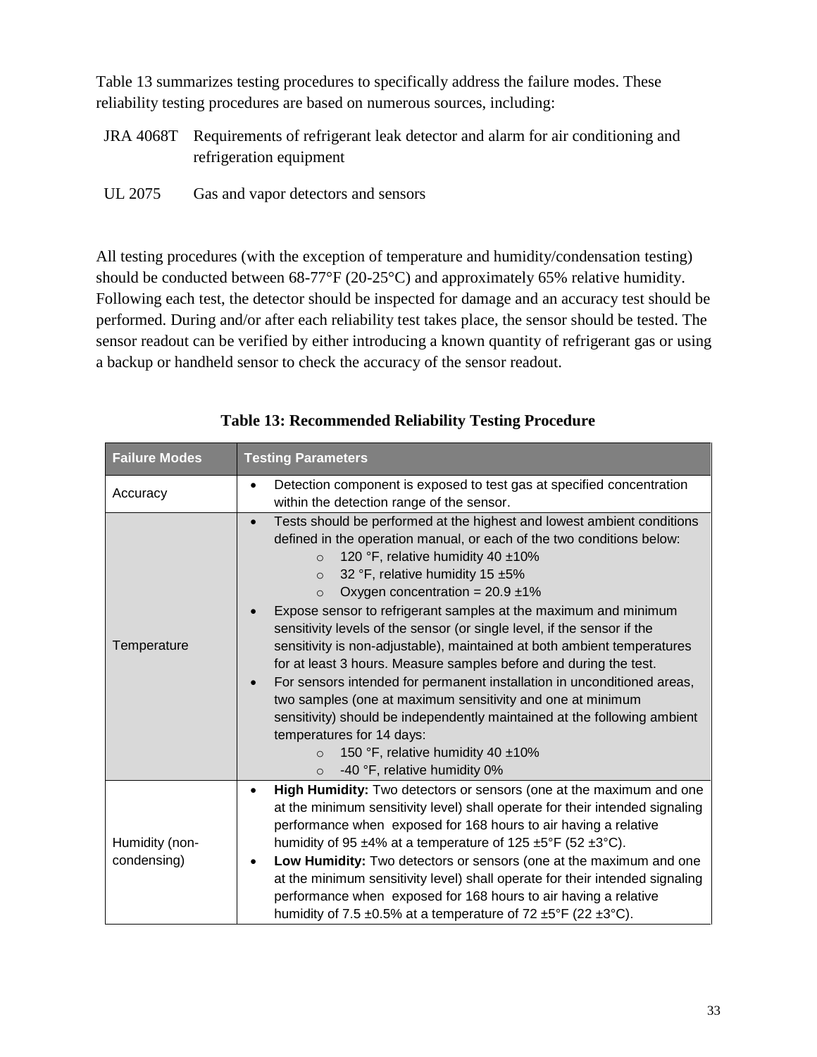Table 13 summarizes testing procedures to specifically address the failure modes. These reliability testing procedures are based on numerous sources, including:

JRA 4068T Requirements of refrigerant leak detector and alarm for air conditioning and refrigeration equipment

UL 2075 Gas and vapor detectors and sensors

All testing procedures (with the exception of temperature and humidity/condensation testing) should be conducted between 68-77°F (20-25°C) and approximately 65% relative humidity. Following each test, the detector should be inspected for damage and an accuracy test should be performed. During and/or after each reliability test takes place, the sensor should be tested. The sensor readout can be verified by either introducing a known quantity of refrigerant gas or using a backup or handheld sensor to check the accuracy of the sensor readout.

**Table 13: Recommended Reliability Testing Procedure**

| Failure Modes | Testing Parameters |
|---|---|
| Accuracy | • Detection component is exposed to test gas at specified concentration within the detection range of the sensor. |
| Temperature | • Tests should be performed at the highest and lowest ambient conditions defined in the operation manual, or each of the two conditions below:<br>  ○ 120 °F, relative humidity 40 ±10%<br>  ○ 32 °F, relative humidity 15 ±5%<br>  ○ Oxygen concentration = 20.9 ±1%<br>• Expose sensor to refrigerant samples at the maximum and minimum sensitivity levels of the sensor (or single level, if the sensor if the sensitivity is non-adjustable), maintained at both ambient temperatures for at least 3 hours. Measure samples before and during the test.<br>• For sensors intended for permanent installation in unconditioned areas, two samples (one at maximum sensitivity and one at minimum sensitivity) should be independently maintained at the following ambient temperatures for 14 days:<br>  ○ 150 °F, relative humidity 40 ±10%<br>  ○ -40 °F, relative humidity 0% |
| Humidity (non-condensing) | • **High Humidity:** Two detectors or sensors (one at the maximum and one at the minimum sensitivity level) shall operate for their intended signaling performance when exposed for 168 hours to air having a relative humidity of 95 ±4% at a temperature of 125 ±5°F (52 ±3°C).<br>• **Low Humidity:** Two detectors or sensors (one at the maximum and one at the minimum sensitivity level) shall operate for their intended signaling performance when exposed for 168 hours to air having a relative humidity of 7.5 ±0.5% at a temperature of 72 ±5°F (22 ±3°C). |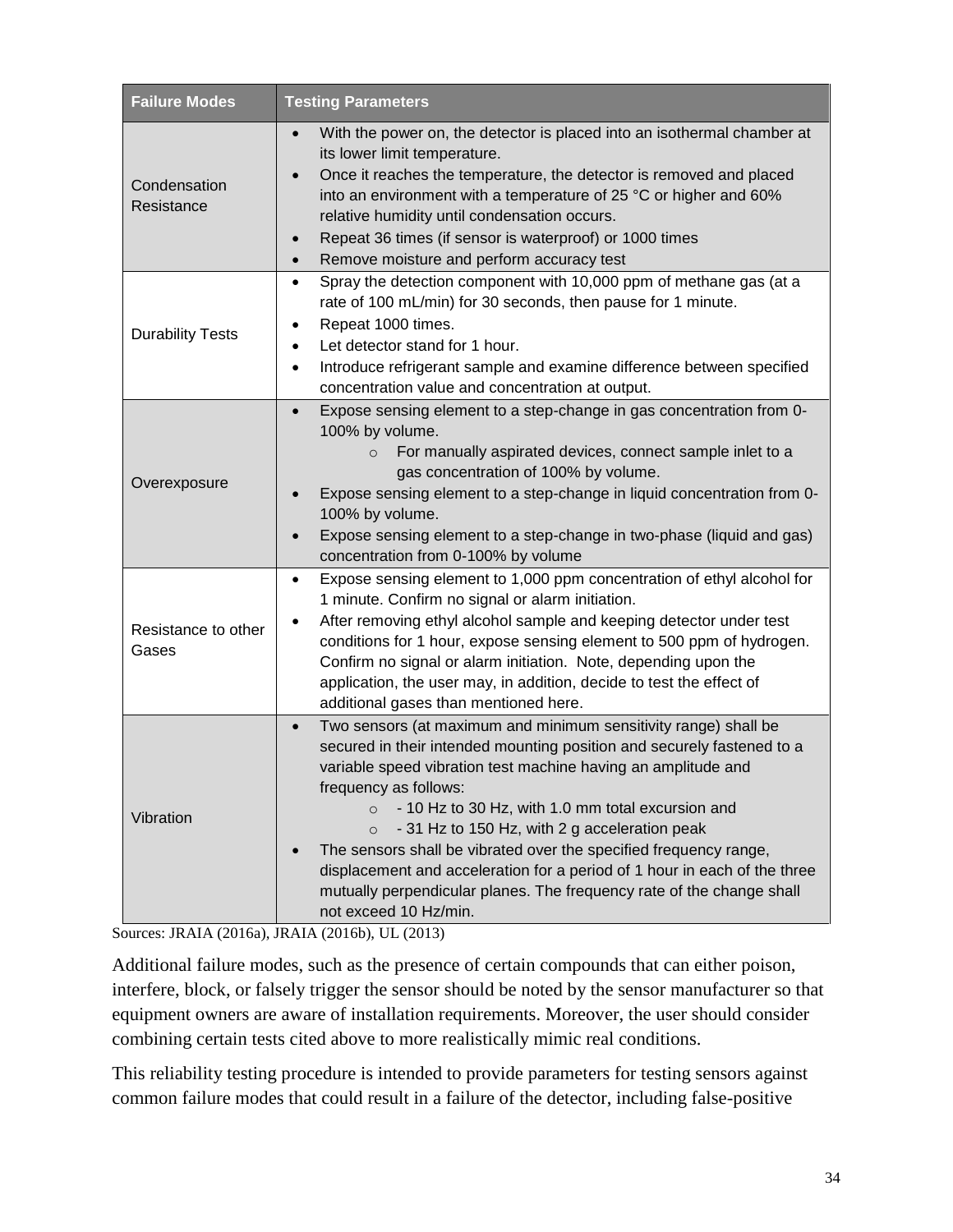| Failure Modes | Testing Parameters |
|---|---|
| Condensation Resistance | • With the power on, the detector is placed into an isothermal chamber at its lower limit temperature.<br>• Once it reaches the temperature, the detector is removed and placed into an environment with a temperature of 25 °C or higher and 60% relative humidity until condensation occurs.<br>• Repeat 36 times (if sensor is waterproof) or 1000 times<br>• Remove moisture and perform accuracy test |
| Durability Tests | • Spray the detection component with 10,000 ppm of methane gas (at a rate of 100 mL/min) for 30 seconds, then pause for 1 minute.<br>• Repeat 1000 times.<br>• Let detector stand for 1 hour.<br>• Introduce refrigerant sample and examine difference between specified concentration value and concentration at output. |
| Overexposure | • Expose sensing element to a step-change in gas concentration from 0-100% by volume.<br>  ○ For manually aspirated devices, connect sample inlet to a gas concentration of 100% by volume.<br>• Expose sensing element to a step-change in liquid concentration from 0-100% by volume.<br>• Expose sensing element to a step-change in two-phase (liquid and gas) concentration from 0-100% by volume |
| Resistance to other Gases | • Expose sensing element to 1,000 ppm concentration of ethyl alcohol for 1 minute. Confirm no signal or alarm initiation.<br>• After removing ethyl alcohol sample and keeping detector under test conditions for 1 hour, expose sensing element to 500 ppm of hydrogen. Confirm no signal or alarm initiation. Note, depending upon the application, the user may, in addition, decide to test the effect of additional gases than mentioned here. |
| Vibration | • Two sensors (at maximum and minimum sensitivity range) shall be secured in their intended mounting position and securely fastened to a variable speed vibration test machine having an amplitude and frequency as follows:<br>  ○ - 10 Hz to 30 Hz, with 1.0 mm total excursion and<br>  ○ - 31 Hz to 150 Hz, with 2 g acceleration peak<br>• The sensors shall be vibrated over the specified frequency range, displacement and acceleration for a period of 1 hour in each of the three mutually perpendicular planes. The frequency rate of the change shall not exceed 10 Hz/min. |

Sources: JRAIA (2016a), JRAIA (2016b), UL (2013)

Additional failure modes, such as the presence of certain compounds that can either poison, interfere, block, or falsely trigger the sensor should be noted by the sensor manufacturer so that equipment owners are aware of installation requirements. Moreover, the user should consider combining certain tests cited above to more realistically mimic real conditions.

This reliability testing procedure is intended to provide parameters for testing sensors against common failure modes that could result in a failure of the detector, including false-positive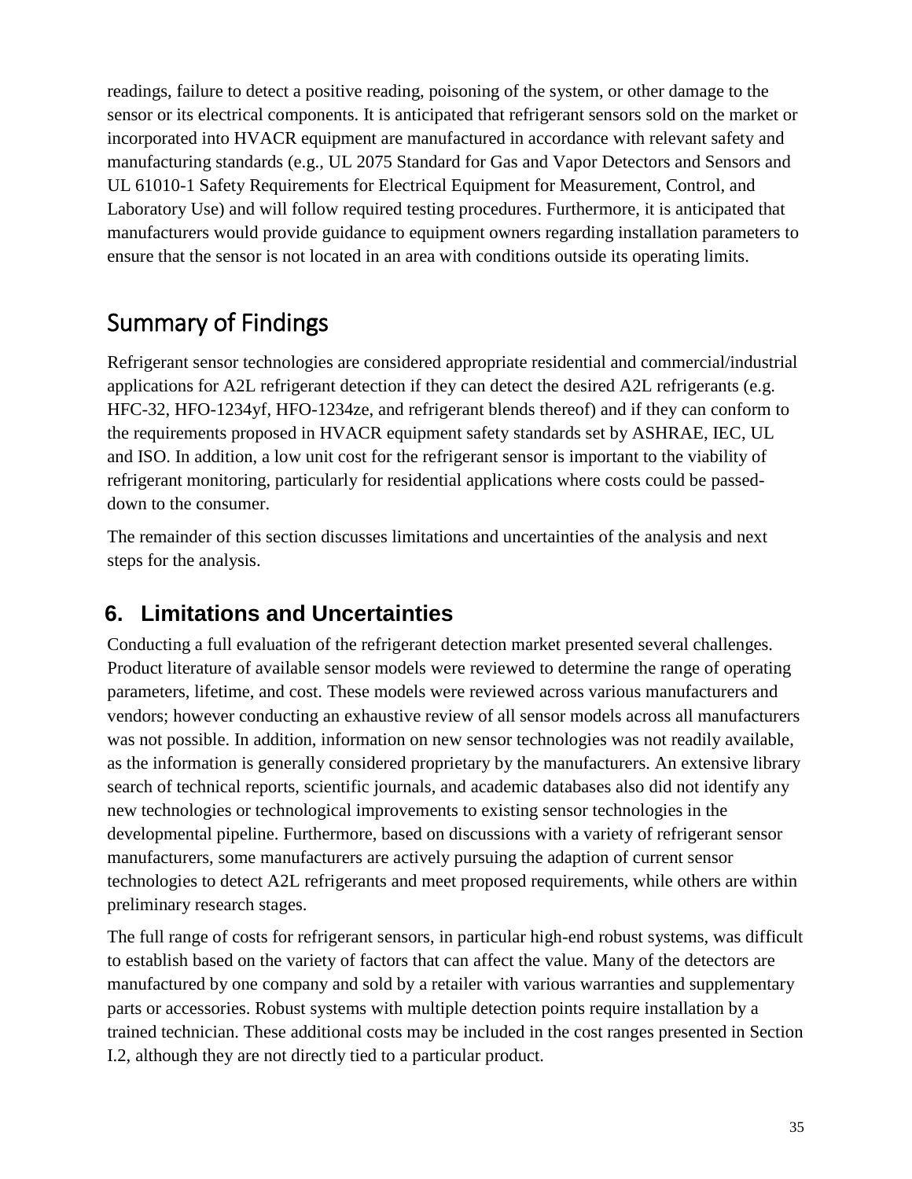readings, failure to detect a positive reading, poisoning of the system, or other damage to the sensor or its electrical components. It is anticipated that refrigerant sensors sold on the market or incorporated into HVACR equipment are manufactured in accordance with relevant safety and manufacturing standards (e.g., UL 2075 Standard for Gas and Vapor Detectors and Sensors and UL 61010-1 Safety Requirements for Electrical Equipment for Measurement, Control, and Laboratory Use) and will follow required testing procedures. Furthermore, it is anticipated that manufacturers would provide guidance to equipment owners regarding installation parameters to ensure that the sensor is not located in an area with conditions outside its operating limits.

## Summary of Findings

Refrigerant sensor technologies are considered appropriate residential and commercial/industrial applications for A2L refrigerant detection if they can detect the desired A2L refrigerants (e.g. HFC-32, HFO-1234yf, HFO-1234ze, and refrigerant blends thereof) and if they can conform to the requirements proposed in HVACR equipment safety standards set by ASHRAE, IEC, UL and ISO. In addition, a low unit cost for the refrigerant sensor is important to the viability of refrigerant monitoring, particularly for residential applications where costs could be passed-down to the consumer.

The remainder of this section discusses limitations and uncertainties of the analysis and next steps for the analysis.

## 6. Limitations and Uncertainties

Conducting a full evaluation of the refrigerant detection market presented several challenges. Product literature of available sensor models were reviewed to determine the range of operating parameters, lifetime, and cost. These models were reviewed across various manufacturers and vendors; however conducting an exhaustive review of all sensor models across all manufacturers was not possible. In addition, information on new sensor technologies was not readily available, as the information is generally considered proprietary by the manufacturers. An extensive library search of technical reports, scientific journals, and academic databases also did not identify any new technologies or technological improvements to existing sensor technologies in the developmental pipeline. Furthermore, based on discussions with a variety of refrigerant sensor manufacturers, some manufacturers are actively pursuing the adaption of current sensor technologies to detect A2L refrigerants and meet proposed requirements, while others are within preliminary research stages.

The full range of costs for refrigerant sensors, in particular high-end robust systems, was difficult to establish based on the variety of factors that can affect the value. Many of the detectors are manufactured by one company and sold by a retailer with various warranties and supplementary parts or accessories. Robust systems with multiple detection points require installation by a trained technician. These additional costs may be included in the cost ranges presented in Section I.2, although they are not directly tied to a particular product.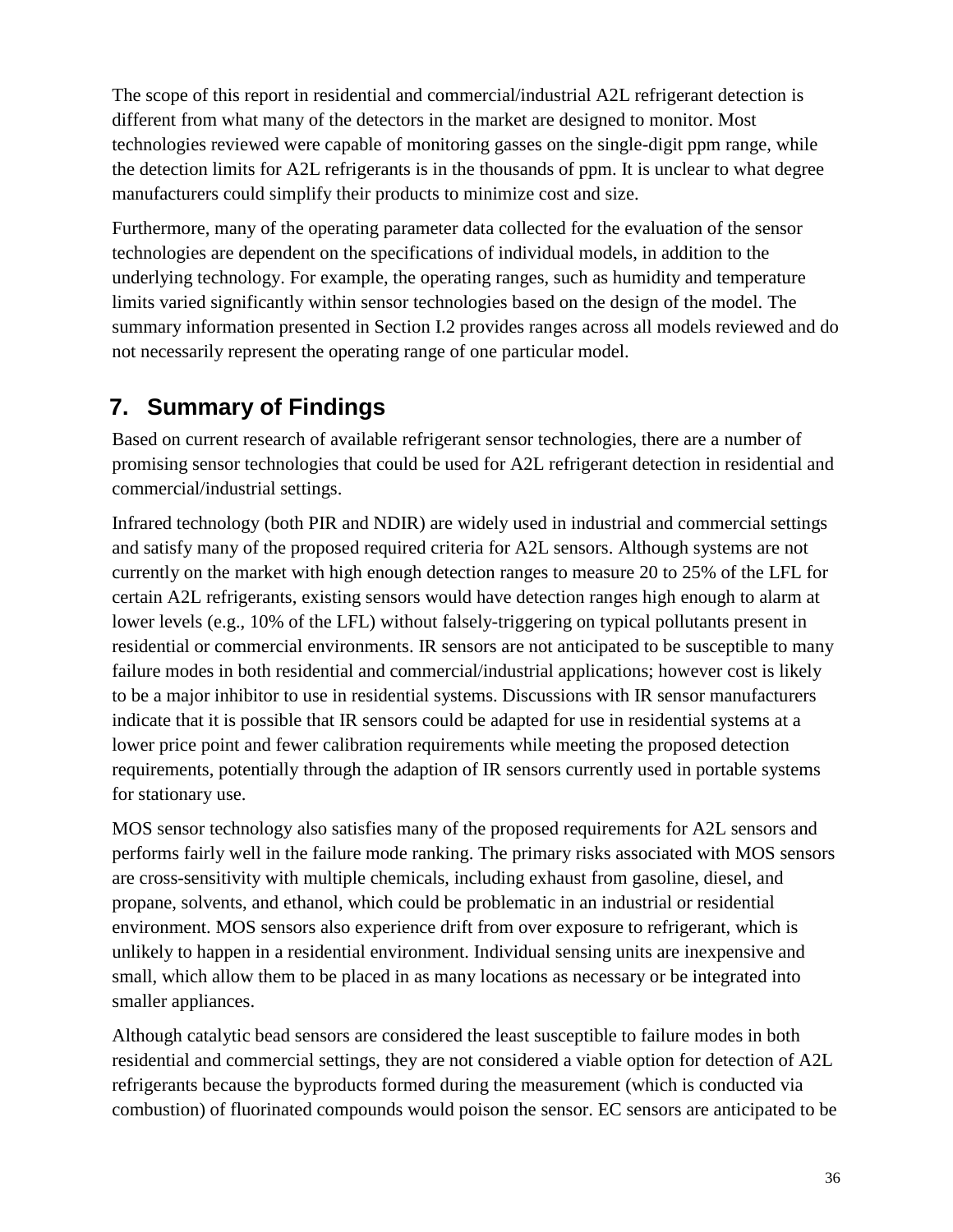The scope of this report in residential and commercial/industrial A2L refrigerant detection is different from what many of the detectors in the market are designed to monitor. Most technologies reviewed were capable of monitoring gasses on the single-digit ppm range, while the detection limits for A2L refrigerants is in the thousands of ppm. It is unclear to what degree manufacturers could simplify their products to minimize cost and size.

Furthermore, many of the operating parameter data collected for the evaluation of the sensor technologies are dependent on the specifications of individual models, in addition to the underlying technology. For example, the operating ranges, such as humidity and temperature limits varied significantly within sensor technologies based on the design of the model. The summary information presented in Section I.2 provides ranges across all models reviewed and do not necessarily represent the operating range of one particular model.

## 7. Summary of Findings

Based on current research of available refrigerant sensor technologies, there are a number of promising sensor technologies that could be used for A2L refrigerant detection in residential and commercial/industrial settings.

Infrared technology (both PIR and NDIR) are widely used in industrial and commercial settings and satisfy many of the proposed required criteria for A2L sensors. Although systems are not currently on the market with high enough detection ranges to measure 20 to 25% of the LFL for certain A2L refrigerants, existing sensors would have detection ranges high enough to alarm at lower levels (e.g., 10% of the LFL) without falsely-triggering on typical pollutants present in residential or commercial environments. IR sensors are not anticipated to be susceptible to many failure modes in both residential and commercial/industrial applications; however cost is likely to be a major inhibitor to use in residential systems. Discussions with IR sensor manufacturers indicate that it is possible that IR sensors could be adapted for use in residential systems at a lower price point and fewer calibration requirements while meeting the proposed detection requirements, potentially through the adaption of IR sensors currently used in portable systems for stationary use.

MOS sensor technology also satisfies many of the proposed requirements for A2L sensors and performs fairly well in the failure mode ranking. The primary risks associated with MOS sensors are cross-sensitivity with multiple chemicals, including exhaust from gasoline, diesel, and propane, solvents, and ethanol, which could be problematic in an industrial or residential environment. MOS sensors also experience drift from over exposure to refrigerant, which is unlikely to happen in a residential environment. Individual sensing units are inexpensive and small, which allow them to be placed in as many locations as necessary or be integrated into smaller appliances.

Although catalytic bead sensors are considered the least susceptible to failure modes in both residential and commercial settings, they are not considered a viable option for detection of A2L refrigerants because the byproducts formed during the measurement (which is conducted via combustion) of fluorinated compounds would poison the sensor. EC sensors are anticipated to be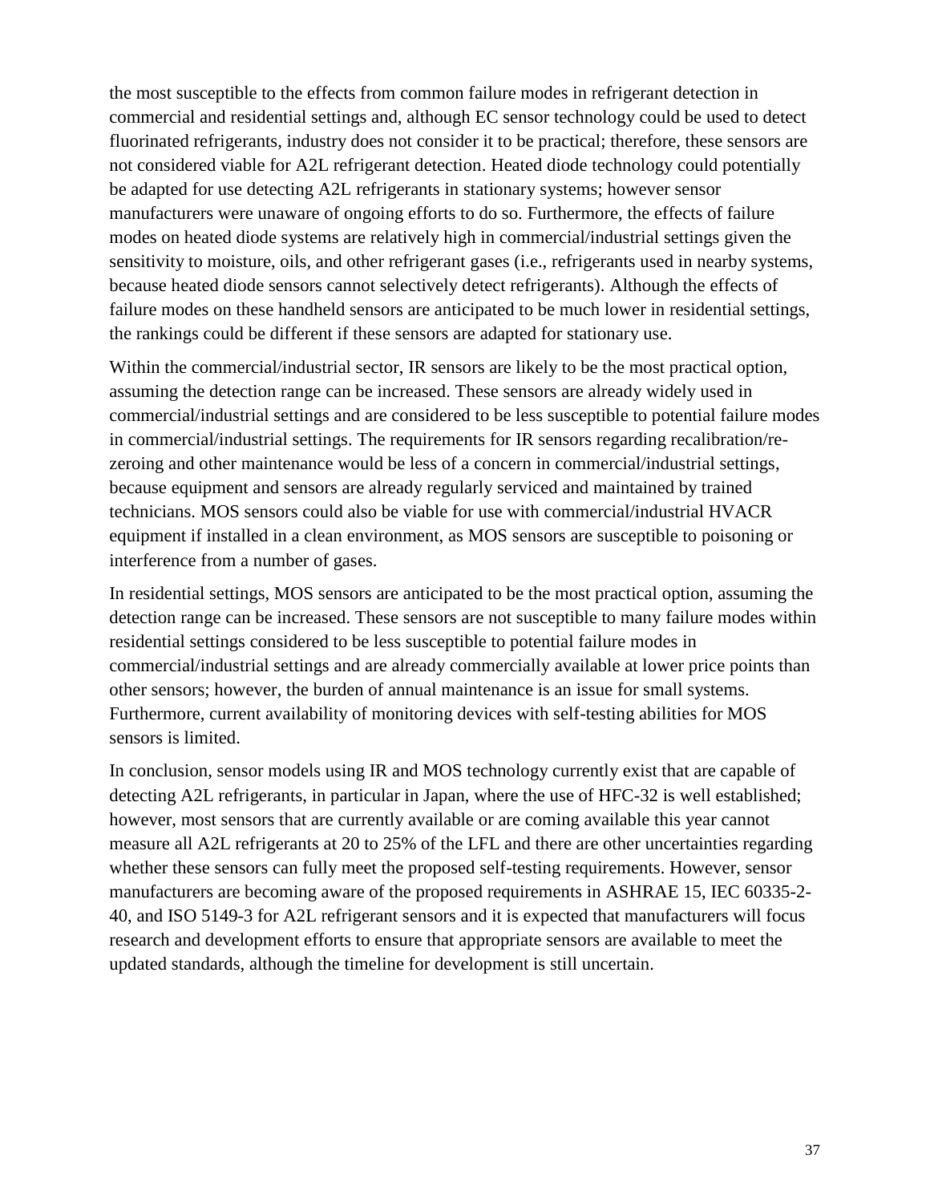the most susceptible to the effects from common failure modes in refrigerant detection in commercial and residential settings and, although EC sensor technology could be used to detect fluorinated refrigerants, industry does not consider it to be practical; therefore, these sensors are not considered viable for A2L refrigerant detection. Heated diode technology could potentially be adapted for use detecting A2L refrigerants in stationary systems; however sensor manufacturers were unaware of ongoing efforts to do so. Furthermore, the effects of failure modes on heated diode systems are relatively high in commercial/industrial settings given the sensitivity to moisture, oils, and other refrigerant gases (i.e., refrigerants used in nearby systems, because heated diode sensors cannot selectively detect refrigerants). Although the effects of failure modes on these handheld sensors are anticipated to be much lower in residential settings, the rankings could be different if these sensors are adapted for stationary use.

Within the commercial/industrial sector, IR sensors are likely to be the most practical option, assuming the detection range can be increased. These sensors are already widely used in commercial/industrial settings and are considered to be less susceptible to potential failure modes in commercial/industrial settings. The requirements for IR sensors regarding recalibration/re-zeroing and other maintenance would be less of a concern in commercial/industrial settings, because equipment and sensors are already regularly serviced and maintained by trained technicians. MOS sensors could also be viable for use with commercial/industrial HVACR equipment if installed in a clean environment, as MOS sensors are susceptible to poisoning or interference from a number of gases.

In residential settings, MOS sensors are anticipated to be the most practical option, assuming the detection range can be increased. These sensors are not susceptible to many failure modes within residential settings considered to be less susceptible to potential failure modes in commercial/industrial settings and are already commercially available at lower price points than other sensors; however, the burden of annual maintenance is an issue for small systems. Furthermore, current availability of monitoring devices with self-testing abilities for MOS sensors is limited.

In conclusion, sensor models using IR and MOS technology currently exist that are capable of detecting A2L refrigerants, in particular in Japan, where the use of HFC-32 is well established; however, most sensors that are currently available or are coming available this year cannot measure all A2L refrigerants at 20 to 25% of the LFL and there are other uncertainties regarding whether these sensors can fully meet the proposed self-testing requirements. However, sensor manufacturers are becoming aware of the proposed requirements in ASHRAE 15, IEC 60335-2-40, and ISO 5149-3 for A2L refrigerant sensors and it is expected that manufacturers will focus research and development efforts to ensure that appropriate sensors are available to meet the updated standards, although the timeline for development is still uncertain.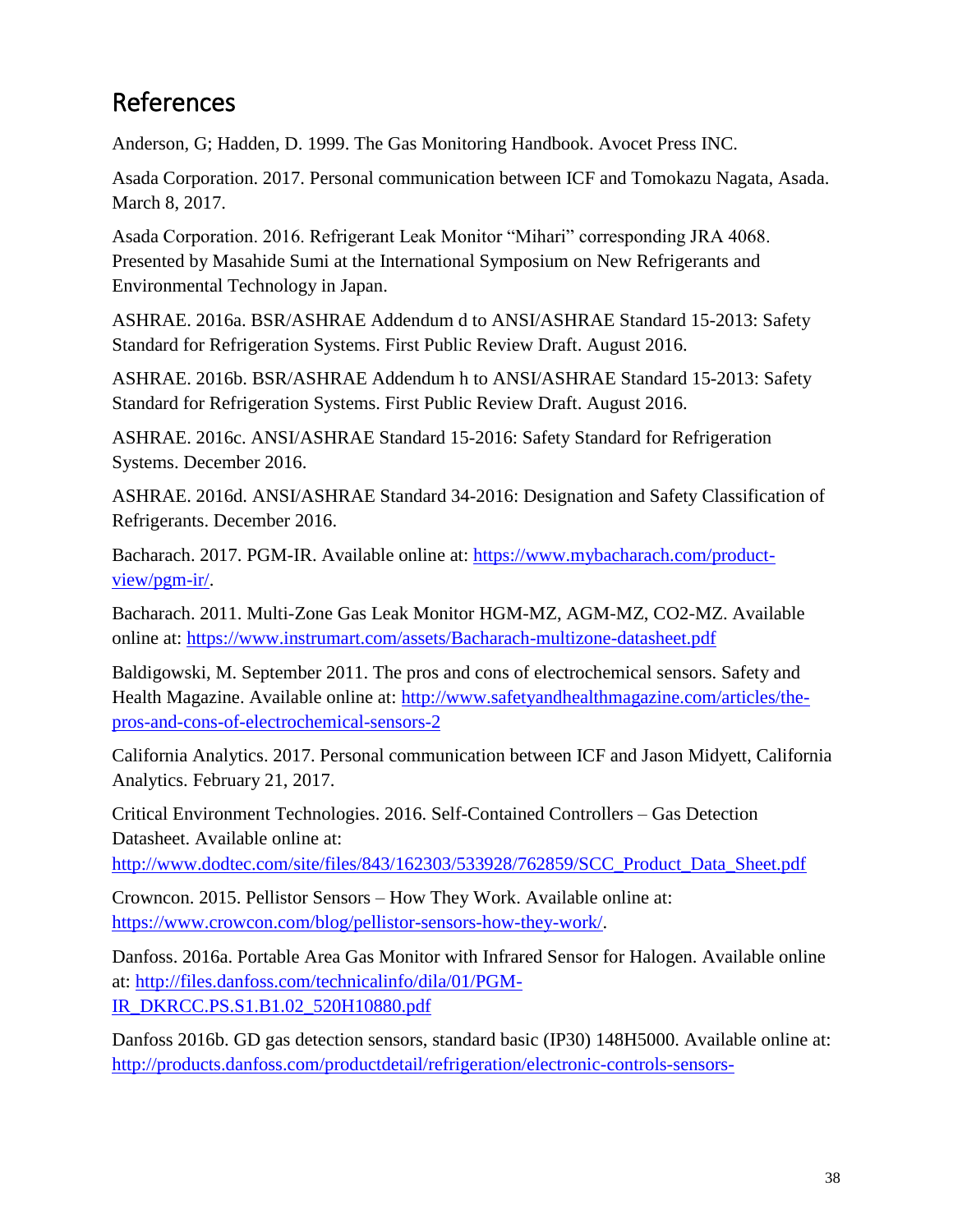## References

Anderson, G; Hadden, D. 1999. The Gas Monitoring Handbook. Avocet Press INC.

Asada Corporation. 2017. Personal communication between ICF and Tomokazu Nagata, Asada. March 8, 2017.

Asada Corporation. 2016. Refrigerant Leak Monitor "Mihari" corresponding JRA 4068. Presented by Masahide Sumi at the International Symposium on New Refrigerants and Environmental Technology in Japan.

ASHRAE. 2016a. BSR/ASHRAE Addendum d to ANSI/ASHRAE Standard 15-2013: Safety Standard for Refrigeration Systems. First Public Review Draft. August 2016.

ASHRAE. 2016b. BSR/ASHRAE Addendum h to ANSI/ASHRAE Standard 15-2013: Safety Standard for Refrigeration Systems. First Public Review Draft. August 2016.

ASHRAE. 2016c. ANSI/ASHRAE Standard 15-2016: Safety Standard for Refrigeration Systems. December 2016.

ASHRAE. 2016d. ANSI/ASHRAE Standard 34-2016: Designation and Safety Classification of Refrigerants. December 2016.

Bacharach. 2017. PGM-IR. Available online at: [https://www.mybacharach.com/product-view/pgm-ir/](https://www.mybacharach.com/product-view/pgm-ir/).

Bacharach. 2011. Multi-Zone Gas Leak Monitor HGM-MZ, AGM-MZ, CO2-MZ. Available online at: [https://www.instrumart.com/assets/Bacharach-multizone-datasheet.pdf](https://www.instrumart.com/assets/Bacharach-multizone-datasheet.pdf)

Baldigowski, M. September 2011. The pros and cons of electrochemical sensors. Safety and Health Magazine. Available online at: [http://www.safetyandhealthmagazine.com/articles/the-pros-and-cons-of-electrochemical-sensors-2](http://www.safetyandhealthmagazine.com/articles/the-pros-and-cons-of-electrochemical-sensors-2)

California Analytics. 2017. Personal communication between ICF and Jason Midyett, California Analytics. February 21, 2017.

Critical Environment Technologies. 2016. Self-Contained Controllers – Gas Detection Datasheet. Available online at: [http://www.dodtec.com/site/files/843/162303/533928/762859/SCC_Product_Data_Sheet.pdf](http://www.dodtec.com/site/files/843/162303/533928/762859/SCC_Product_Data_Sheet.pdf)

Crowncon. 2015. Pellistor Sensors – How They Work. Available online at: [https://www.crowcon.com/blog/pellistor-sensors-how-they-work/](https://www.crowcon.com/blog/pellistor-sensors-how-they-work/).

Danfoss. 2016a. Portable Area Gas Monitor with Infrared Sensor for Halogen. Available online at: [http://files.danfoss.com/technicalinfo/dila/01/PGM-IR_DKRCC.PS.S1.B1.02_520H10880.pdf](http://files.danfoss.com/technicalinfo/dila/01/PGM-IR_DKRCC.PS.S1.B1.02_520H10880.pdf)

Danfoss 2016b. GD gas detection sensors, standard basic (IP30) 148H5000. Available online at: [http://products.danfoss.com/productdetail/refrigeration/electronic-controls-sensors-](http://products.danfoss.com/productdetail/refrigeration/electronic-controls-sensors-)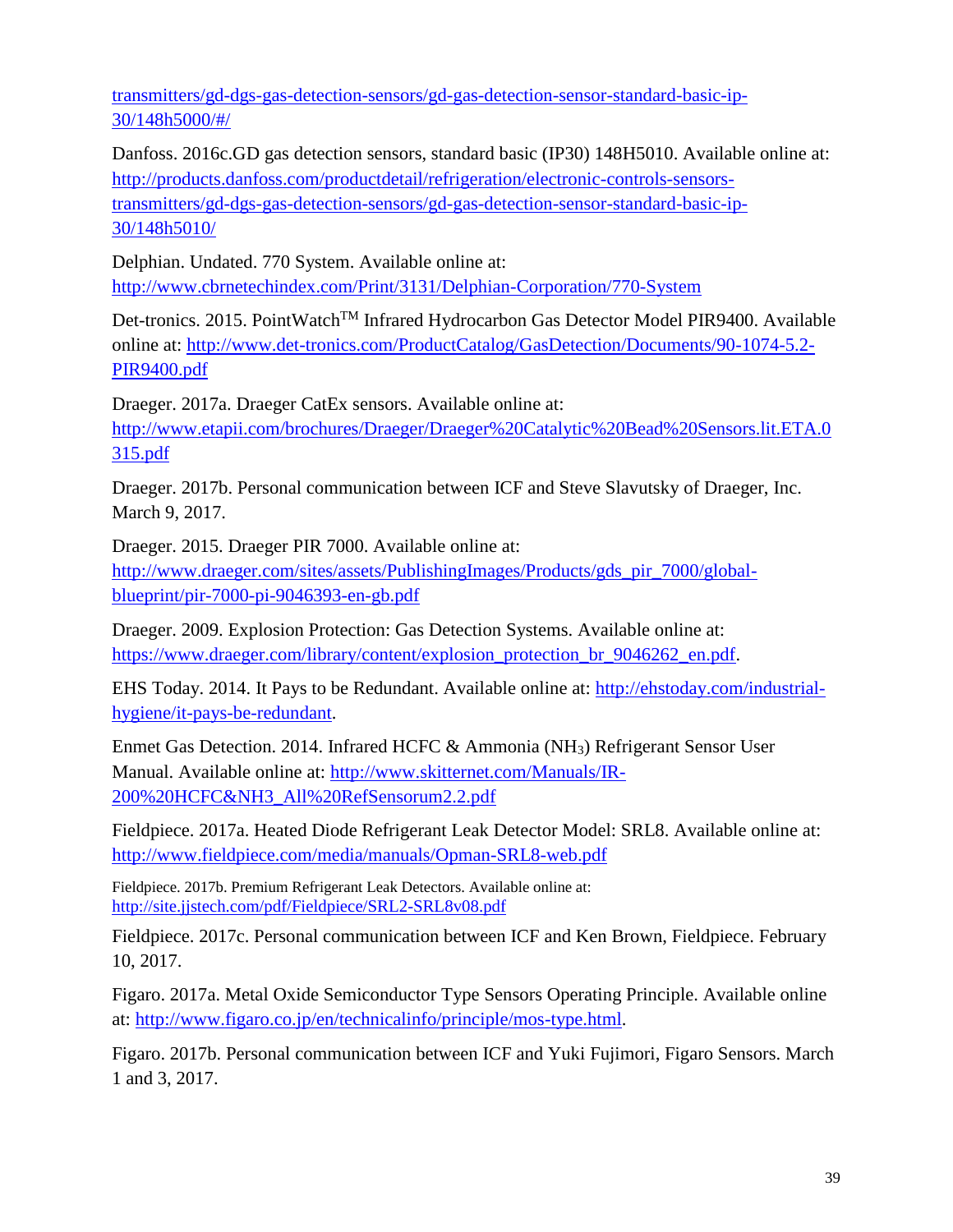transmitters/gd-dgs-gas-detection-sensors/gd-gas-detection-sensor-standard-basic-ip-30/148h5000/#/

Danfoss. 2016c.GD gas detection sensors, standard basic (IP30) 148H5010. Available online at: http://products.danfoss.com/productdetail/refrigeration/electronic-controls-sensors-transmitters/gd-dgs-gas-detection-sensors/gd-gas-detection-sensor-standard-basic-ip-30/148h5010/

Delphian. Undated. 770 System. Available online at: http://www.cbrnetechindex.com/Print/3131/Delphian-Corporation/770-System

Det-tronics. 2015. PointWatch™ Infrared Hydrocarbon Gas Detector Model PIR9400. Available online at: http://www.det-tronics.com/ProductCatalog/GasDetection/Documents/90-1074-5.2-PIR9400.pdf

Draeger. 2017a. Draeger CatEx sensors. Available online at: http://www.etapii.com/brochures/Draeger/Draeger%20Catalytic%20Bead%20Sensors.lit.ETA.0315.pdf

Draeger. 2017b. Personal communication between ICF and Steve Slavutsky of Draeger, Inc. March 9, 2017.

Draeger. 2015. Draeger PIR 7000. Available online at: http://www.draeger.com/sites/assets/PublishingImages/Products/gds_pir_7000/global-blueprint/pir-7000-pi-9046393-en-gb.pdf

Draeger. 2009. Explosion Protection: Gas Detection Systems. Available online at: https://www.draeger.com/library/content/explosion_protection_br_9046262_en.pdf.

EHS Today. 2014. It Pays to be Redundant. Available online at: http://ehstoday.com/industrial-hygiene/it-pays-be-redundant.

Enmet Gas Detection. 2014. Infrared HCFC & Ammonia ($NH_3$) Refrigerant Sensor User Manual. Available online at: http://www.skitternet.com/Manuals/IR-200%20HCFC&NH3_All%20RefSensorum2.2.pdf

Fieldpiece. 2017a. Heated Diode Refrigerant Leak Detector Model: SRL8. Available online at: http://www.fieldpiece.com/media/manuals/Opman-SRL8-web.pdf

Fieldpiece. 2017b. Premium Refrigerant Leak Detectors. Available online at: http://site.jjstech.com/pdf/Fieldpiece/SRL2-SRL8v08.pdf

Fieldpiece. 2017c. Personal communication between ICF and Ken Brown, Fieldpiece. February 10, 2017.

Figaro. 2017a. Metal Oxide Semiconductor Type Sensors Operating Principle. Available online at: http://www.figaro.co.jp/en/technicalinfo/principle/mos-type.html.

Figaro. 2017b. Personal communication between ICF and Yuki Fujimori, Figaro Sensors. March 1 and 3, 2017.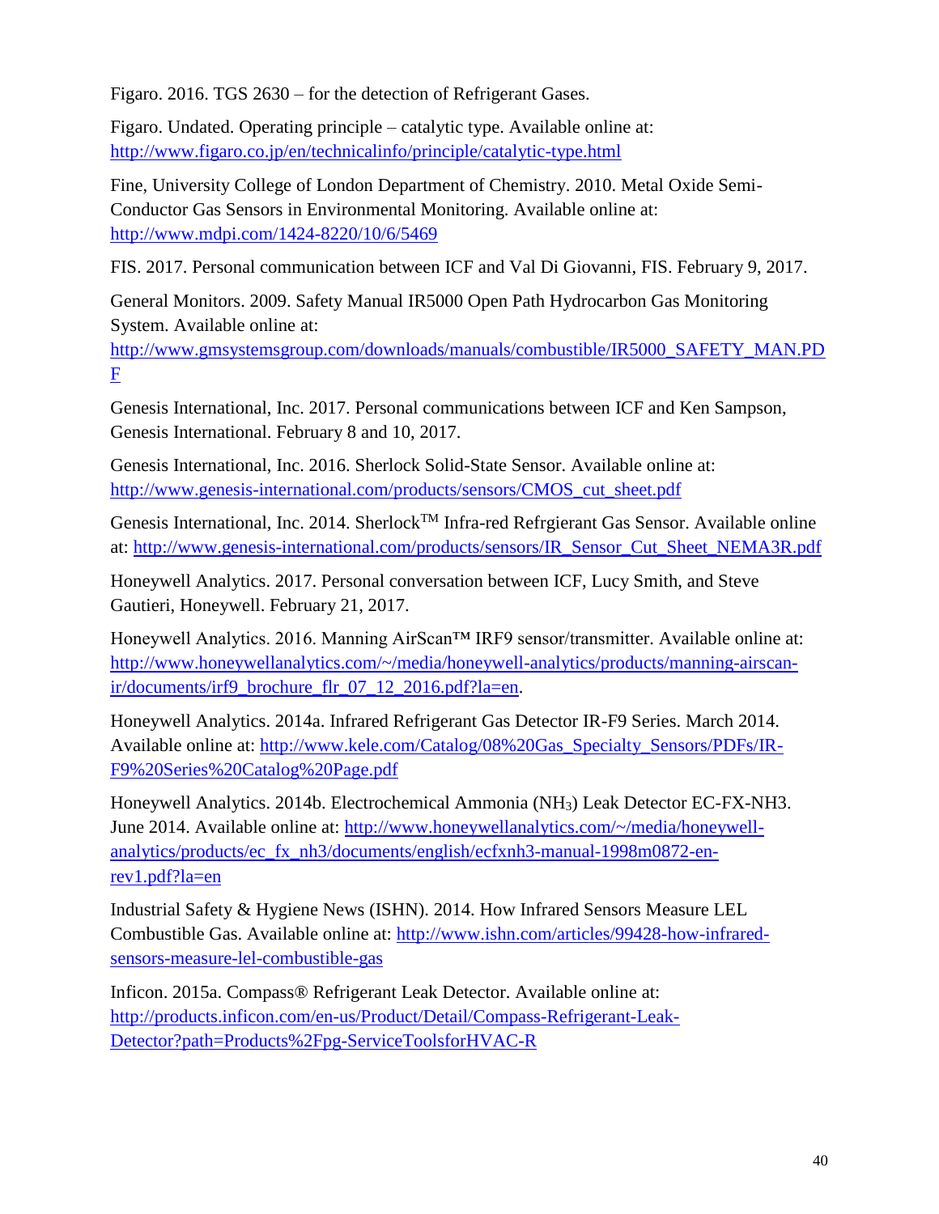Figaro. 2016. TGS 2630 – for the detection of Refrigerant Gases.

Figaro. Undated. Operating principle – catalytic type. Available online at: http://www.figaro.co.jp/en/technicalinfo/principle/catalytic-type.html

Fine, University College of London Department of Chemistry. 2010. Metal Oxide Semi-Conductor Gas Sensors in Environmental Monitoring. Available online at: http://www.mdpi.com/1424-8220/10/6/5469

FIS. 2017. Personal communication between ICF and Val Di Giovanni, FIS. February 9, 2017.

General Monitors. 2009. Safety Manual IR5000 Open Path Hydrocarbon Gas Monitoring System. Available online at: http://www.gmsystemsgroup.com/downloads/manuals/combustible/IR5000_SAFETY_MAN.PDF

Genesis International, Inc. 2017. Personal communications between ICF and Ken Sampson, Genesis International. February 8 and 10, 2017.

Genesis International, Inc. 2016. Sherlock Solid-State Sensor. Available online at: http://www.genesis-international.com/products/sensors/CMOS_cut_sheet.pdf

Genesis International, Inc. 2014. Sherlock™ Infra-red Refrgierant Gas Sensor. Available online at: http://www.genesis-international.com/products/sensors/IR_Sensor_Cut_Sheet_NEMA3R.pdf

Honeywell Analytics. 2017. Personal conversation between ICF, Lucy Smith, and Steve Gautieri, Honeywell. February 21, 2017.

Honeywell Analytics. 2016. Manning AirScan™ IRF9 sensor/transmitter. Available online at: http://www.honeywellanalytics.com/~/media/honeywell-analytics/products/manning-airscan-ir/documents/irf9_brochure_flr_07_12_2016.pdf?la=en.

Honeywell Analytics. 2014a. Infrared Refrigerant Gas Detector IR-F9 Series. March 2014. Available online at: http://www.kele.com/Catalog/08%20Gas_Specialty_Sensors/PDFs/IR-F9%20Series%20Catalog%20Page.pdf

Honeywell Analytics. 2014b. Electrochemical Ammonia ($NH_3$) Leak Detector EC-FX-NH3. June 2014. Available online at: http://www.honeywellanalytics.com/~/media/honeywell-analytics/products/ec_fx_nh3/documents/english/ecfxnh3-manual-1998m0872-en-rev1.pdf?la=en

Industrial Safety & Hygiene News (ISHN). 2014. How Infrared Sensors Measure LEL Combustible Gas. Available online at: http://www.ishn.com/articles/99428-how-infrared-sensors-measure-lel-combustible-gas

Inficon. 2015a. Compass® Refrigerant Leak Detector. Available online at: http://products.inficon.com/en-us/Product/Detail/Compass-Refrigerant-Leak-Detector?path=Products%2Fpg-ServiceToolsforHVAC-R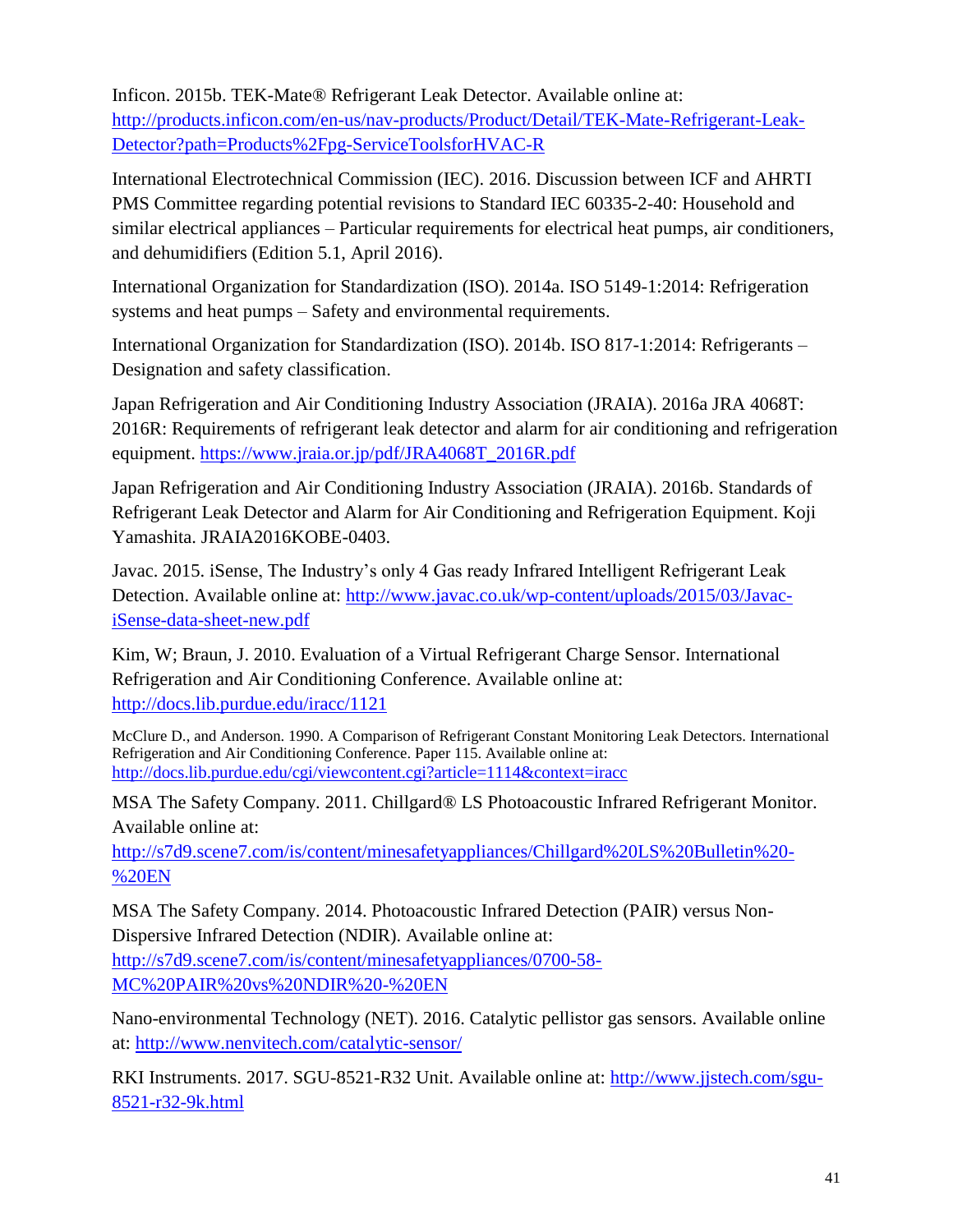Inficon. 2015b. TEK-Mate® Refrigerant Leak Detector. Available online at: http://products.inficon.com/en-us/nav-products/Product/Detail/TEK-Mate-Refrigerant-Leak-Detector?path=Products%2Fpg-ServiceToolsforHVAC-R

International Electrotechnical Commission (IEC). 2016. Discussion between ICF and AHRTI PMS Committee regarding potential revisions to Standard IEC 60335-2-40: Household and similar electrical appliances – Particular requirements for electrical heat pumps, air conditioners, and dehumidifiers (Edition 5.1, April 2016).

International Organization for Standardization (ISO). 2014a. ISO 5149-1:2014: Refrigeration systems and heat pumps – Safety and environmental requirements.

International Organization for Standardization (ISO). 2014b. ISO 817-1:2014: Refrigerants – Designation and safety classification.

Japan Refrigeration and Air Conditioning Industry Association (JRAIA). 2016a JRA 4068T: 2016R: Requirements of refrigerant leak detector and alarm for air conditioning and refrigeration equipment. https://www.jraia.or.jp/pdf/JRA4068T_2016R.pdf

Japan Refrigeration and Air Conditioning Industry Association (JRAIA). 2016b. Standards of Refrigerant Leak Detector and Alarm for Air Conditioning and Refrigeration Equipment. Koji Yamashita. JRAIA2016KOBE-0403.

Javac. 2015. iSense, The Industry's only 4 Gas ready Infrared Intelligent Refrigerant Leak Detection. Available online at: http://www.javac.co.uk/wp-content/uploads/2015/03/Javac-iSense-data-sheet-new.pdf

Kim, W; Braun, J. 2010. Evaluation of a Virtual Refrigerant Charge Sensor. International Refrigeration and Air Conditioning Conference. Available online at: http://docs.lib.purdue.edu/iracc/1121

McClure D., and Anderson. 1990. A Comparison of Refrigerant Constant Monitoring Leak Detectors. International Refrigeration and Air Conditioning Conference. Paper 115. Available online at: http://docs.lib.purdue.edu/cgi/viewcontent.cgi?article=1114&context=iracc

MSA The Safety Company. 2011. Chillgard® LS Photoacoustic Infrared Refrigerant Monitor. Available online at: http://s7d9.scene7.com/is/content/minesafetyappliances/Chillgard%20LS%20Bulletin%20-%20EN

MSA The Safety Company. 2014. Photoacoustic Infrared Detection (PAIR) versus Non-Dispersive Infrared Detection (NDIR). Available online at: http://s7d9.scene7.com/is/content/minesafetyappliances/0700-58-MC%20PAIR%20vs%20NDIR%20-%20EN

Nano-environmental Technology (NET). 2016. Catalytic pellistor gas sensors. Available online at: http://www.nenvitech.com/catalytic-sensor/

RKI Instruments. 2017. SGU-8521-R32 Unit. Available online at: http://www.jjstech.com/sgu-8521-r32-9k.html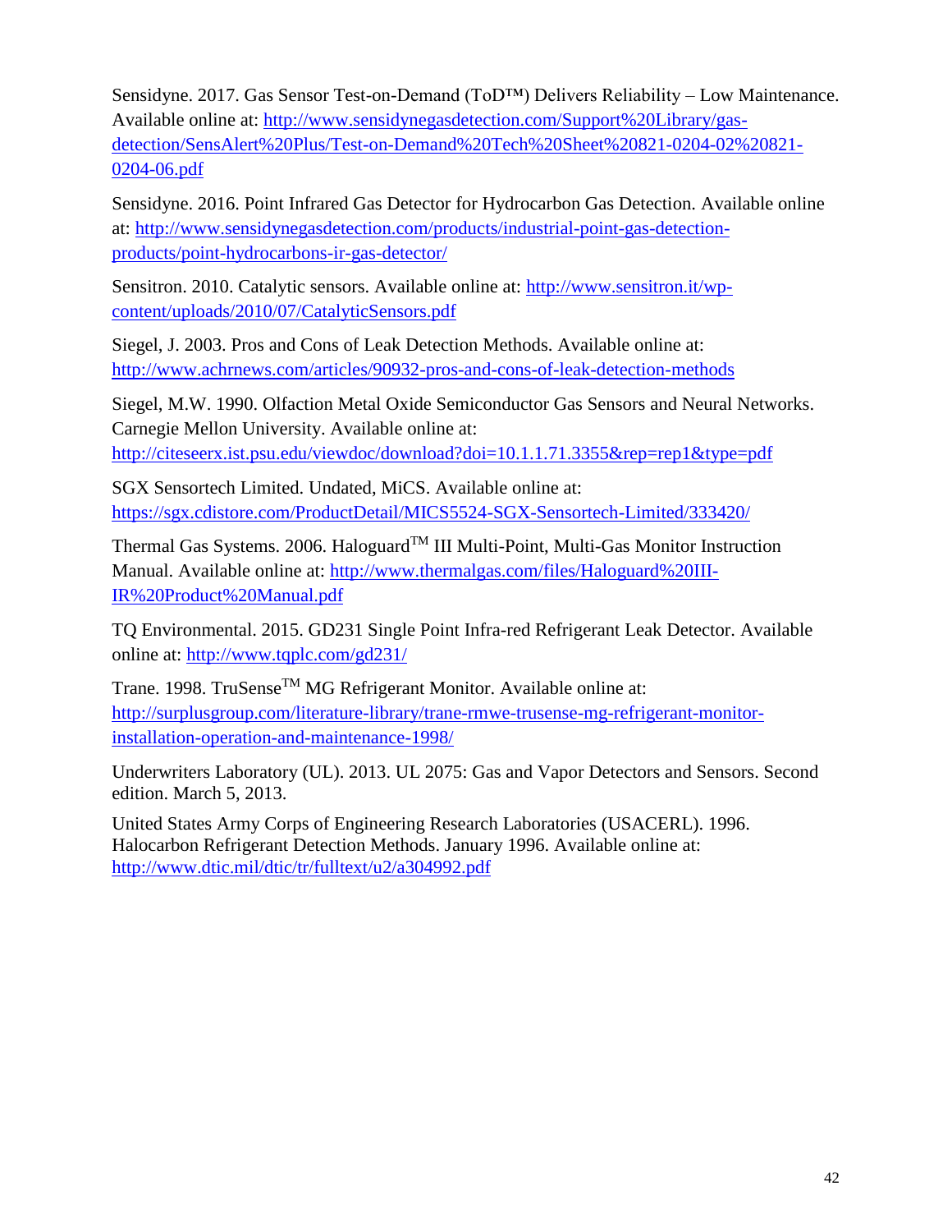Sensidyne. 2017. Gas Sensor Test-on-Demand (ToD™) Delivers Reliability – Low Maintenance. Available online at: http://www.sensidynegasdetection.com/Support%20Library/gas-detection/SensAlert%20Plus/Test-on-Demand%20Tech%20Sheet%20821-0204-02%20821-0204-06.pdf

Sensidyne. 2016. Point Infrared Gas Detector for Hydrocarbon Gas Detection. Available online at: http://www.sensidynegasdetection.com/products/industrial-point-gas-detection-products/point-hydrocarbons-ir-gas-detector/

Sensitron. 2010. Catalytic sensors. Available online at: http://www.sensitron.it/wp-content/uploads/2010/07/CatalyticSensors.pdf

Siegel, J. 2003. Pros and Cons of Leak Detection Methods. Available online at: http://www.achrnews.com/articles/90932-pros-and-cons-of-leak-detection-methods

Siegel, M.W. 1990. Olfaction Metal Oxide Semiconductor Gas Sensors and Neural Networks. Carnegie Mellon University. Available online at: http://citeseerx.ist.psu.edu/viewdoc/download?doi=10.1.1.71.3355&rep=rep1&type=pdf

SGX Sensortech Limited. Undated, MiCS. Available online at: https://sgx.cdistore.com/ProductDetail/MICS5524-SGX-Sensortech-Limited/333420/

Thermal Gas Systems. 2006. Haloguard™ III Multi-Point, Multi-Gas Monitor Instruction Manual. Available online at: http://www.thermalgas.com/files/Haloguard%20III-IR%20Product%20Manual.pdf

TQ Environmental. 2015. GD231 Single Point Infra-red Refrigerant Leak Detector. Available online at: http://www.tqplc.com/gd231/

Trane. 1998. TruSense™ MG Refrigerant Monitor. Available online at: http://surplusgroup.com/literature-library/trane-rmwe-trusense-mg-refrigerant-monitor-installation-operation-and-maintenance-1998/

Underwriters Laboratory (UL). 2013. UL 2075: Gas and Vapor Detectors and Sensors. Second edition. March 5, 2013.

United States Army Corps of Engineering Research Laboratories (USACERL). 1996. Halocarbon Refrigerant Detection Methods. January 1996. Available online at: http://www.dtic.mil/dtic/tr/fulltext/u2/a304992.pdf